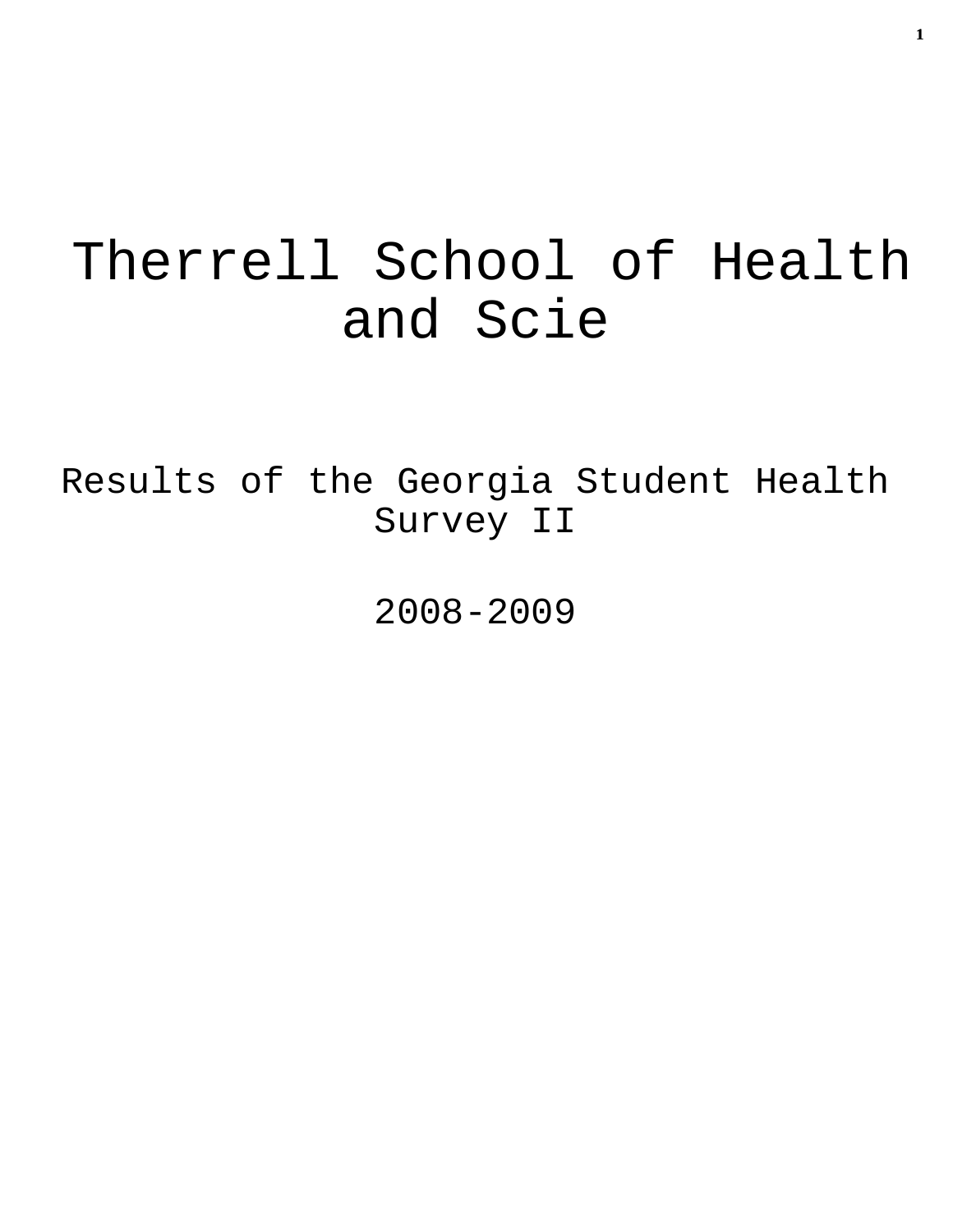# Therrell School of Health and Scie

Results of the Georgia Student Health Survey II

2008-2009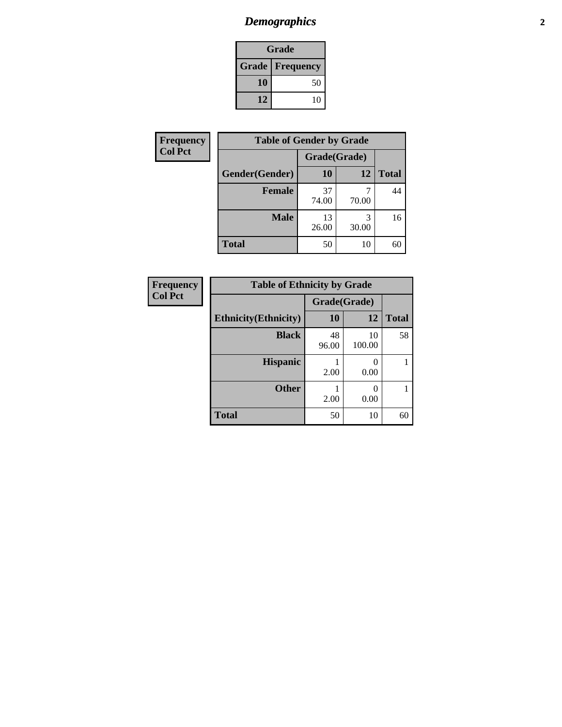# Demographics

| Grade | |
|---|---|
| **Grade** | **Frequency** |
| 10 | 50 |
| 12 | 10 |

| Frequency<br>Col Pct |
|---|

| Table of Gender by Grade | | | |
|---|---|---|---|
| | Grade(Grade) | | |
| **Gender(Gender)** | **10** | **12** | **Total** |
| **Female** | 37<br>74.00 | 7<br>70.00 | 44 |
| **Male** | 13<br>26.00 | 3<br>30.00 | 16 |
| **Total** | 50 | 10 | 60 |

| Frequency<br>Col Pct |
|---|

| Table of Ethnicity by Grade | | | |
|---|---|---|---|
| | Grade(Grade) | | |
| **Ethnicity(Ethnicity)** | **10** | **12** | **Total** |
| **Black** | 48<br>96.00 | 10<br>100.00 | 58 |
| **Hispanic** | 1<br>2.00 | 0<br>0.00 | 1 |
| **Other** | 1<br>2.00 | 0<br>0.00 | 1 |
| **Total** | 50 | 10 | 60 |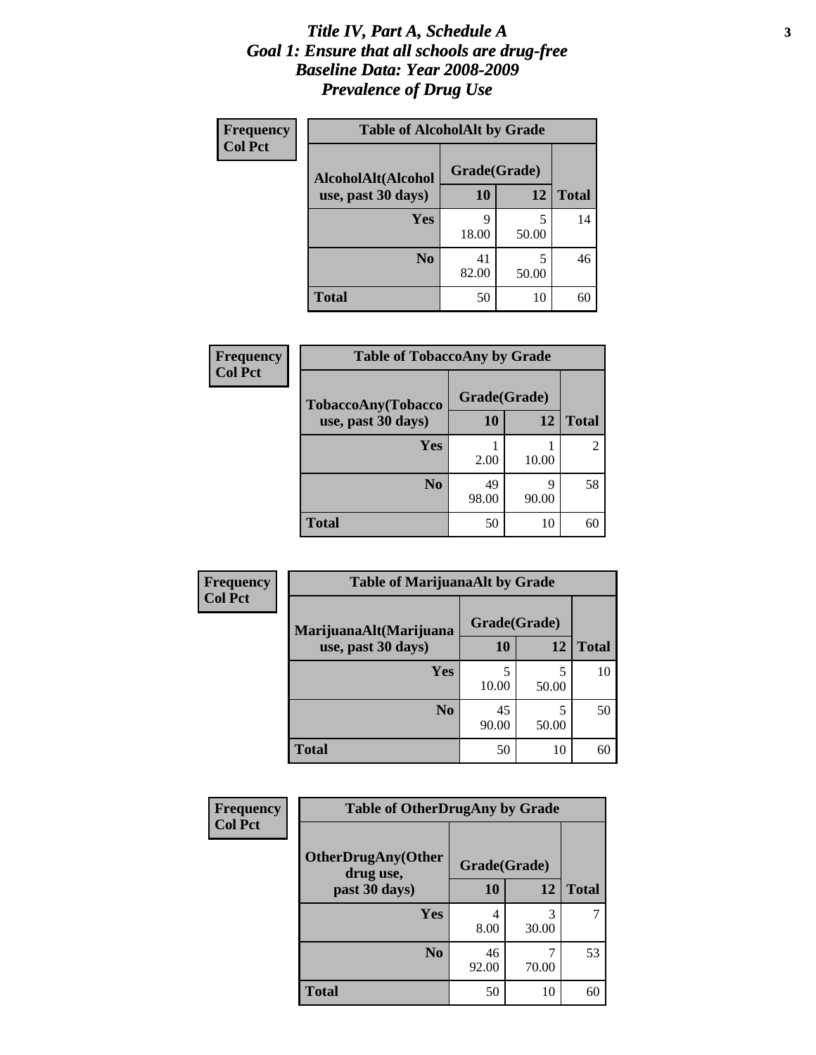# *Title IV, Part A, Schedule A*
# *Goal 1: Ensure that all schools are drug-free*
# *Baseline Data: Year 2008-2009*
# *Prevalence of Drug Use*

**Frequency**
**Col Pct**

**Table of AlcoholAlt by Grade**

| AlcoholAlt(Alcohol use, past 30 days) | Grade(Grade) | | |
|---|---|---|---|
| | 10 | 12 | Total |
| Yes | 9<br>18.00 | 5<br>50.00 | 14 |
| No | 41<br>82.00 | 5<br>50.00 | 46 |
| Total | 50 | 10 | 60 |

**Frequency**
**Col Pct**

**Table of TobaccoAny by Grade**

| TobaccoAny(Tobacco use, past 30 days) | Grade(Grade) | | |
|---|---|---|---|
| | 10 | 12 | Total |
| Yes | 1<br>2.00 | 1<br>10.00 | 2 |
| No | 49<br>98.00 | 9<br>90.00 | 58 |
| Total | 50 | 10 | 60 |

**Frequency**
**Col Pct**

**Table of MarijuanaAlt by Grade**

| MarijuanaAlt(Marijuana use, past 30 days) | Grade(Grade) | | |
|---|---|---|---|
| | 10 | 12 | Total |
| Yes | 5<br>10.00 | 5<br>50.00 | 10 |
| No | 45<br>90.00 | 5<br>50.00 | 50 |
| Total | 50 | 10 | 60 |

**Frequency**
**Col Pct**

**Table of OtherDrugAny by Grade**

| OtherDrugAny(Other drug use, past 30 days) | Grade(Grade) | | |
|---|---|---|---|
| | 10 | 12 | Total |
| Yes | 4<br>8.00 | 3<br>30.00 | 7 |
| No | 46<br>92.00 | 7<br>70.00 | 53 |
| Total | 50 | 10 | 60 |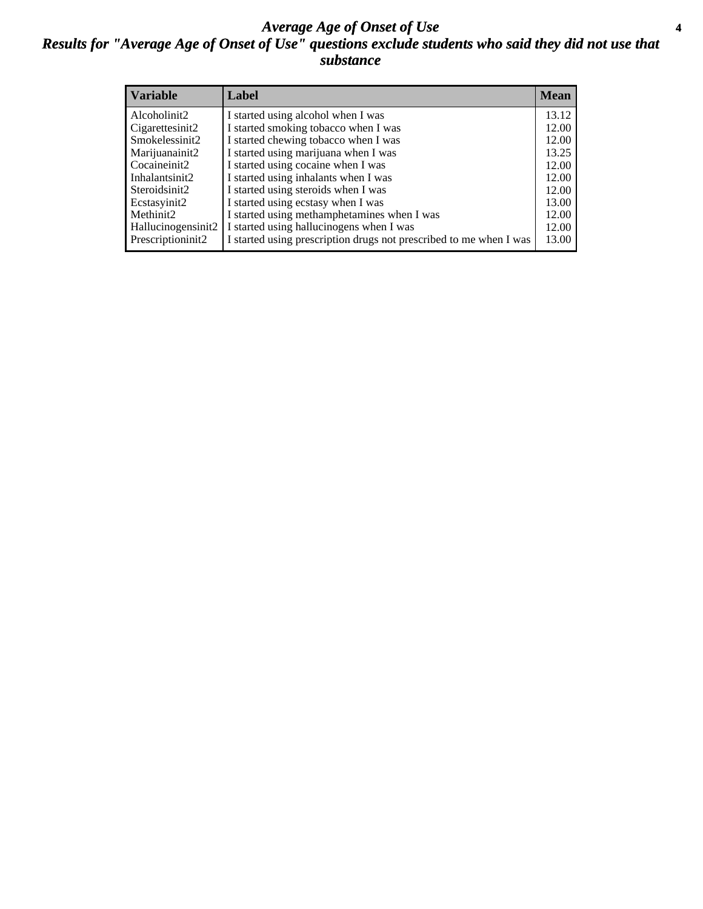# *Average Age of Onset of Use*

## *Results for "Average Age of Onset of Use" questions exclude students who said they did not use that substance*

| Variable | Label | Mean |
|---|---|---|
| Alcoholinit2 | I started using alcohol when I was | 13.12 |
| Cigarettesinit2 | I started smoking tobacco when I was | 12.00 |
| Smokelessinit2 | I started chewing tobacco when I was | 12.00 |
| Marijuanainit2 | I started using marijuana when I was | 13.25 |
| Cocaineinit2 | I started using cocaine when I was | 12.00 |
| Inhalantsinit2 | I started using inhalants when I was | 12.00 |
| Steroidsinit2 | I started using steroids when I was | 12.00 |
| Ecstasyinit2 | I started using ecstasy when I was | 13.00 |
| Methinit2 | I started using methamphetamines when I was | 12.00 |
| Hallucinogensinit2 | I started using hallucinogens when I was | 12.00 |
| Prescriptioninit2 | I started using prescription drugs not prescribed to me when I was | 13.00 |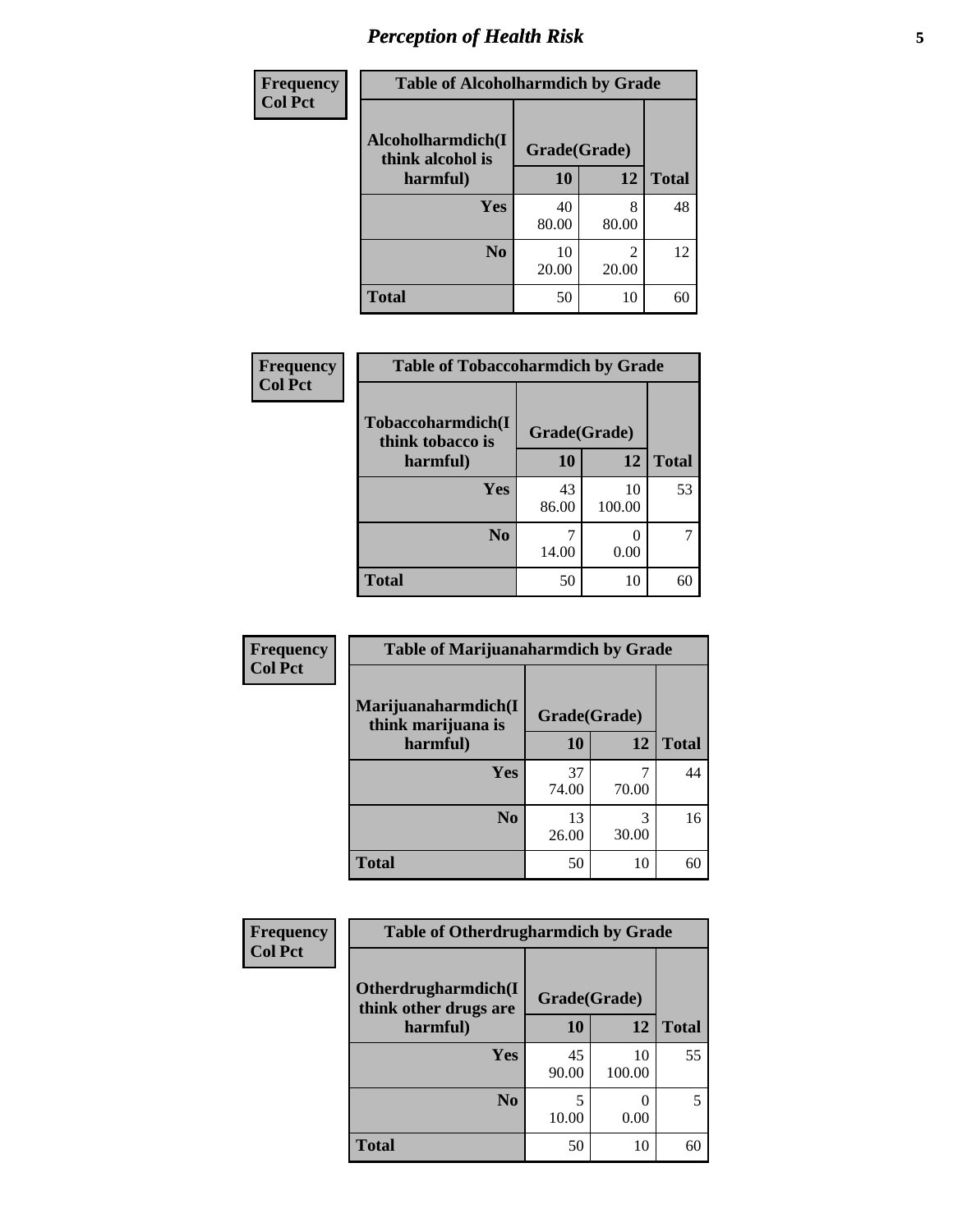| Frequency Col Pct | Table of Alcoholharmdich by Grade | | |
|---|---|---|---|
| Alcoholharmdich(I think alcohol is harmful) | Grade(Grade) | | |
| | 10 | 12 | Total |
| Yes | 40<br>80.00 | 8<br>80.00 | 48 |
| No | 10<br>20.00 | 2<br>20.00 | 12 |
| Total | 50 | 10 | 60 |

| Frequency Col Pct | Table of Tobaccoharmdich by Grade | | |
|---|---|---|---|
| Tobaccoharmdich(I think tobacco is harmful) | Grade(Grade) | | |
| | 10 | 12 | Total |
| Yes | 43<br>86.00 | 10<br>100.00 | 53 |
| No | 7<br>14.00 | 0<br>0.00 | 7 |
| Total | 50 | 10 | 60 |

| Frequency Col Pct | Table of Marijuanaharmdich by Grade | | |
|---|---|---|---|
| Marijuanaharmdich(I think marijuana is harmful) | Grade(Grade) | | |
| | 10 | 12 | Total |
| Yes | 37<br>74.00 | 7<br>70.00 | 44 |
| No | 13<br>26.00 | 3<br>30.00 | 16 |
| Total | 50 | 10 | 60 |

| Frequency Col Pct | Table of Otherdrugharmdich by Grade | | |
|---|---|---|---|
| Otherdrugharmdich(I think other drugs are harmful) | Grade(Grade) | | |
| | 10 | 12 | Total |
| Yes | 45<br>90.00 | 10<br>100.00 | 55 |
| No | 5<br>10.00 | 0<br>0.00 | 5 |
| Total | 50 | 10 | 60 |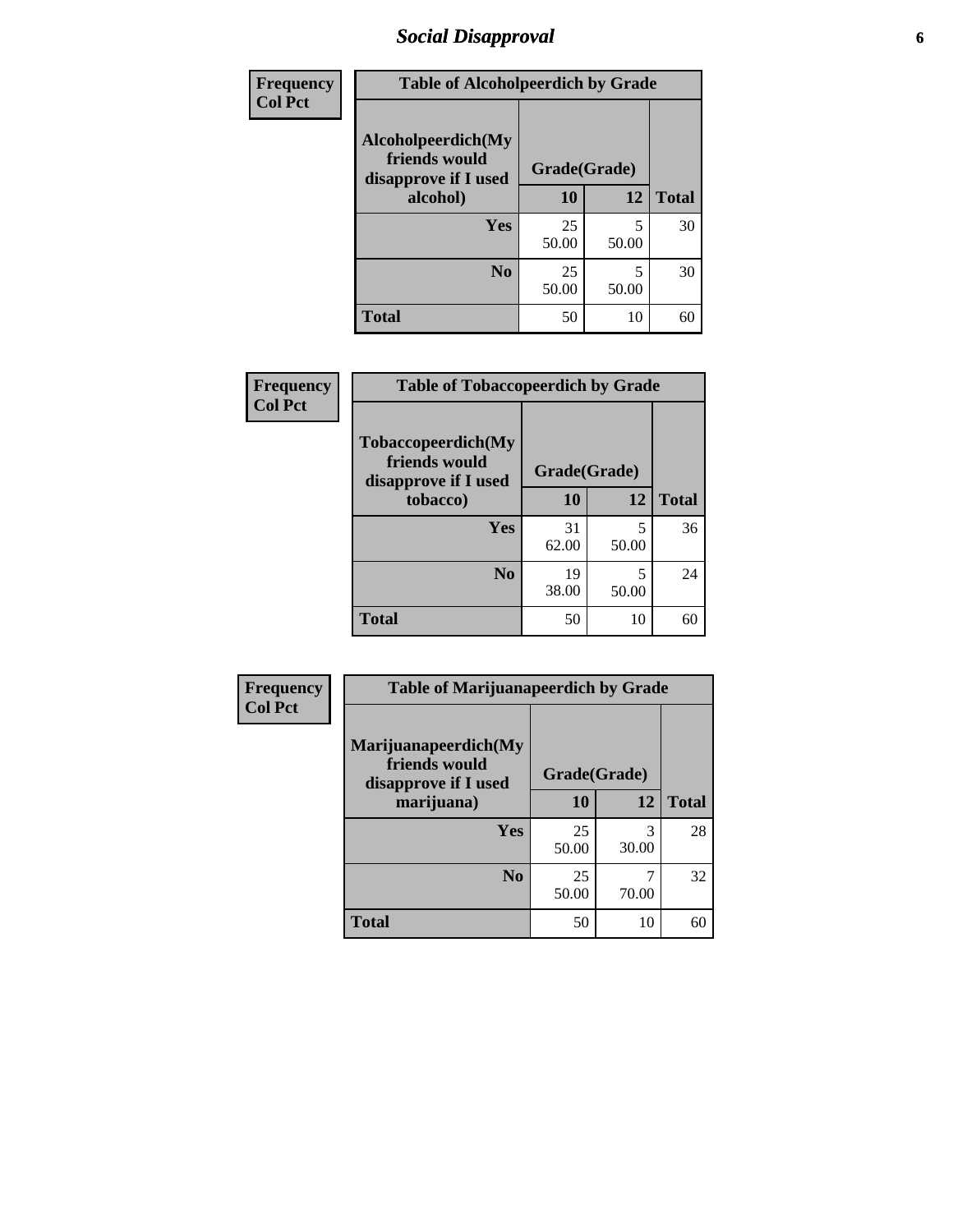## Social Disapproval

| Frequency<br>Col Pct | | | |
|---|---|---|---|
| **Table of Alcoholpeerdich by Grade** | | | |
| **Alcoholpeerdich(My friends would disapprove if I used alcohol)** | **Grade(Grade)** | | |
| | **10** | **12** | **Total** |
| **Yes** | 25<br>50.00 | 5<br>50.00 | 30 |
| **No** | 25<br>50.00 | 5<br>50.00 | 30 |
| **Total** | 50 | 10 | 60 |

| Frequency<br>Col Pct | | | |
|---|---|---|---|
| **Table of Tobaccopeerdich by Grade** | | | |
| **Tobaccopeerdich(My friends would disapprove if I used tobacco)** | **Grade(Grade)** | | |
| | **10** | **12** | **Total** |
| **Yes** | 31<br>62.00 | 5<br>50.00 | 36 |
| **No** | 19<br>38.00 | 5<br>50.00 | 24 |
| **Total** | 50 | 10 | 60 |

| Frequency<br>Col Pct | | | |
|---|---|---|---|
| **Table of Marijuanapeerdich by Grade** | | | |
| **Marijuanapeerdich(My friends would disapprove if I used marijuana)** | **Grade(Grade)** | | |
| | **10** | **12** | **Total** |
| **Yes** | 25<br>50.00 | 3<br>30.00 | 28 |
| **No** | 25<br>50.00 | 7<br>70.00 | 32 |
| **Total** | 50 | 10 | 60 |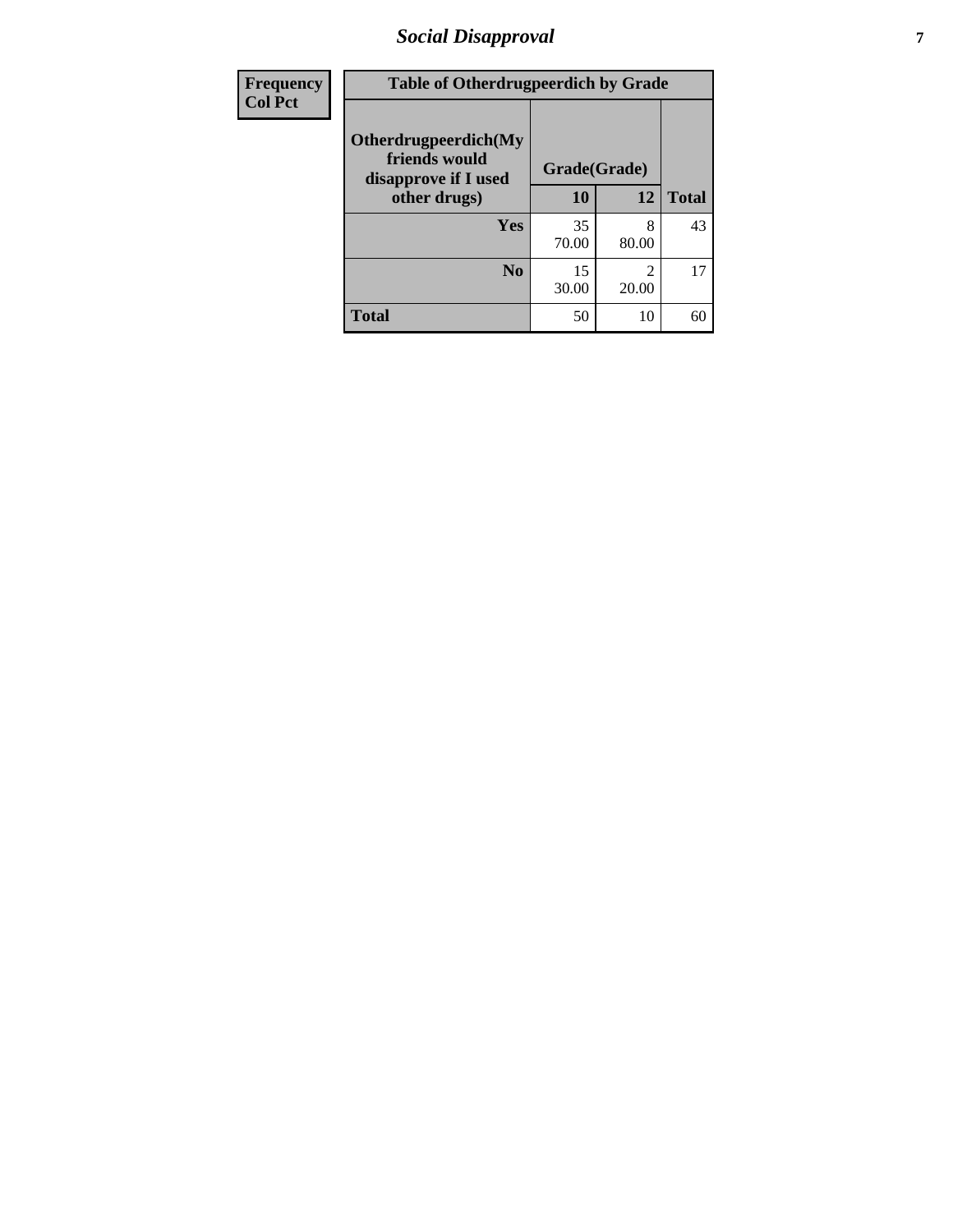# Social Disapproval

| Frequency<br>Col Pct | Table of Otherdrugpeerdich by Grade | | |
|---|---|---|---|
| Otherdrugpeerdich(My friends would disapprove if I used other drugs) | Grade(Grade) | | |
| | 10 | 12 | Total |
| Yes | 35<br>70.00 | 8<br>80.00 | 43 |
| No | 15<br>30.00 | 2<br>20.00 | 17 |
| Total | 50 | 10 | 60 |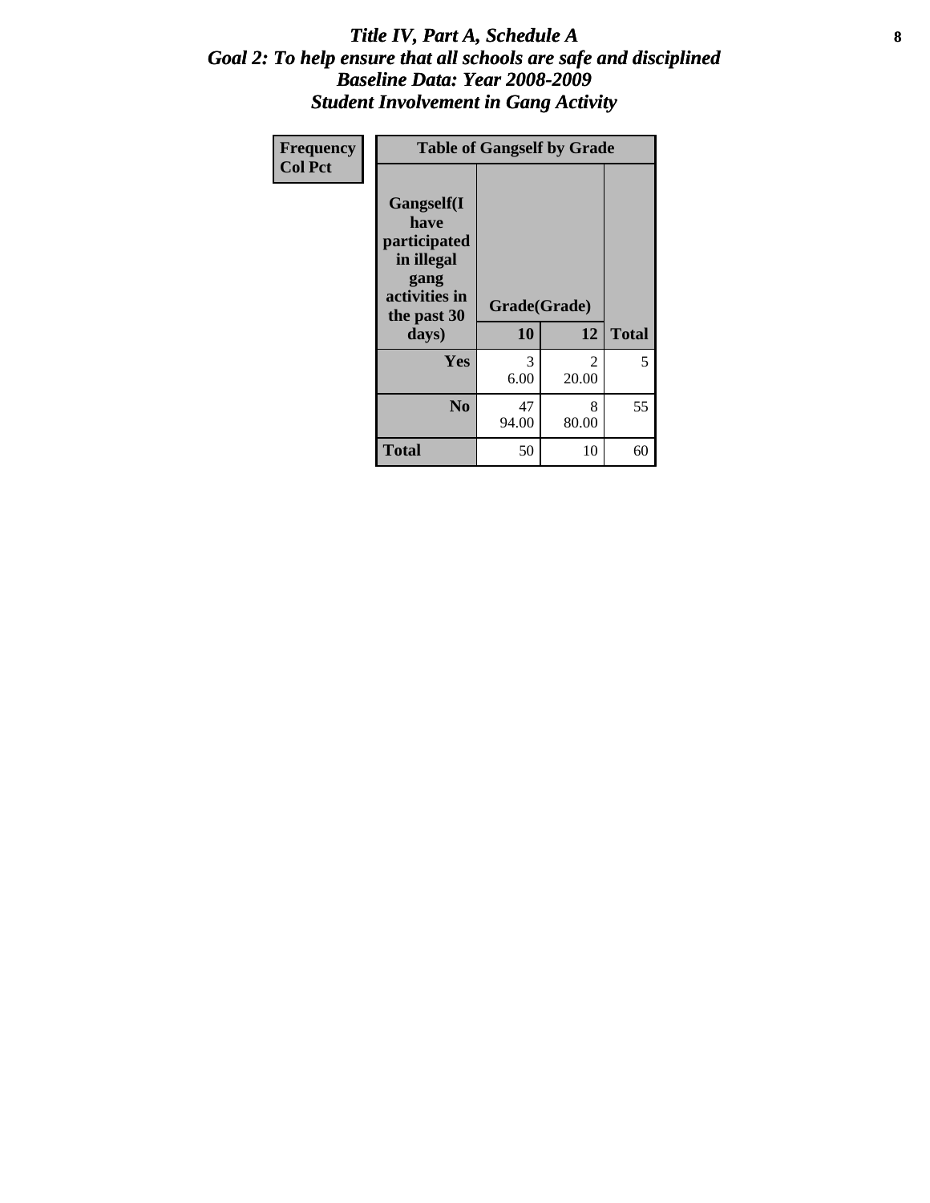# *Title IV, Part A, Schedule A*
## *Goal 2: To help ensure that all schools are safe and disciplined*
## *Baseline Data: Year 2008-2009*
## *Student Involvement in Gang Activity*

| Frequency<br>Col Pct | Table of Gangself by Grade | | |
|---|---|---|---|
| **Gangself(I have participated in illegal gang activities in the past 30 days)** | **Grade(Grade)** | | |
| | **10** | **12** | **Total** |
| **Yes** | 3<br>6.00 | 2<br>20.00 | 5 |
| **No** | 47<br>94.00 | 8<br>80.00 | 55 |
| **Total** | 50 | 10 | 60 |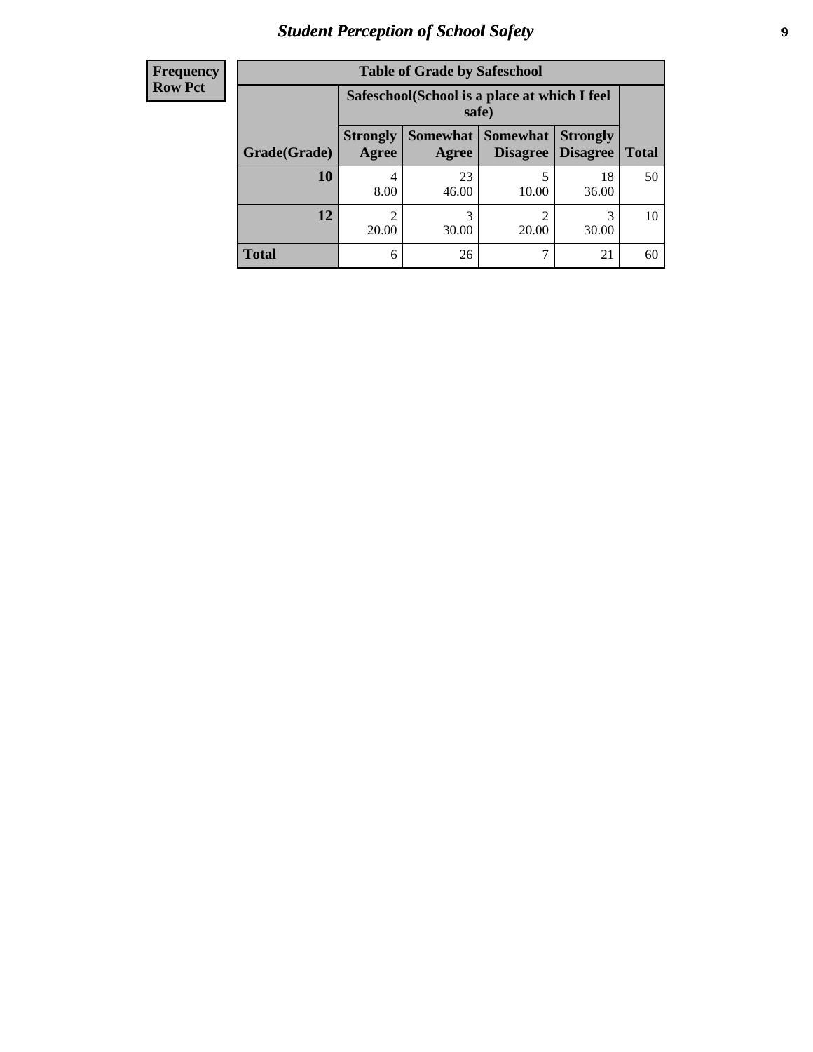| Frequency Row Pct |
|---|

| Table of Grade by Safeschool | | | | | |
|---|---|---|---|---|---|
| | Safeschool(School is a place at which I feel safe) | | | | |
| Grade(Grade) | Strongly Agree | Somewhat Agree | Somewhat Disagree | Strongly Disagree | Total |
| 10 | 4<br>8.00 | 23<br>46.00 | 5<br>10.00 | 18<br>36.00 | 50 |
| 12 | 2<br>20.00 | 3<br>30.00 | 2<br>20.00 | 3<br>30.00 | 10 |
| Total | 6 | 26 | 7 | 21 | 60 |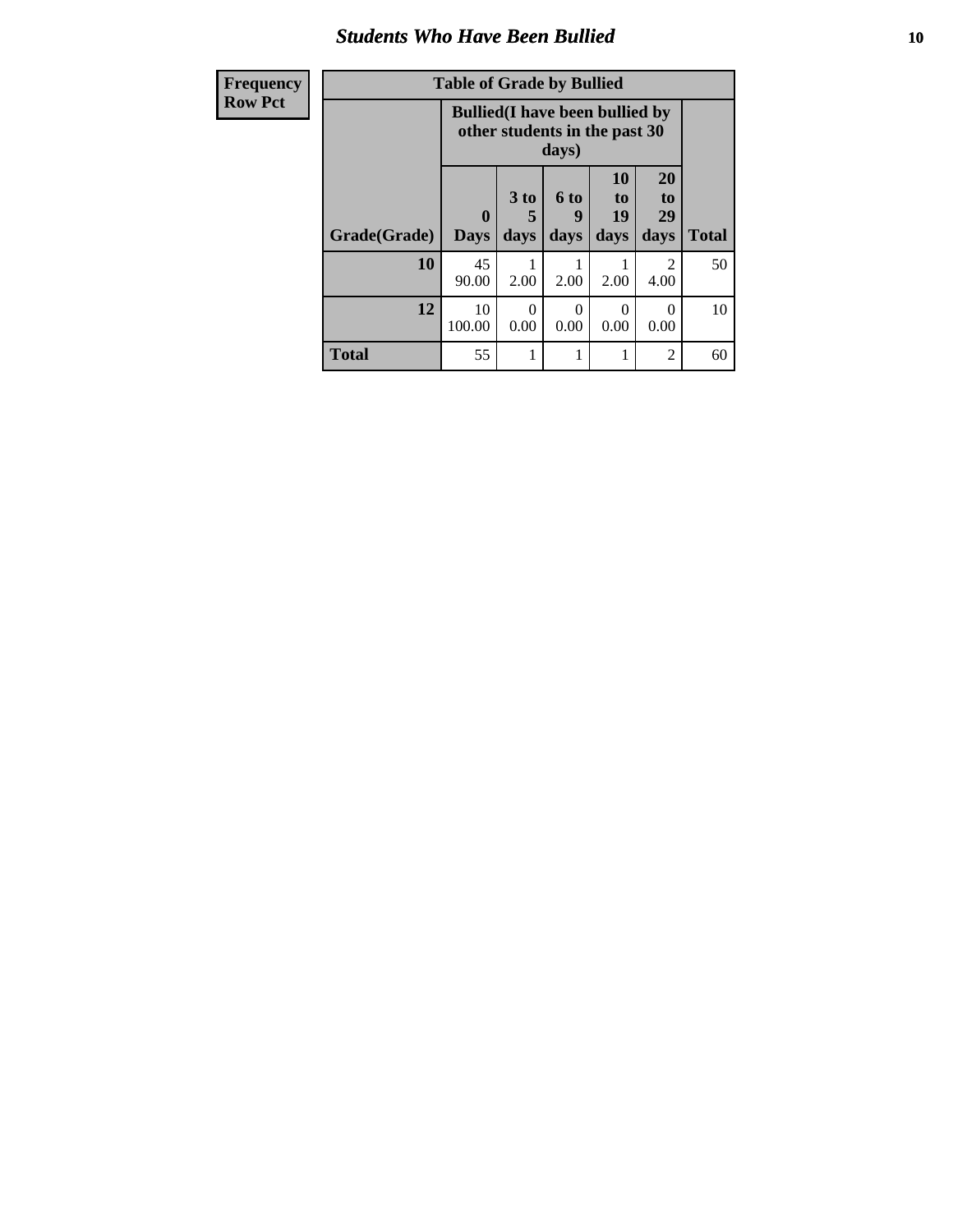## Students Who Have Been Bullied

| Frequency<br>Row Pct |
|---|

**Table of Grade by Bullied**

| Grade(Grade) | Bullied(I have been bullied by other students in the past 30 days) | | | | | Total |
|---|---|---|---|---|---|---|
| | 0 Days | 3 to 5 days | 6 to 9 days | 10 to 19 days | 20 to 29 days | |
| **10** | 45<br>90.00 | 1<br>2.00 | 1<br>2.00 | 1<br>2.00 | 2<br>4.00 | 50 |
| **12** | 10<br>100.00 | 0<br>0.00 | 0<br>0.00 | 0<br>0.00 | 0<br>0.00 | 10 |
| **Total** | 55 | 1 | 1 | 1 | 2 | 60 |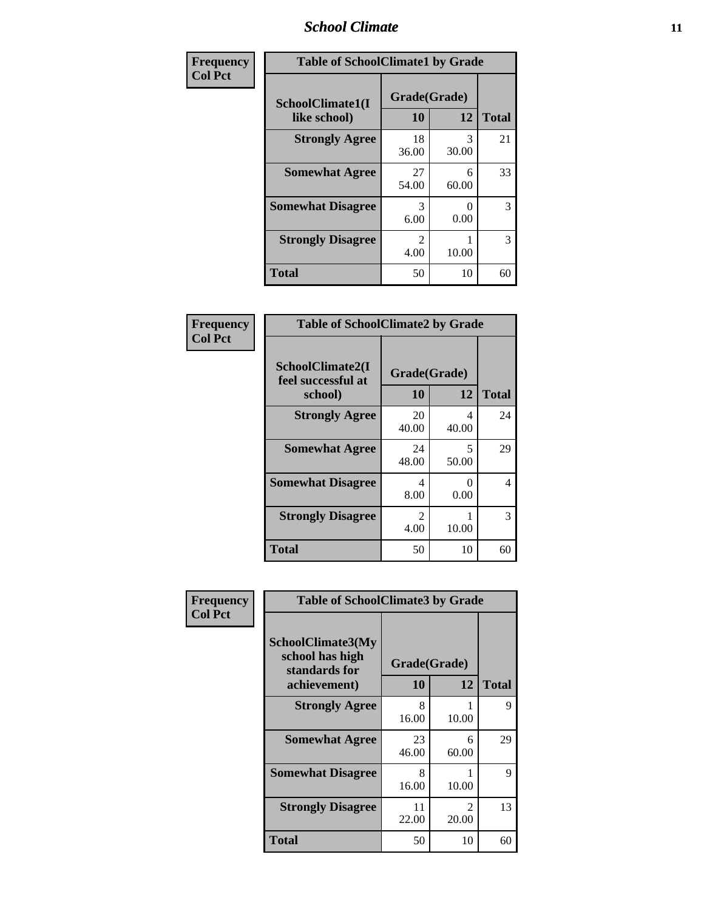# School Climate

**Frequency**
**Col Pct**

| Table of SchoolClimate1 by Grade | | | |
|---|---|---|---|
| SchoolClimate1(I like school) | Grade(Grade) | | |
| | 10 | 12 | Total |
| **Strongly Agree** | 18<br>36.00 | 3<br>30.00 | 21 |
| **Somewhat Agree** | 27<br>54.00 | 6<br>60.00 | 33 |
| **Somewhat Disagree** | 3<br>6.00 | 0<br>0.00 | 3 |
| **Strongly Disagree** | 2<br>4.00 | 1<br>10.00 | 3 |
| **Total** | 50 | 10 | 60 |

**Frequency**
**Col Pct**

| Table of SchoolClimate2 by Grade | | | |
|---|---|---|---|
| SchoolClimate2(I feel successful at school) | Grade(Grade) | | |
| | 10 | 12 | Total |
| **Strongly Agree** | 20<br>40.00 | 4<br>40.00 | 24 |
| **Somewhat Agree** | 24<br>48.00 | 5<br>50.00 | 29 |
| **Somewhat Disagree** | 4<br>8.00 | 0<br>0.00 | 4 |
| **Strongly Disagree** | 2<br>4.00 | 1<br>10.00 | 3 |
| **Total** | 50 | 10 | 60 |

**Frequency**
**Col Pct**

| Table of SchoolClimate3 by Grade | | | |
|---|---|---|---|
| SchoolClimate3(My school has high standards for achievement) | Grade(Grade) | | |
| | 10 | 12 | Total |
| **Strongly Agree** | 8<br>16.00 | 1<br>10.00 | 9 |
| **Somewhat Agree** | 23<br>46.00 | 6<br>60.00 | 29 |
| **Somewhat Disagree** | 8<br>16.00 | 1<br>10.00 | 9 |
| **Strongly Disagree** | 11<br>22.00 | 2<br>20.00 | 13 |
| **Total** | 50 | 10 | 60 |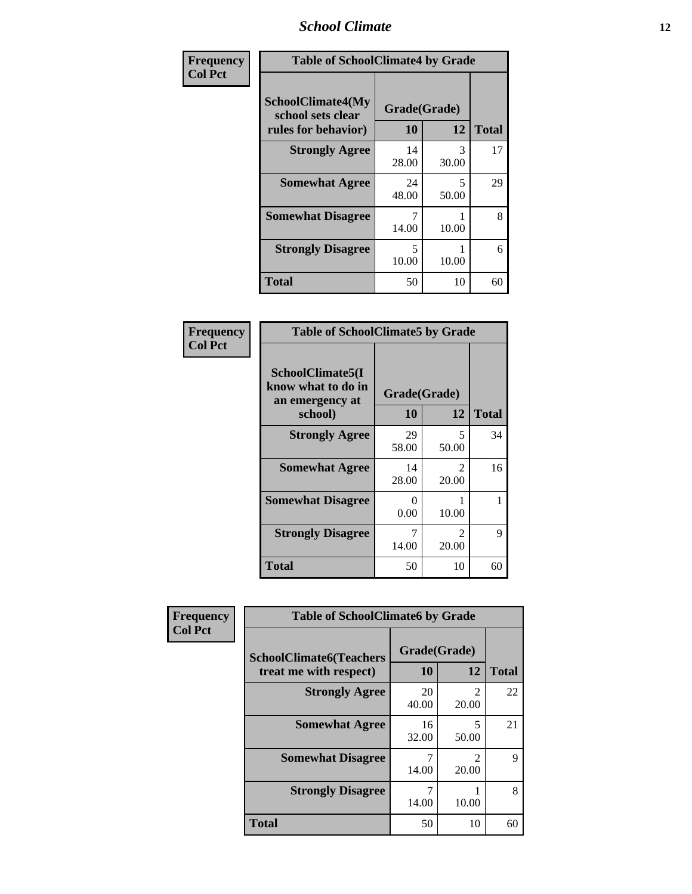| Frequency Col Pct | | | |
|---|---|---|---|

**Table of SchoolClimate4 by Grade**

| SchoolClimate4(My school sets clear rules for behavior) | Grade(Grade) 10 | 12 | Total |
|---|---|---|---|
| Strongly Agree | 14<br>28.00 | 3<br>30.00 | 17 |
| Somewhat Agree | 24<br>48.00 | 5<br>50.00 | 29 |
| Somewhat Disagree | 7<br>14.00 | 1<br>10.00 | 8 |
| Strongly Disagree | 5<br>10.00 | 1<br>10.00 | 6 |
| Total | 50 | 10 | 60 |

| Frequency Col Pct | | | |
|---|---|---|---|

**Table of SchoolClimate5 by Grade**

| SchoolClimate5(I know what to do in an emergency at school) | Grade(Grade) 10 | 12 | Total |
|---|---|---|---|
| Strongly Agree | 29<br>58.00 | 5<br>50.00 | 34 |
| Somewhat Agree | 14<br>28.00 | 2<br>20.00 | 16 |
| Somewhat Disagree | 0<br>0.00 | 1<br>10.00 | 1 |
| Strongly Disagree | 7<br>14.00 | 2<br>20.00 | 9 |
| Total | 50 | 10 | 60 |

| Frequency Col Pct | | | |
|---|---|---|---|

**Table of SchoolClimate6 by Grade**

| SchoolClimate6(Teachers treat me with respect) | Grade(Grade) 10 | 12 | Total |
|---|---|---|---|
| Strongly Agree | 20<br>40.00 | 2<br>20.00 | 22 |
| Somewhat Agree | 16<br>32.00 | 5<br>50.00 | 21 |
| Somewhat Disagree | 7<br>14.00 | 2<br>20.00 | 9 |
| Strongly Disagree | 7<br>14.00 | 1<br>10.00 | 8 |
| Total | 50 | 10 | 60 |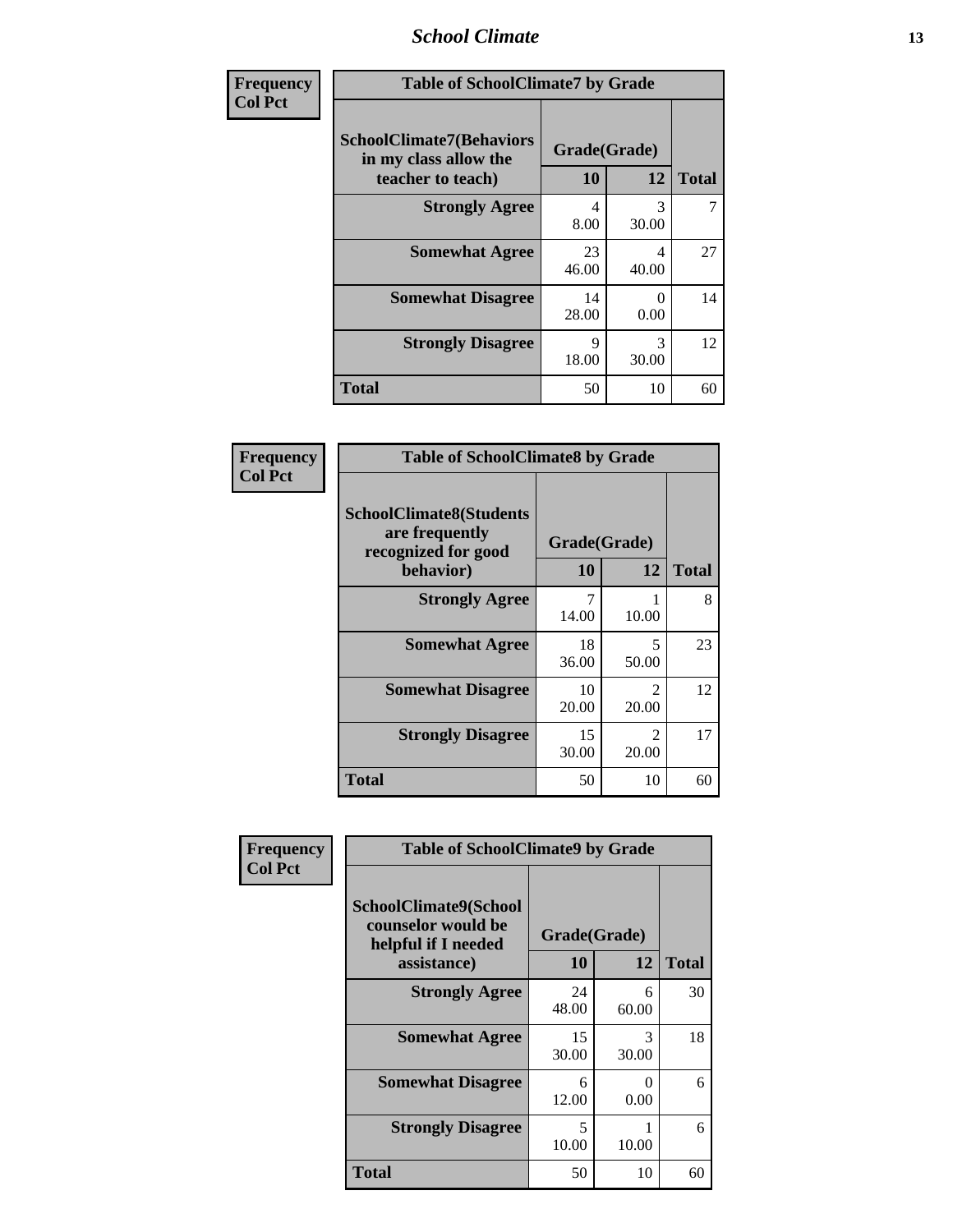| Frequency<br>Col Pct | Table of SchoolClimate7 by Grade | | |
|---|---|---|---|
| SchoolClimate7(Behaviors in my class allow the teacher to teach) | Grade(Grade) | | |
| | 10 | 12 | Total |
| Strongly Agree | 4<br>8.00 | 3<br>30.00 | 7 |
| Somewhat Agree | 23<br>46.00 | 4<br>40.00 | 27 |
| Somewhat Disagree | 14<br>28.00 | 0<br>0.00 | 14 |
| Strongly Disagree | 9<br>18.00 | 3<br>30.00 | 12 |
| Total | 50 | 10 | 60 |

| Frequency<br>Col Pct | Table of SchoolClimate8 by Grade | | |
|---|---|---|---|
| SchoolClimate8(Students are frequently recognized for good behavior) | Grade(Grade) | | |
| | 10 | 12 | Total |
| Strongly Agree | 7<br>14.00 | 1<br>10.00 | 8 |
| Somewhat Agree | 18<br>36.00 | 5<br>50.00 | 23 |
| Somewhat Disagree | 10<br>20.00 | 2<br>20.00 | 12 |
| Strongly Disagree | 15<br>30.00 | 2<br>20.00 | 17 |
| Total | 50 | 10 | 60 |

| Frequency<br>Col Pct | Table of SchoolClimate9 by Grade | | |
|---|---|---|---|
| SchoolClimate9(School counselor would be helpful if I needed assistance) | Grade(Grade) | | |
| | 10 | 12 | Total |
| Strongly Agree | 24<br>48.00 | 6<br>60.00 | 30 |
| Somewhat Agree | 15<br>30.00 | 3<br>30.00 | 18 |
| Somewhat Disagree | 6<br>12.00 | 0<br>0.00 | 6 |
| Strongly Disagree | 5<br>10.00 | 1<br>10.00 | 6 |
| Total | 50 | 10 | 60 |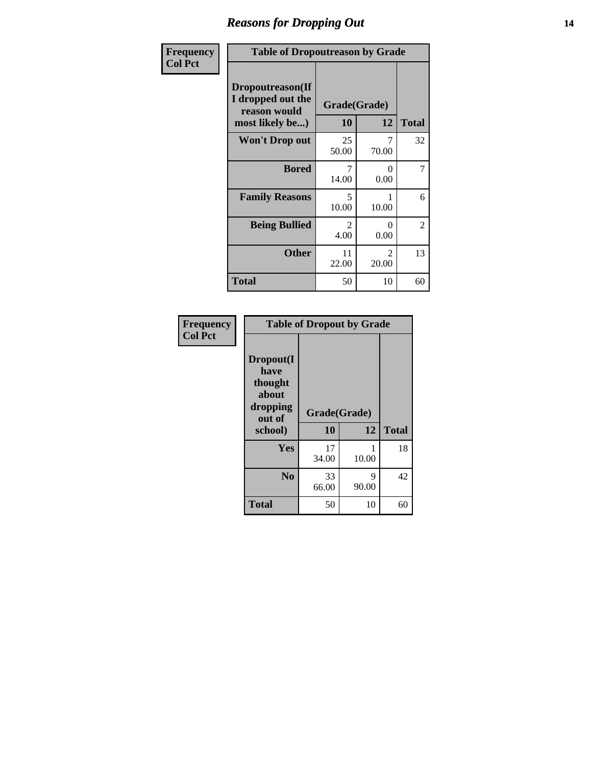# Reasons for Dropping Out

Frequency
Col Pct

| Table of Dropoutreason by Grade | | | |
|---|---|---|---|
| **Dropoutreason(If I dropped out the reason would most likely be...)** | **Grade(Grade)** | | |
| | **10** | **12** | **Total** |
| **Won't Drop out** | 25<br>50.00 | 7<br>70.00 | 32 |
| **Bored** | 7<br>14.00 | 0<br>0.00 | 7 |
| **Family Reasons** | 5<br>10.00 | 1<br>10.00 | 6 |
| **Being Bullied** | 2<br>4.00 | 0<br>0.00 | 2 |
| **Other** | 11<br>22.00 | 2<br>20.00 | 13 |
| **Total** | 50 | 10 | 60 |

Frequency
Col Pct

| Table of Dropout by Grade | | | |
|---|---|---|---|
| **Dropout(I have thought about dropping out of school)** | **Grade(Grade)** | | |
| | **10** | **12** | **Total** |
| **Yes** | 17<br>34.00 | 1<br>10.00 | 18 |
| **No** | 33<br>66.00 | 9<br>90.00 | 42 |
| **Total** | 50 | 10 | 60 |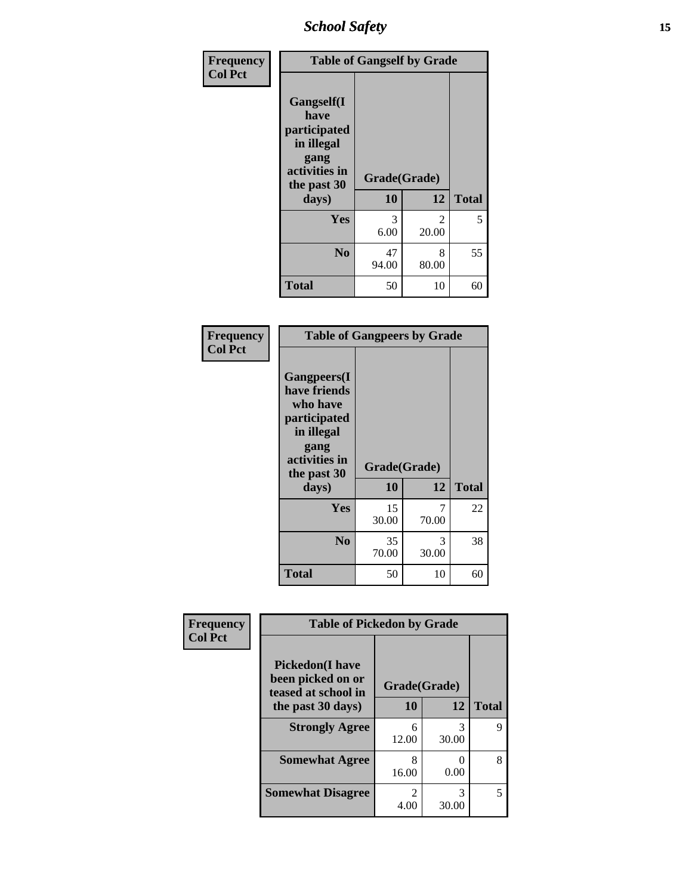| Frequency<br>Col Pct | Table of Gangself by Grade | | |
|---|---|---|---|
| Gangself(I have participated in illegal gang activities in the past 30 days) | Grade(Grade) | | |
| | 10 | 12 | Total |
| Yes | 3<br>6.00 | 2<br>20.00 | 5 |
| No | 47<br>94.00 | 8<br>80.00 | 55 |
| Total | 50 | 10 | 60 |

| Frequency<br>Col Pct | Table of Gangpeers by Grade | | |
|---|---|---|---|
| Gangpeers(I have friends who have participated in illegal gang activities in the past 30 days) | Grade(Grade) | | |
| | 10 | 12 | Total |
| Yes | 15<br>30.00 | 7<br>70.00 | 22 |
| No | 35<br>70.00 | 3<br>30.00 | 38 |
| Total | 50 | 10 | 60 |

| Frequency<br>Col Pct | Table of Pickedon by Grade | | |
|---|---|---|---|
| Pickedon(I have been picked on or teased at school in the past 30 days) | Grade(Grade) | | |
| | 10 | 12 | Total |
| Strongly Agree | 6<br>12.00 | 3<br>30.00 | 9 |
| Somewhat Agree | 8<br>16.00 | 0<br>0.00 | 8 |
| Somewhat Disagree | 2<br>4.00 | 3<br>30.00 | 5 |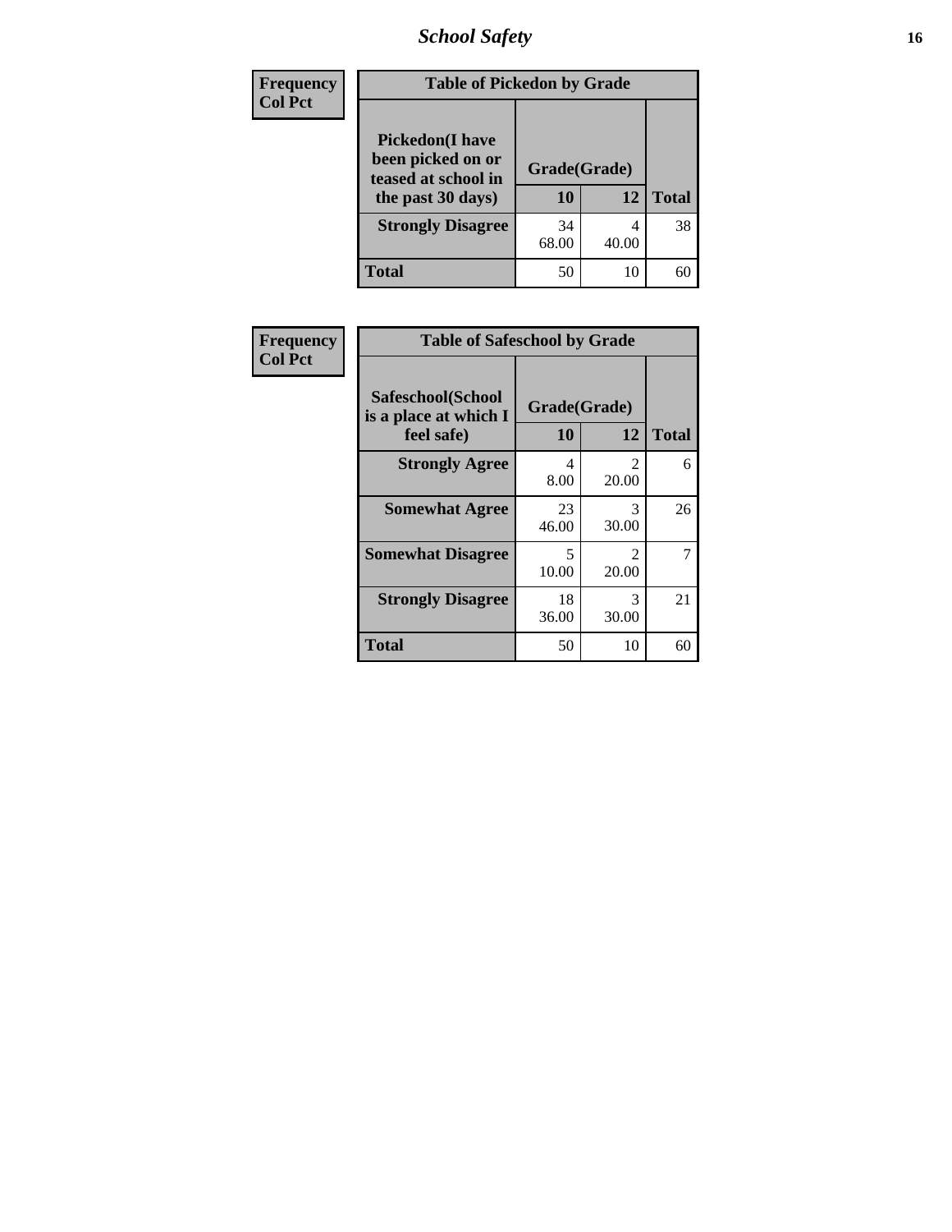| Frequency<br>Col Pct | Table of Pickedon by Grade | | |
|---|---|---|---|
| Pickedon(I have been picked on or teased at school in the past 30 days) | Grade(Grade) | | |
| | 10 | 12 | Total |
| Strongly Disagree | 34<br>68.00 | 4<br>40.00 | 38 |
| Total | 50 | 10 | 60 |

| Frequency<br>Col Pct | Table of Safeschool by Grade | | |
|---|---|---|---|
| Safeschool(School is a place at which I feel safe) | Grade(Grade) | | |
| | 10 | 12 | Total |
| Strongly Agree | 4<br>8.00 | 2<br>20.00 | 6 |
| Somewhat Agree | 23<br>46.00 | 3<br>30.00 | 26 |
| Somewhat Disagree | 5<br>10.00 | 2<br>20.00 | 7 |
| Strongly Disagree | 18<br>36.00 | 3<br>30.00 | 21 |
| Total | 50 | 10 | 60 |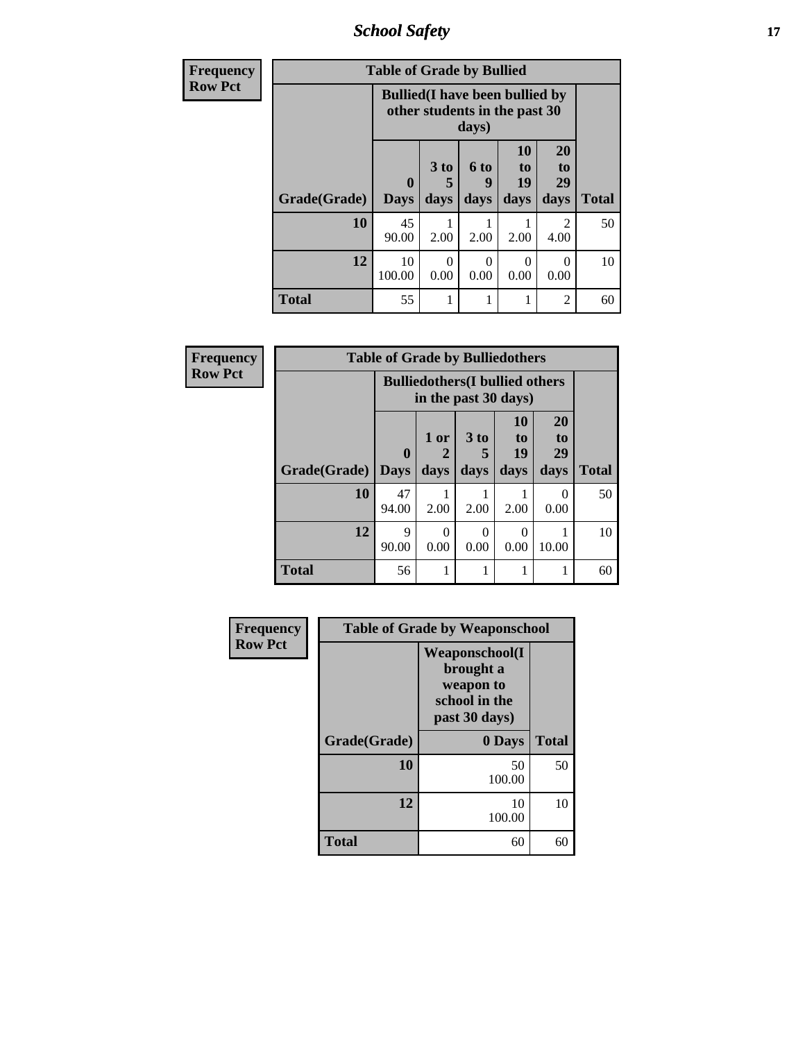| Frequency Row Pct | Table of Grade by Bullied | | | | | |
|---|---|---|---|---|---|---|
| | Bullied(I have been bullied by other students in the past 30 days) | | | | | |
| Grade(Grade) | 0 Days | 3 to 5 days | 6 to 9 days | 10 to 19 days | 20 to 29 days | Total |
| 10 | 45 90.00 | 1 2.00 | 1 2.00 | 1 2.00 | 2 4.00 | 50 |
| 12 | 10 100.00 | 0 0.00 | 0 0.00 | 0 0.00 | 0 0.00 | 10 |
| Total | 55 | 1 | 1 | 1 | 2 | 60 |

| Frequency Row Pct | Table of Grade by Bulliedothers | | | | | |
|---|---|---|---|---|---|---|
| | Bulliedothers(I bullied others in the past 30 days) | | | | | |
| Grade(Grade) | 0 Days | 1 or 2 days | 3 to 5 days | 10 to 19 days | 20 to 29 days | Total |
| 10 | 47 94.00 | 1 2.00 | 1 2.00 | 1 2.00 | 0 0.00 | 50 |
| 12 | 9 90.00 | 0 0.00 | 0 0.00 | 0 0.00 | 1 10.00 | 10 |
| Total | 56 | 1 | 1 | 1 | 1 | 60 |

| Frequency Row Pct | Table of Grade by Weaponschool | |
|---|---|---|
| | Weaponschool(I brought a weapon to school in the past 30 days) | |
| Grade(Grade) | 0 Days | Total |
| 10 | 50 100.00 | 50 |
| 12 | 10 100.00 | 10 |
| Total | 60 | 60 |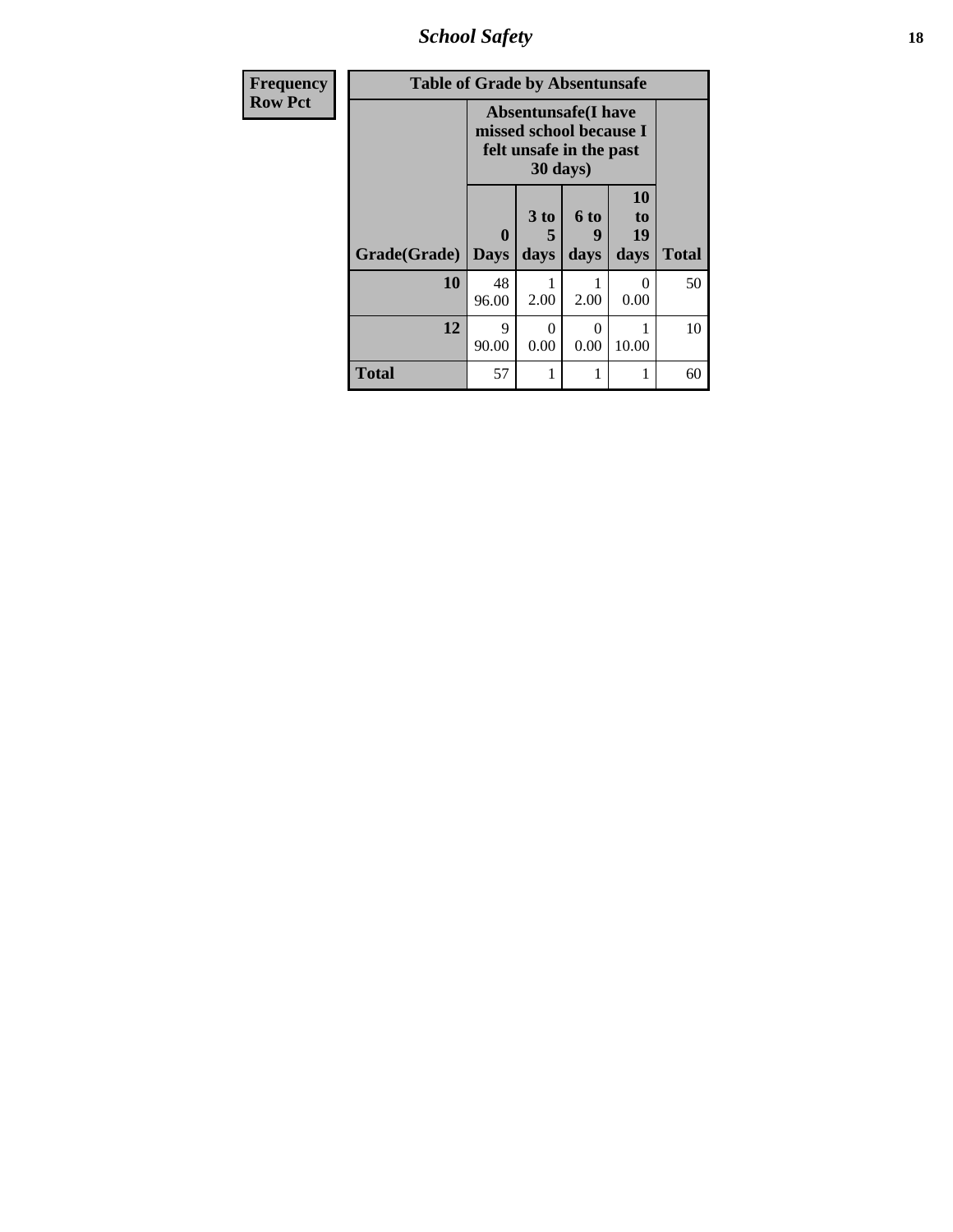| Frequency<br>Row Pct | Table of Grade by Absentunsafe | | | | |
|---|---|---|---|---|---|
| | Absentunsafe(I have missed school because I felt unsafe in the past 30 days) | | | | |
| Grade(Grade) | 0 Days | 3 to 5 days | 6 to 9 days | 10 to 19 days | Total |
| 10 | 48<br>96.00 | 1<br>2.00 | 1<br>2.00 | 0<br>0.00 | 50 |
| 12 | 9<br>90.00 | 0<br>0.00 | 0<br>0.00 | 1<br>10.00 | 10 |
| Total | 57 | 1 | 1 | 1 | 60 |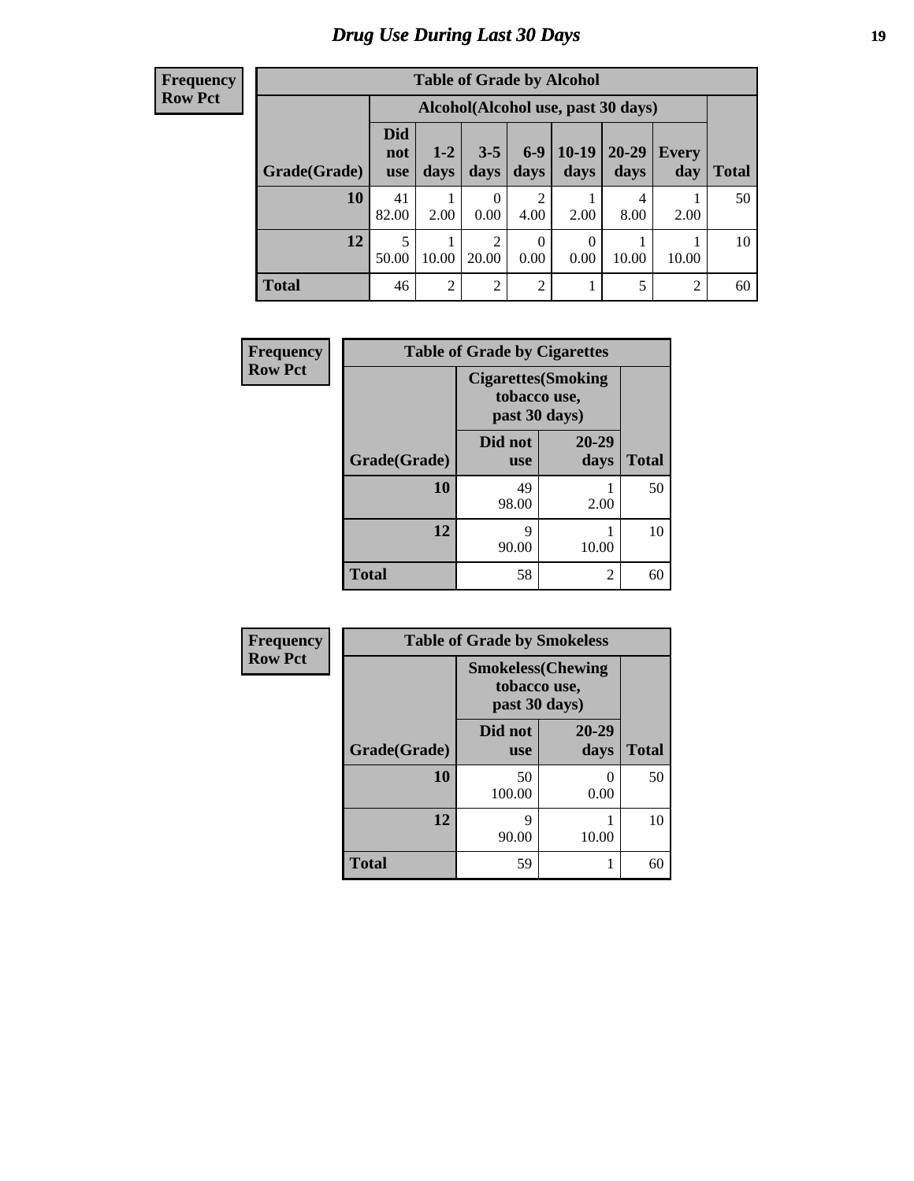# Drug Use During Last 30 Days

**Frequency**
**Row Pct**

| Table of Grade by Alcohol | | | | | | | | |
|---|---|---|---|---|---|---|---|---|
| | Alcohol(Alcohol use, past 30 days) | | | | | | | |
| Grade(Grade) | Did not use | 1-2 days | 3-5 days | 6-9 days | 10-19 days | 20-29 days | Every day | Total |
| 10 | 41<br>82.00 | 1<br>2.00 | 0<br>0.00 | 2<br>4.00 | 1<br>2.00 | 4<br>8.00 | 1<br>2.00 | 50 |
| 12 | 5<br>50.00 | 1<br>10.00 | 2<br>20.00 | 0<br>0.00 | 0<br>0.00 | 1<br>10.00 | 1<br>10.00 | 10 |
| Total | 46 | 2 | 2 | 2 | 1 | 5 | 2 | 60 |

**Frequency**
**Row Pct**

| Table of Grade by Cigarettes | | | |
|---|---|---|---|
| | Cigarettes(Smoking tobacco use, past 30 days) | | |
| Grade(Grade) | Did not use | 20-29 days | Total |
| 10 | 49<br>98.00 | 1<br>2.00 | 50 |
| 12 | 9<br>90.00 | 1<br>10.00 | 10 |
| Total | 58 | 2 | 60 |

**Frequency**
**Row Pct**

| Table of Grade by Smokeless | | | |
|---|---|---|---|
| | Smokeless(Chewing tobacco use, past 30 days) | | |
| Grade(Grade) | Did not use | 20-29 days | Total |
| 10 | 50<br>100.00 | 0<br>0.00 | 50 |
| 12 | 9<br>90.00 | 1<br>10.00 | 10 |
| Total | 59 | 1 | 60 |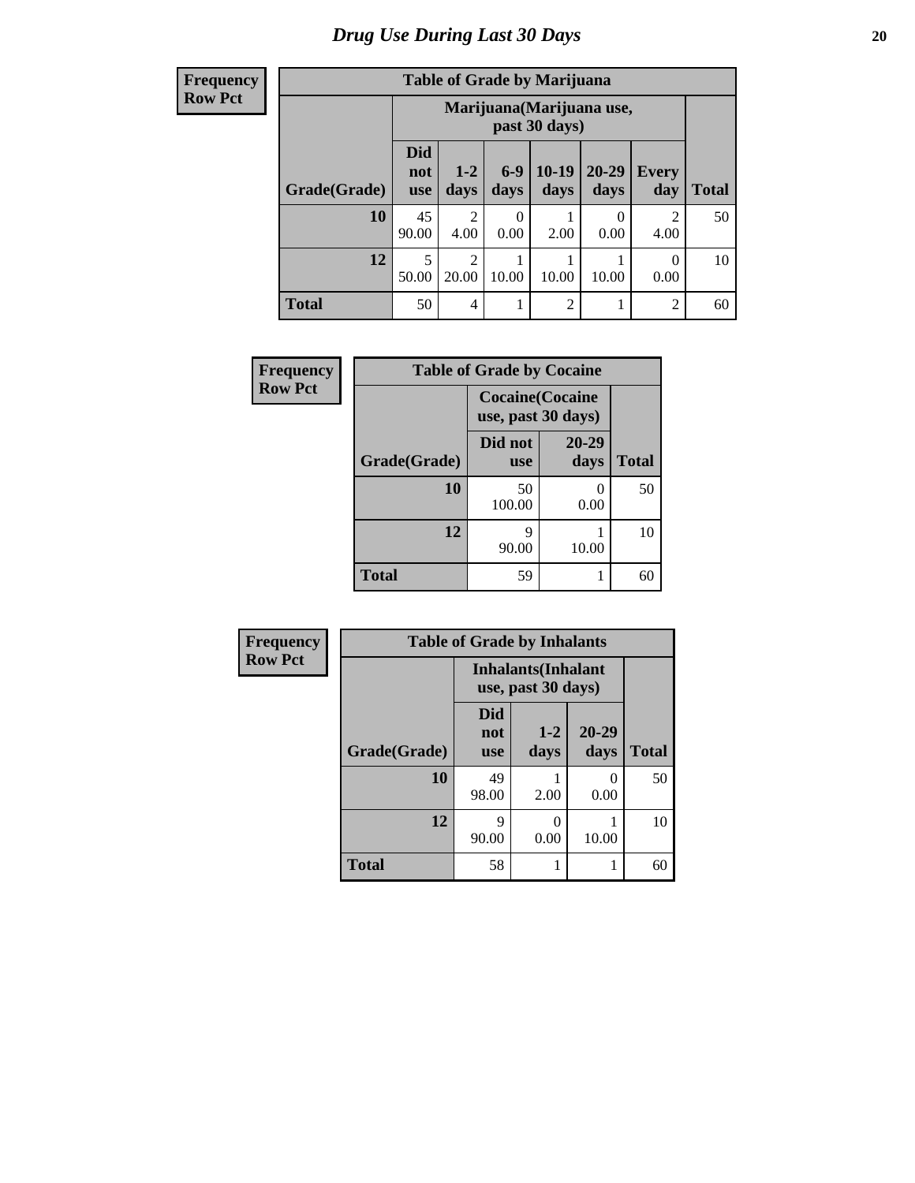# Drug Use During Last 30 Days

**Frequency Row Pct**

| Table of Grade by Marijuana | | | | | | | |
|---|---|---|---|---|---|---|---|
| | Marijuana(Marijuana use, past 30 days) | | | | | | |
| Grade(Grade) | Did not use | 1-2 days | 6-9 days | 10-19 days | 20-29 days | Every day | Total |
| 10 | 45<br>90.00 | 2<br>4.00 | 0<br>0.00 | 1<br>2.00 | 0<br>0.00 | 2<br>4.00 | 50 |
| 12 | 5<br>50.00 | 2<br>20.00 | 1<br>10.00 | 1<br>10.00 | 1<br>10.00 | 0<br>0.00 | 10 |
| Total | 50 | 4 | 1 | 2 | 1 | 2 | 60 |

**Frequency Row Pct**

| Table of Grade by Cocaine | | | |
|---|---|---|---|
| | Cocaine(Cocaine use, past 30 days) | | |
| Grade(Grade) | Did not use | 20-29 days | Total |
| 10 | 50<br>100.00 | 0<br>0.00 | 50 |
| 12 | 9<br>90.00 | 1<br>10.00 | 10 |
| Total | 59 | 1 | 60 |

**Frequency Row Pct**

| Table of Grade by Inhalants | | | | |
|---|---|---|---|---|
| | Inhalants(Inhalant use, past 30 days) | | | |
| Grade(Grade) | Did not use | 1-2 days | 20-29 days | Total |
| 10 | 49<br>98.00 | 1<br>2.00 | 0<br>0.00 | 50 |
| 12 | 9<br>90.00 | 0<br>0.00 | 1<br>10.00 | 10 |
| Total | 58 | 1 | 1 | 60 |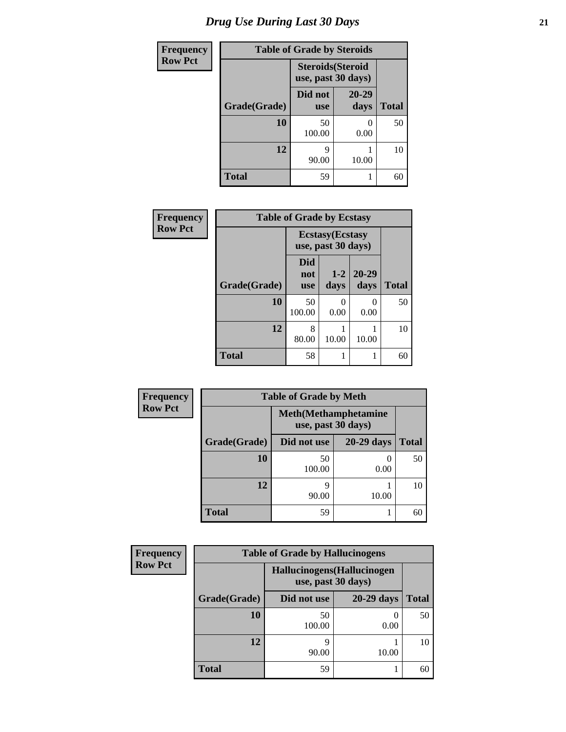# Drug Use During Last 30 Days

| Frequency<br>Row Pct | | | |
|---|---|---|---|

**Table of Grade by Steroids**

| | Steroids(Steroid use, past 30 days) | | |
|---|---|---|---|
| Grade(Grade) | Did not use | 20-29 days | Total |
| **10** | 50<br>100.00 | 0<br>0.00 | 50 |
| **12** | 9<br>90.00 | 1<br>10.00 | 10 |
| **Total** | 59 | 1 | 60 |

| Frequency<br>Row Pct | | | | |
|---|---|---|---|---|

**Table of Grade by Ecstasy**

| | Ecstasy(Ecstasy use, past 30 days) | | | |
|---|---|---|---|---|
| Grade(Grade) | Did not use | 1-2 days | 20-29 days | Total |
| **10** | 50<br>100.00 | 0<br>0.00 | 0<br>0.00 | 50 |
| **12** | 8<br>80.00 | 1<br>10.00 | 1<br>10.00 | 10 |
| **Total** | 58 | 1 | 1 | 60 |

| Frequency<br>Row Pct | | | |
|---|---|---|---|

**Table of Grade by Meth**

| | Meth(Methamphetamine use, past 30 days) | | |
|---|---|---|---|
| Grade(Grade) | Did not use | 20-29 days | Total |
| **10** | 50<br>100.00 | 0<br>0.00 | 50 |
| **12** | 9<br>90.00 | 1<br>10.00 | 10 |
| **Total** | 59 | 1 | 60 |

| Frequency<br>Row Pct | | | |
|---|---|---|---|

**Table of Grade by Hallucinogens**

| | Hallucinogens(Hallucinogen use, past 30 days) | | |
|---|---|---|---|
| Grade(Grade) | Did not use | 20-29 days | Total |
| **10** | 50<br>100.00 | 0<br>0.00 | 50 |
| **12** | 9<br>90.00 | 1<br>10.00 | 10 |
| **Total** | 59 | 1 | 60 |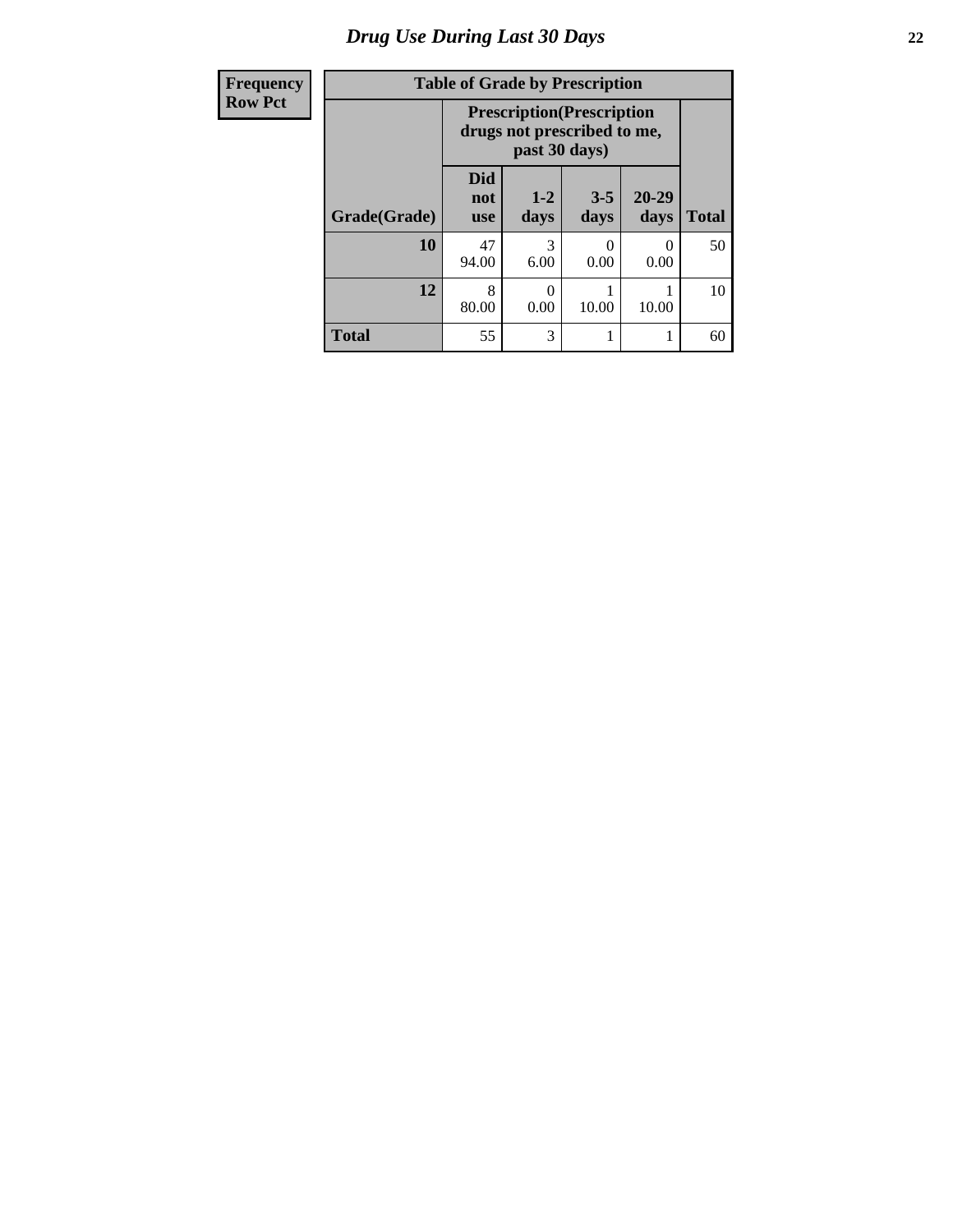# *Drug Use During Last 30 Days*

| Frequency |
|---|
| Row Pct |

**Table of Grade by Prescription**

| Grade(Grade) | Prescription(Prescription drugs not prescribed to me, past 30 days) | | | | Total |
|---|---|---|---|---|---|
| | Did not use | 1-2 days | 3-5 days | 20-29 days | |
| 10 | 47<br>94.00 | 3<br>6.00 | 0<br>0.00 | 0<br>0.00 | 50 |
| 12 | 8<br>80.00 | 0<br>0.00 | 1<br>10.00 | 1<br>10.00 | 10 |
| Total | 55 | 3 | 1 | 1 | 60 |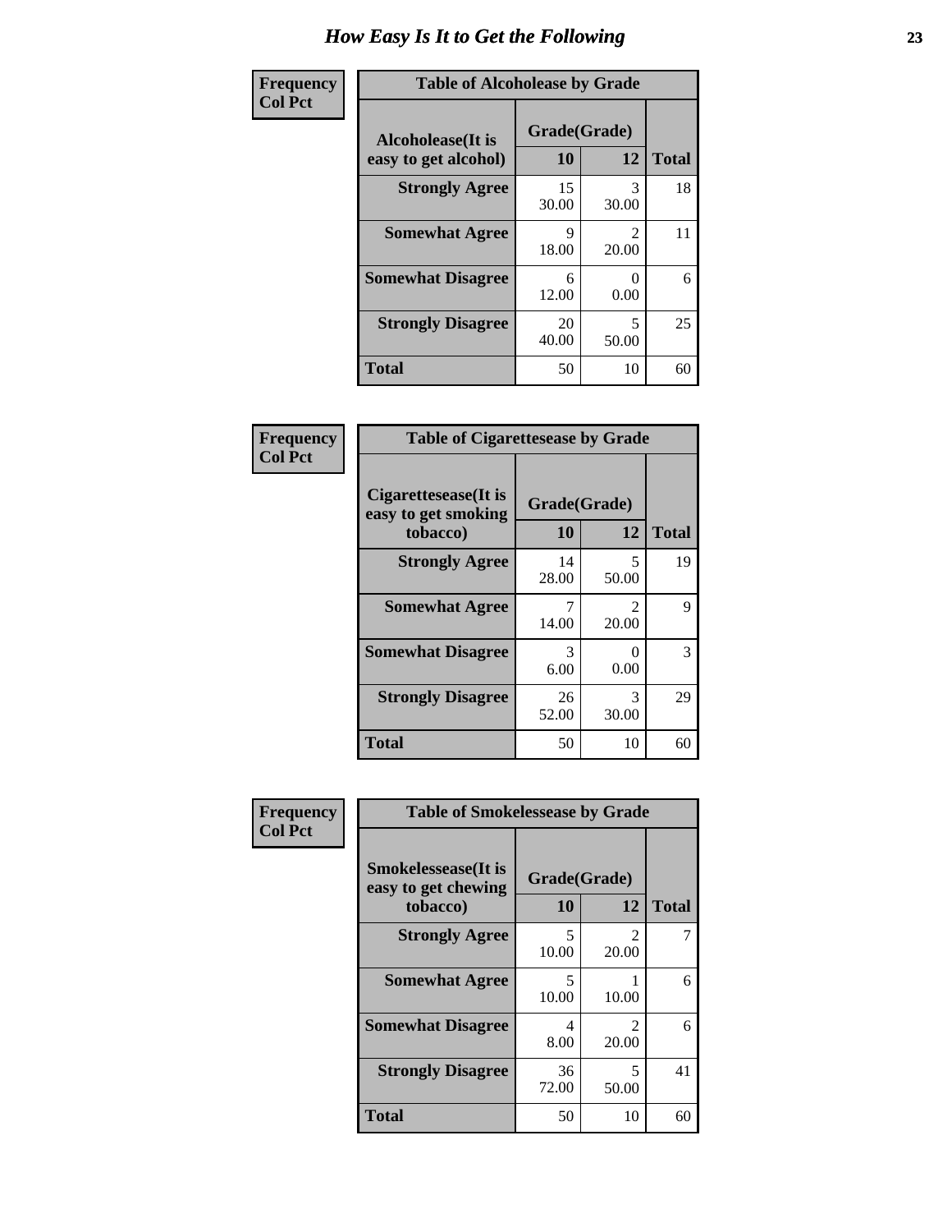# How Easy Is It to Get the Following

**Frequency**
**Col Pct**

| Table of Alcoholease by Grade | | | |
|---|---|---|---|
| **Alcoholease(It is easy to get alcohol)** | **Grade(Grade)** | | |
| | **10** | **12** | **Total** |
| **Strongly Agree** | 15<br>30.00 | 3<br>30.00 | 18 |
| **Somewhat Agree** | 9<br>18.00 | 2<br>20.00 | 11 |
| **Somewhat Disagree** | 6<br>12.00 | 0<br>0.00 | 6 |
| **Strongly Disagree** | 20<br>40.00 | 5<br>50.00 | 25 |
| **Total** | 50 | 10 | 60 |

**Frequency**
**Col Pct**

| Table of Cigarettesease by Grade | | | |
|---|---|---|---|
| **Cigarettesease(It is easy to get smoking tobacco)** | **Grade(Grade)** | | |
| | **10** | **12** | **Total** |
| **Strongly Agree** | 14<br>28.00 | 5<br>50.00 | 19 |
| **Somewhat Agree** | 7<br>14.00 | 2<br>20.00 | 9 |
| **Somewhat Disagree** | 3<br>6.00 | 0<br>0.00 | 3 |
| **Strongly Disagree** | 26<br>52.00 | 3<br>30.00 | 29 |
| **Total** | 50 | 10 | 60 |

**Frequency**
**Col Pct**

| Table of Smokelessease by Grade | | | |
|---|---|---|---|
| **Smokelessease(It is easy to get chewing tobacco)** | **Grade(Grade)** | | |
| | **10** | **12** | **Total** |
| **Strongly Agree** | 5<br>10.00 | 2<br>20.00 | 7 |
| **Somewhat Agree** | 5<br>10.00 | 1<br>10.00 | 6 |
| **Somewhat Disagree** | 4<br>8.00 | 2<br>20.00 | 6 |
| **Strongly Disagree** | 36<br>72.00 | 5<br>50.00 | 41 |
| **Total** | 50 | 10 | 60 |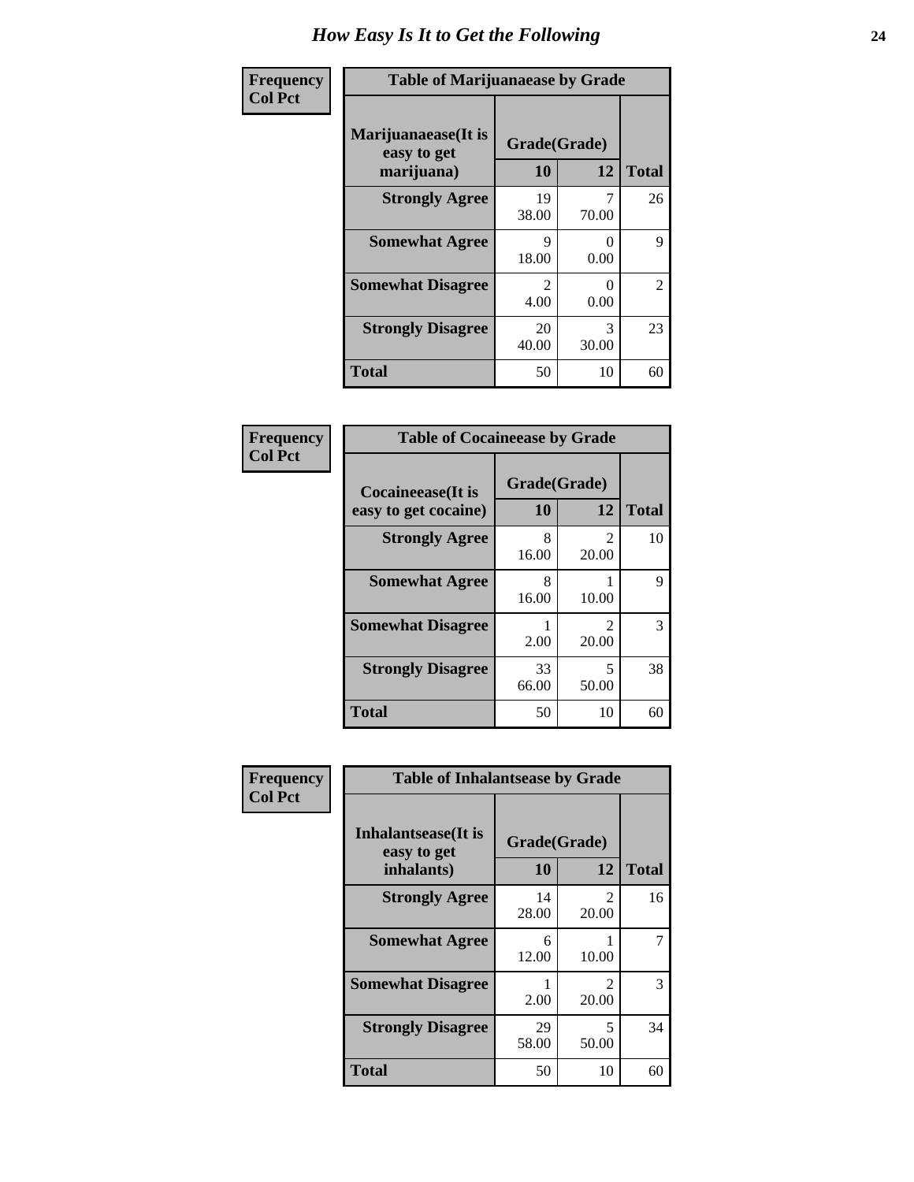# How Easy Is It to Get the Following

**Frequency / Col Pct**

**Table of Marijuanaease by Grade**

| Marijuanaease(It is easy to get marijuana) | Grade(Grade) | | Total |
|---|---|---|---|
| | 10 | 12 | |
| **Strongly Agree** | 19<br>38.00 | 7<br>70.00 | 26 |
| **Somewhat Agree** | 9<br>18.00 | 0<br>0.00 | 9 |
| **Somewhat Disagree** | 2<br>4.00 | 0<br>0.00 | 2 |
| **Strongly Disagree** | 20<br>40.00 | 3<br>30.00 | 23 |
| **Total** | 50 | 10 | 60 |

**Frequency / Col Pct**

**Table of Cocaineease by Grade**

| Cocaineease(It is easy to get cocaine) | Grade(Grade) | | Total |
|---|---|---|---|
| | 10 | 12 | |
| **Strongly Agree** | 8<br>16.00 | 2<br>20.00 | 10 |
| **Somewhat Agree** | 8<br>16.00 | 1<br>10.00 | 9 |
| **Somewhat Disagree** | 1<br>2.00 | 2<br>20.00 | 3 |
| **Strongly Disagree** | 33<br>66.00 | 5<br>50.00 | 38 |
| **Total** | 50 | 10 | 60 |

**Frequency / Col Pct**

**Table of Inhalantsease by Grade**

| Inhalantsease(It is easy to get inhalants) | Grade(Grade) | | Total |
|---|---|---|---|
| | 10 | 12 | |
| **Strongly Agree** | 14<br>28.00 | 2<br>20.00 | 16 |
| **Somewhat Agree** | 6<br>12.00 | 1<br>10.00 | 7 |
| **Somewhat Disagree** | 1<br>2.00 | 2<br>20.00 | 3 |
| **Strongly Disagree** | 29<br>58.00 | 5<br>50.00 | 34 |
| **Total** | 50 | 10 | 60 |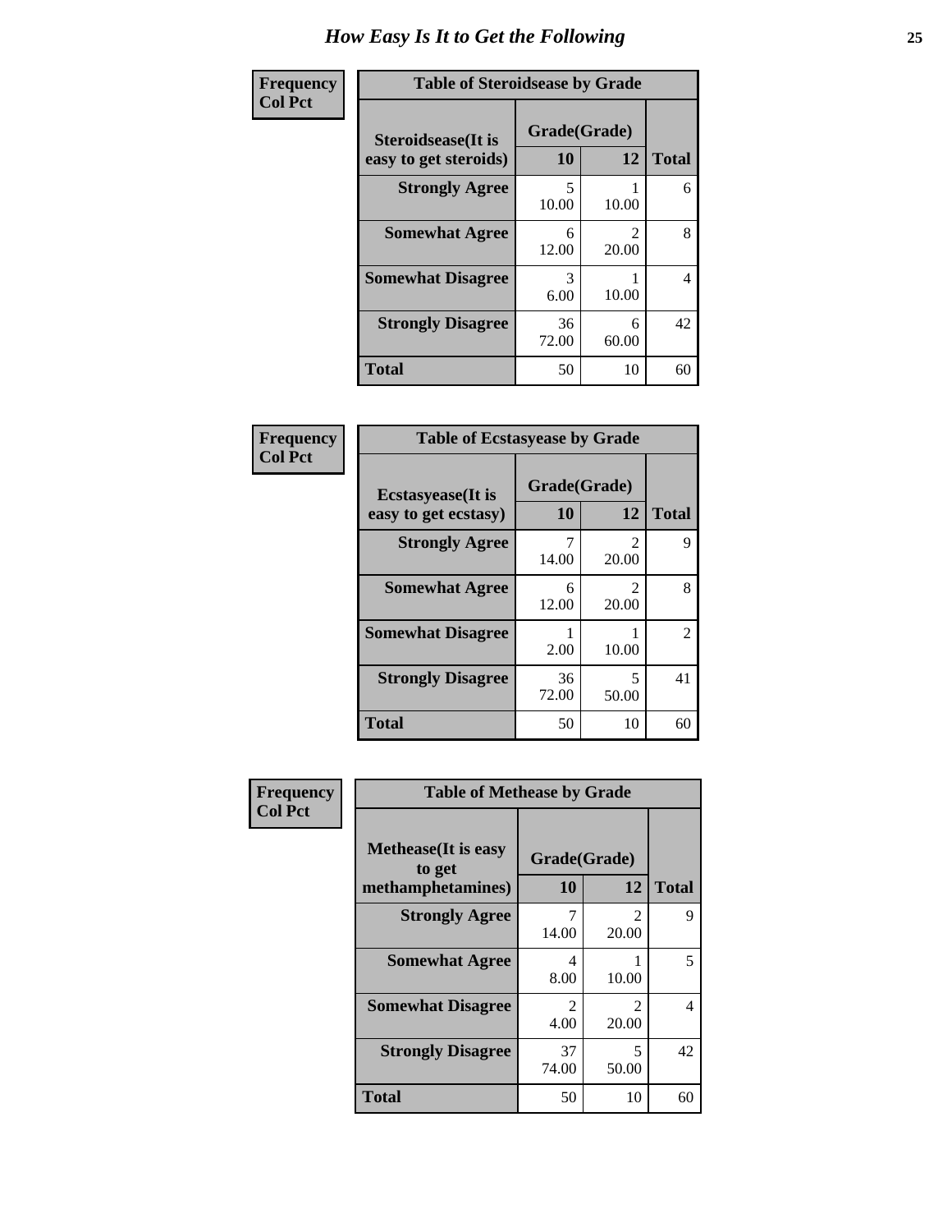# How Easy Is It to Get the Following

**Frequency**
**Col Pct**

**Table of Steroidsease by Grade**

| Steroidsease(It is easy to get steroids) | Grade(Grade) 10 | 12 | Total |
|---|---|---|---|
| **Strongly Agree** | 5<br>10.00 | 1<br>10.00 | 6 |
| **Somewhat Agree** | 6<br>12.00 | 2<br>20.00 | 8 |
| **Somewhat Disagree** | 3<br>6.00 | 1<br>10.00 | 4 |
| **Strongly Disagree** | 36<br>72.00 | 6<br>60.00 | 42 |
| **Total** | 50 | 10 | 60 |

**Frequency**
**Col Pct**

**Table of Ecstasyease by Grade**

| Ecstasyease(It is easy to get ecstasy) | Grade(Grade) 10 | 12 | Total |
|---|---|---|---|
| **Strongly Agree** | 7<br>14.00 | 2<br>20.00 | 9 |
| **Somewhat Agree** | 6<br>12.00 | 2<br>20.00 | 8 |
| **Somewhat Disagree** | 1<br>2.00 | 1<br>10.00 | 2 |
| **Strongly Disagree** | 36<br>72.00 | 5<br>50.00 | 41 |
| **Total** | 50 | 10 | 60 |

**Frequency**
**Col Pct**

**Table of Methease by Grade**

| Methease(It is easy to get methamphetamines) | Grade(Grade) 10 | 12 | Total |
|---|---|---|---|
| **Strongly Agree** | 7<br>14.00 | 2<br>20.00 | 9 |
| **Somewhat Agree** | 4<br>8.00 | 1<br>10.00 | 5 |
| **Somewhat Disagree** | 2<br>4.00 | 2<br>20.00 | 4 |
| **Strongly Disagree** | 37<br>74.00 | 5<br>50.00 | 42 |
| **Total** | 50 | 10 | 60 |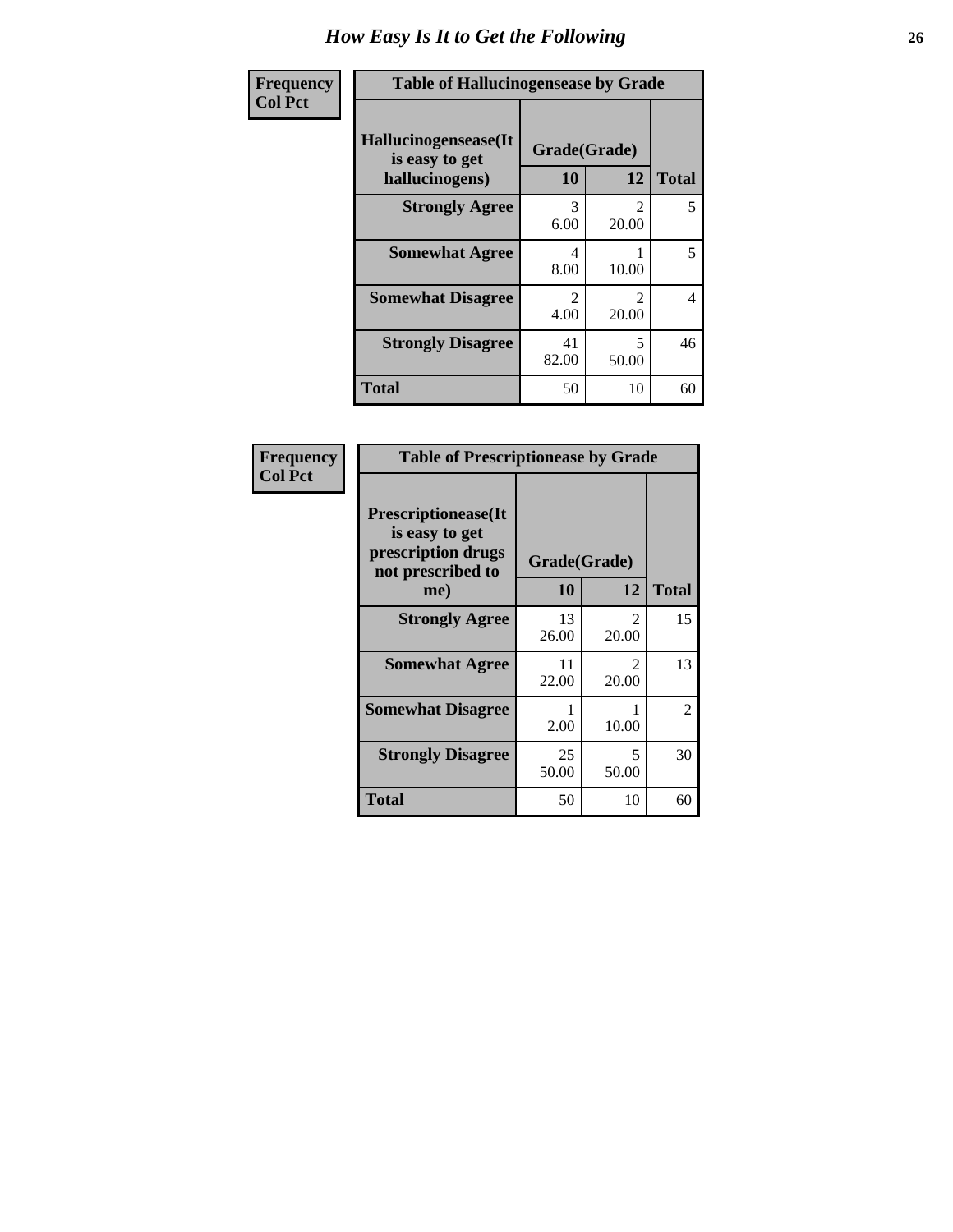# How Easy Is It to Get the Following

| Frequency<br>Col Pct | Table of Hallucinogensease by Grade | | |
|---|---|---|---|
| Hallucinogensease(It is easy to get hallucinogens) | Grade(Grade) 10 | 12 | Total |
| Strongly Agree | 3<br>6.00 | 2<br>20.00 | 5 |
| Somewhat Agree | 4<br>8.00 | 1<br>10.00 | 5 |
| Somewhat Disagree | 2<br>4.00 | 2<br>20.00 | 4 |
| Strongly Disagree | 41<br>82.00 | 5<br>50.00 | 46 |
| Total | 50 | 10 | 60 |

| Frequency<br>Col Pct | Table of Prescriptionease by Grade | | |
|---|---|---|---|
| Prescriptionease(It is easy to get prescription drugs not prescribed to me) | Grade(Grade) 10 | 12 | Total |
| Strongly Agree | 13<br>26.00 | 2<br>20.00 | 15 |
| Somewhat Agree | 11<br>22.00 | 2<br>20.00 | 13 |
| Somewhat Disagree | 1<br>2.00 | 1<br>10.00 | 2 |
| Strongly Disagree | 25<br>50.00 | 5<br>50.00 | 30 |
| Total | 50 | 10 | 60 |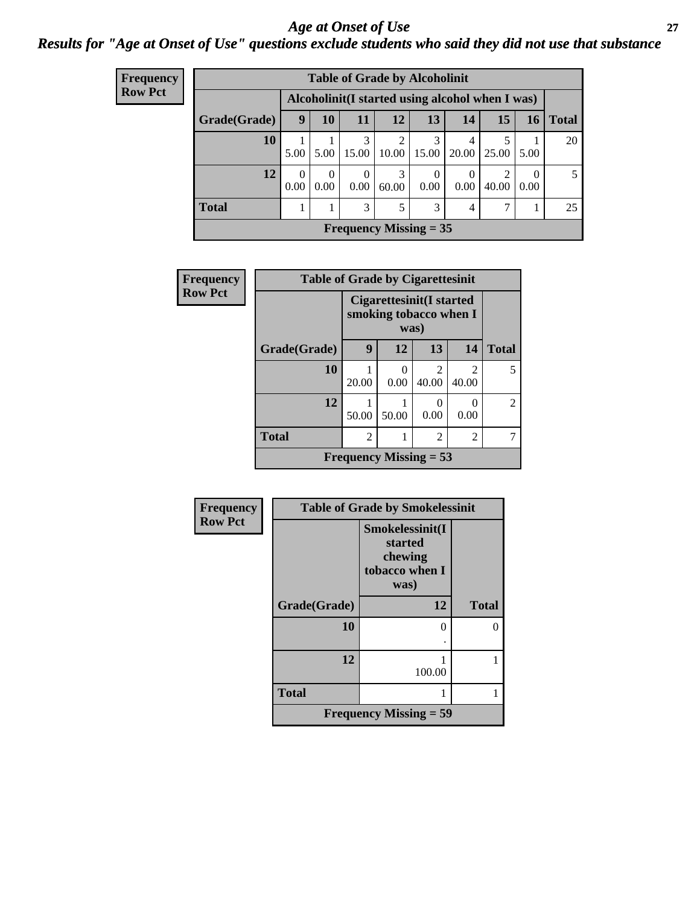# Age at Onset of Use

## Results for "Age at Onset of Use" questions exclude students who said they did not use that substance

**Frequency**
**Row Pct**

**Table of Grade by Alcoholinit**

| Grade(Grade) | Alcoholinit(I started using alcohol when I was) | | | | | | | | Total |
|---|---|---|---|---|---|---|---|---|---|
| | 9 | 10 | 11 | 12 | 13 | 14 | 15 | 16 | |
| 10 | 1<br>5.00 | 1<br>5.00 | 3<br>15.00 | 2<br>10.00 | 3<br>15.00 | 4<br>20.00 | 5<br>25.00 | 1<br>5.00 | 20 |
| 12 | 0<br>0.00 | 0<br>0.00 | 0<br>0.00 | 3<br>60.00 | 0<br>0.00 | 0<br>0.00 | 2<br>40.00 | 0<br>0.00 | 5 |
| Total | 1 | 1 | 3 | 5 | 3 | 4 | 7 | 1 | 25 |

**Frequency Missing = 35**

**Frequency**
**Row Pct**

**Table of Grade by Cigarettesinit**

| Grade(Grade) | Cigarettesinit(I started smoking tobacco when I was) | | | | Total |
|---|---|---|---|---|---|
| | 9 | 12 | 13 | 14 | |
| 10 | 1<br>20.00 | 0<br>0.00 | 2<br>40.00 | 2<br>40.00 | 5 |
| 12 | 1<br>50.00 | 1<br>50.00 | 0<br>0.00 | 0<br>0.00 | 2 |
| Total | 2 | 1 | 2 | 2 | 7 |

**Frequency Missing = 53**

**Frequency**
**Row Pct**

**Table of Grade by Smokelessinit**

| Grade(Grade) | Smokelessinit(I started chewing tobacco when I was) | Total |
|---|---|---|
| | 12 | |
| 10 | 0<br>. | 0 |
| 12 | 1<br>100.00 | 1 |
| Total | 1 | 1 |

**Frequency Missing = 59**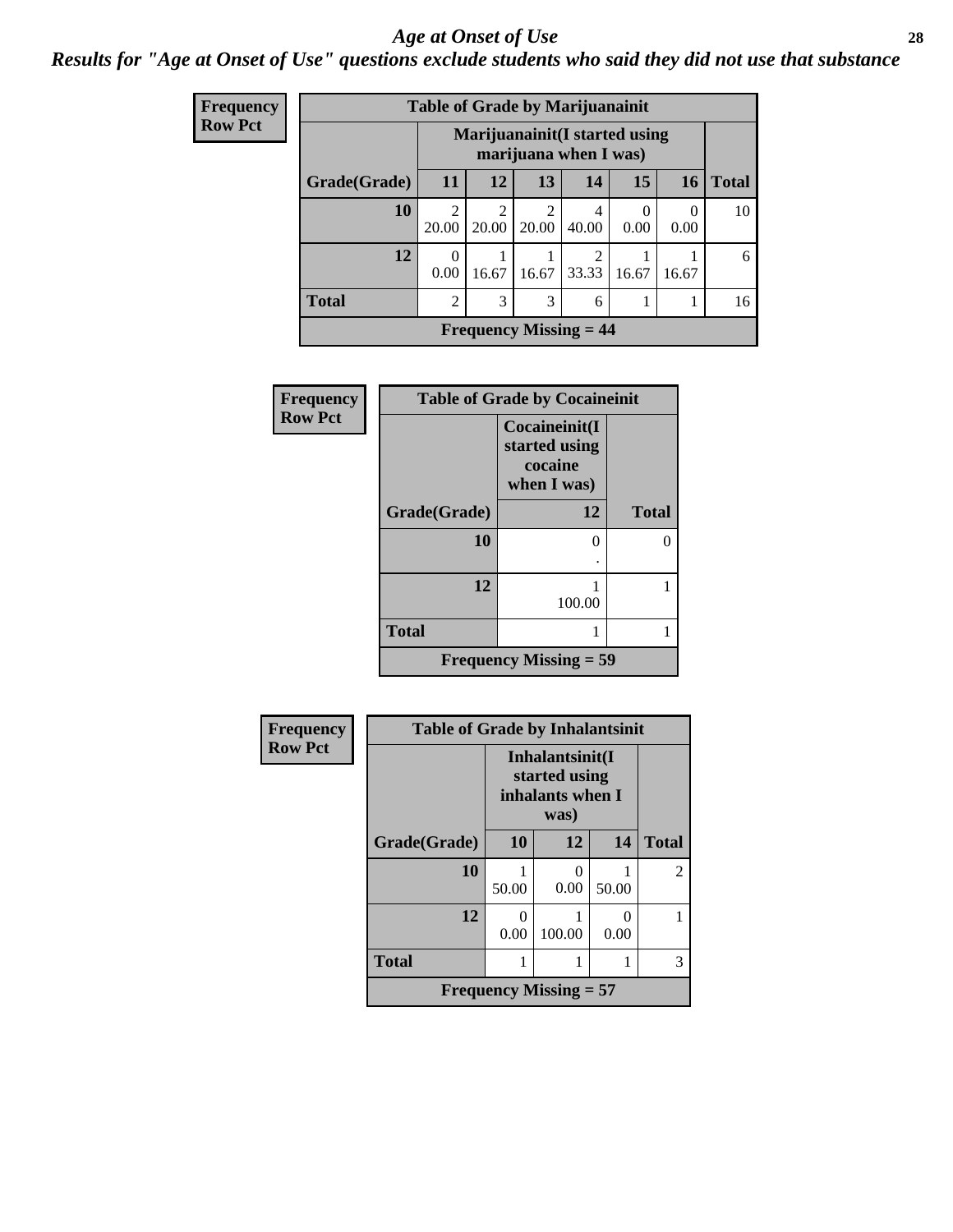# *Age at Onset of Use*

## *Results for "Age at Onset of Use" questions exclude students who said they did not use that substance*

**Frequency**
**Row Pct**

**Table of Grade by Marijuanainit**

| Grade(Grade) | Marijuanainit(I started using marijuana when I was) 11 | 12 | 13 | 14 | 15 | 16 | Total |
|---|---|---|---|---|---|---|---|
| 10 | 2<br>20.00 | 2<br>20.00 | 2<br>20.00 | 4<br>40.00 | 0<br>0.00 | 0<br>0.00 | 10 |
| 12 | 0<br>0.00 | 1<br>16.67 | 1<br>16.67 | 2<br>33.33 | 1<br>16.67 | 1<br>16.67 | 6 |
| Total | 2 | 3 | 3 | 6 | 1 | 1 | 16 |

**Frequency Missing = 44**

**Frequency**
**Row Pct**

**Table of Grade by Cocaineinit**

| Grade(Grade) | Cocaineinit(I started using cocaine when I was) 12 | Total |
|---|---|---|
| 10 | 0<br>. | 0 |
| 12 | 1<br>100.00 | 1 |
| Total | 1 | 1 |

**Frequency Missing = 59**

**Frequency**
**Row Pct**

**Table of Grade by Inhalantsinit**

| Grade(Grade) | Inhalantsinit(I started using inhalants when I was) 10 | 12 | 14 | Total |
|---|---|---|---|---|
| 10 | 1<br>50.00 | 0<br>0.00 | 1<br>50.00 | 2 |
| 12 | 0<br>0.00 | 1<br>100.00 | 0<br>0.00 | 1 |
| Total | 1 | 1 | 1 | 3 |

**Frequency Missing = 57**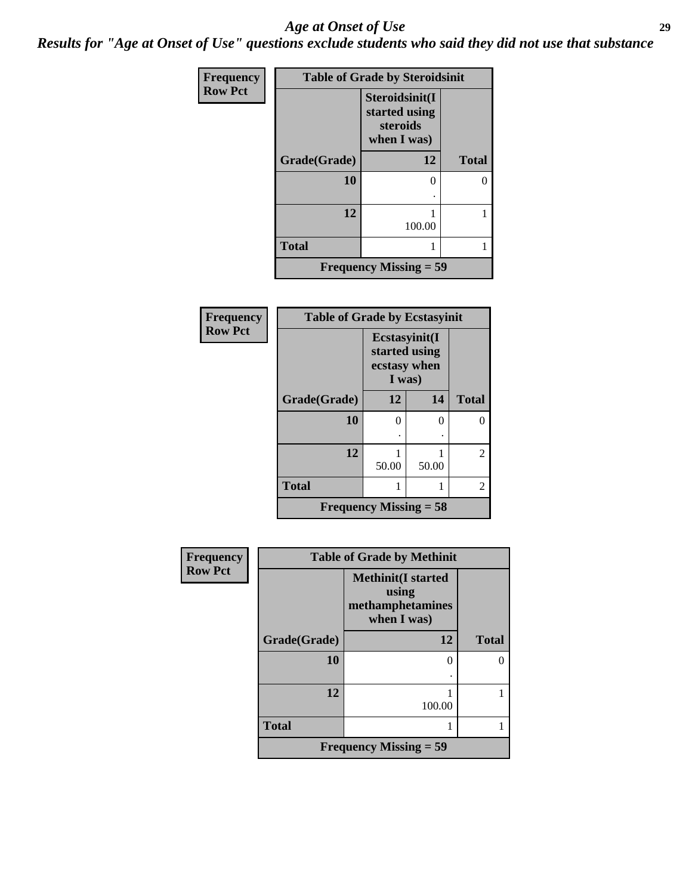# *Age at Onset of Use*

***Results for "Age at Onset of Use" questions exclude students who said they did not use that substance***

**Frequency**
**Row Pct**

| Table of Grade by Steroidsinit | | |
|---|---|---|
| | Steroidsinit(I started using steroids when I was) | |
| Grade(Grade) | 12 | Total |
| 10 | 0<br>. | 0 |
| 12 | 1<br>100.00 | 1 |
| Total | 1 | 1 |
| Frequency Missing = 59 | | |

**Frequency**
**Row Pct**

| Table of Grade by Ecstasyinit | | | |
|---|---|---|---|
| | Ecstasyinit(I started using ecstasy when I was) | | |
| Grade(Grade) | 12 | 14 | Total |
| 10 | 0<br>. | 0<br>. | 0 |
| 12 | 1<br>50.00 | 1<br>50.00 | 2 |
| Total | 1 | 1 | 2 |
| Frequency Missing = 58 | | | |

**Frequency**
**Row Pct**

| Table of Grade by Methinit | | |
|---|---|---|
| | Methinit(I started using methamphetamines when I was) | |
| Grade(Grade) | 12 | Total |
| 10 | 0<br>. | 0 |
| 12 | 1<br>100.00 | 1 |
| Total | 1 | 1 |
| Frequency Missing = 59 | | |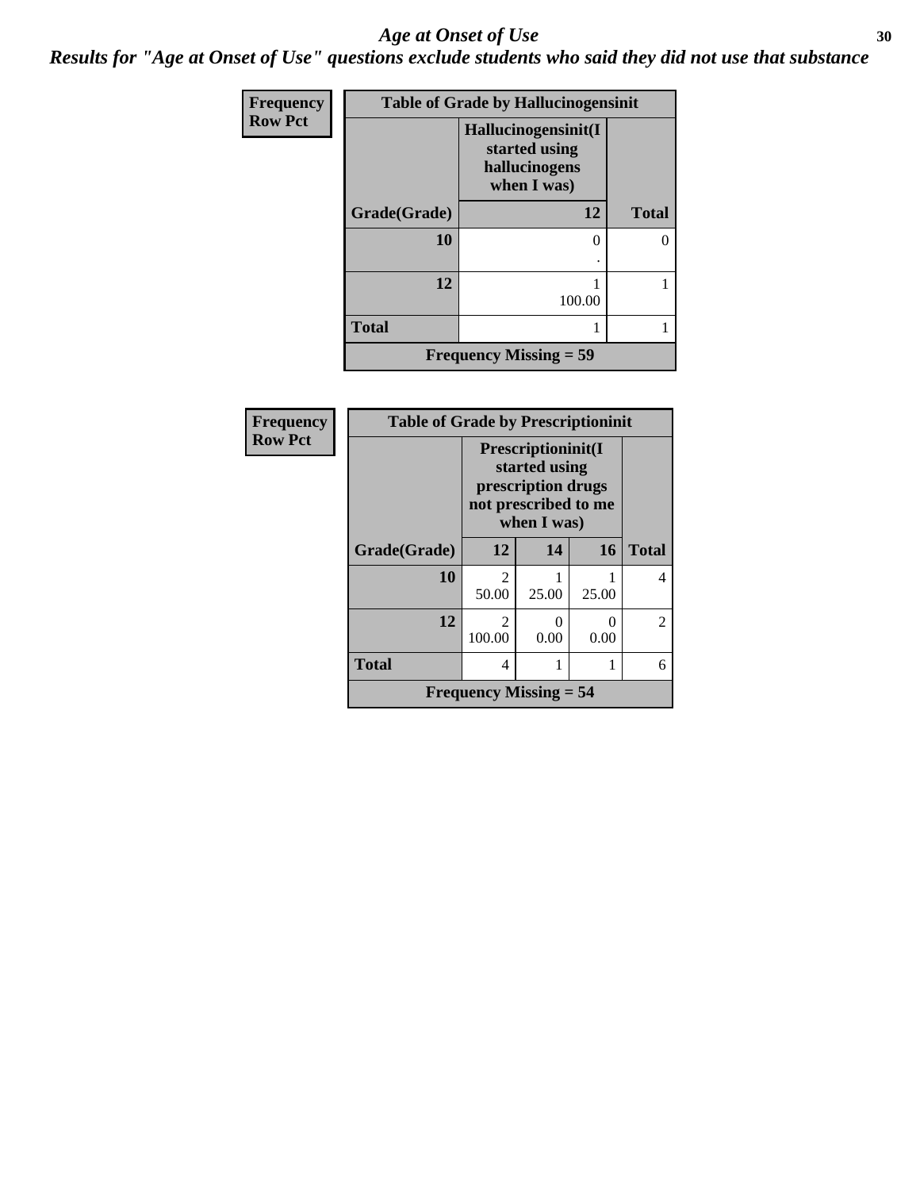# *Age at Onset of Use*

***Results for "Age at Onset of Use" questions exclude students who said they did not use that substance***

**Frequency**
**Row Pct**

| **Table of Grade by Hallucinogensinit** | | |
|---|---|---|
| | **Hallucinogensinit(I started using hallucinogens when I was)** | |
| **Grade(Grade)** | **12** | **Total** |
| **10** | 0<br>. | 0 |
| **12** | 1<br>100.00 | 1 |
| **Total** | 1 | 1 |
| **Frequency Missing = 59** | | |

**Frequency**
**Row Pct**

| **Table of Grade by Prescriptioninit** | | | | |
|---|---|---|---|---|
| | **Prescriptioninit(I started using prescription drugs not prescribed to me when I was)** | | | |
| **Grade(Grade)** | **12** | **14** | **16** | **Total** |
| **10** | 2<br>50.00 | 1<br>25.00 | 1<br>25.00 | 4 |
| **12** | 2<br>100.00 | 0<br>0.00 | 0<br>0.00 | 2 |
| **Total** | 4 | 1 | 1 | 6 |
| **Frequency Missing = 54** | | | | |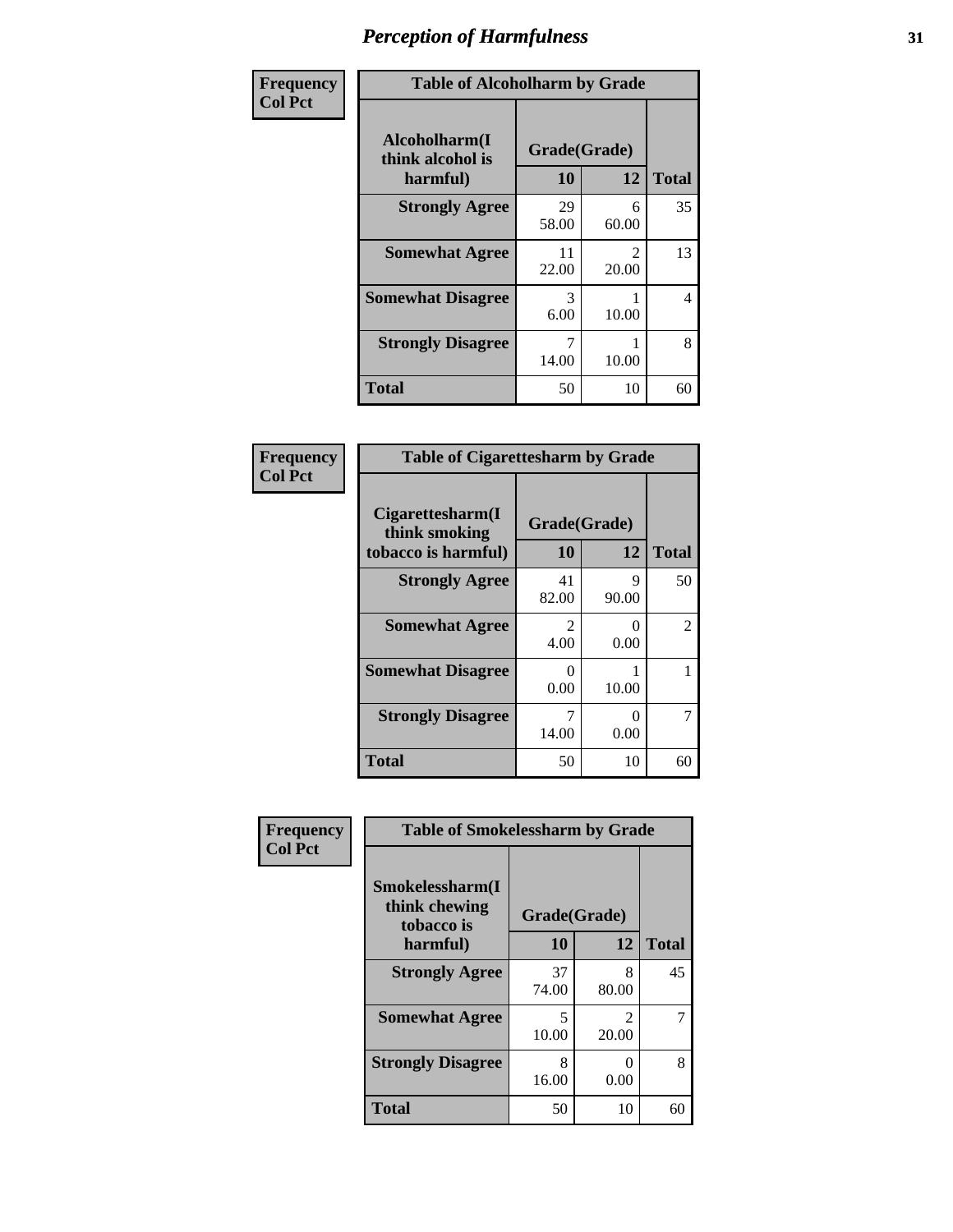# Perception of Harmfulness

**Frequency**
**Col Pct**

| Table of Alcoholharm by Grade | | | |
|---|---|---|---|
| Alcoholharm(I think alcohol is harmful) | Grade(Grade) | | Total |
| | 10 | 12 | |
| **Strongly Agree** | 29<br>58.00 | 6<br>60.00 | 35 |
| **Somewhat Agree** | 11<br>22.00 | 2<br>20.00 | 13 |
| **Somewhat Disagree** | 3<br>6.00 | 1<br>10.00 | 4 |
| **Strongly Disagree** | 7<br>14.00 | 1<br>10.00 | 8 |
| **Total** | 50 | 10 | 60 |

**Frequency**
**Col Pct**

| Table of Cigarettesharm by Grade | | | |
|---|---|---|---|
| Cigarettesharm(I think smoking tobacco is harmful) | Grade(Grade) | | Total |
| | 10 | 12 | |
| **Strongly Agree** | 41<br>82.00 | 9<br>90.00 | 50 |
| **Somewhat Agree** | 2<br>4.00 | 0<br>0.00 | 2 |
| **Somewhat Disagree** | 0<br>0.00 | 1<br>10.00 | 1 |
| **Strongly Disagree** | 7<br>14.00 | 0<br>0.00 | 7 |
| **Total** | 50 | 10 | 60 |

**Frequency**
**Col Pct**

| Table of Smokelessharm by Grade | | | |
|---|---|---|---|
| Smokelessharm(I think chewing tobacco is harmful) | Grade(Grade) | | Total |
| | 10 | 12 | |
| **Strongly Agree** | 37<br>74.00 | 8<br>80.00 | 45 |
| **Somewhat Agree** | 5<br>10.00 | 2<br>20.00 | 7 |
| **Strongly Disagree** | 8<br>16.00 | 0<br>0.00 | 8 |
| **Total** | 50 | 10 | 60 |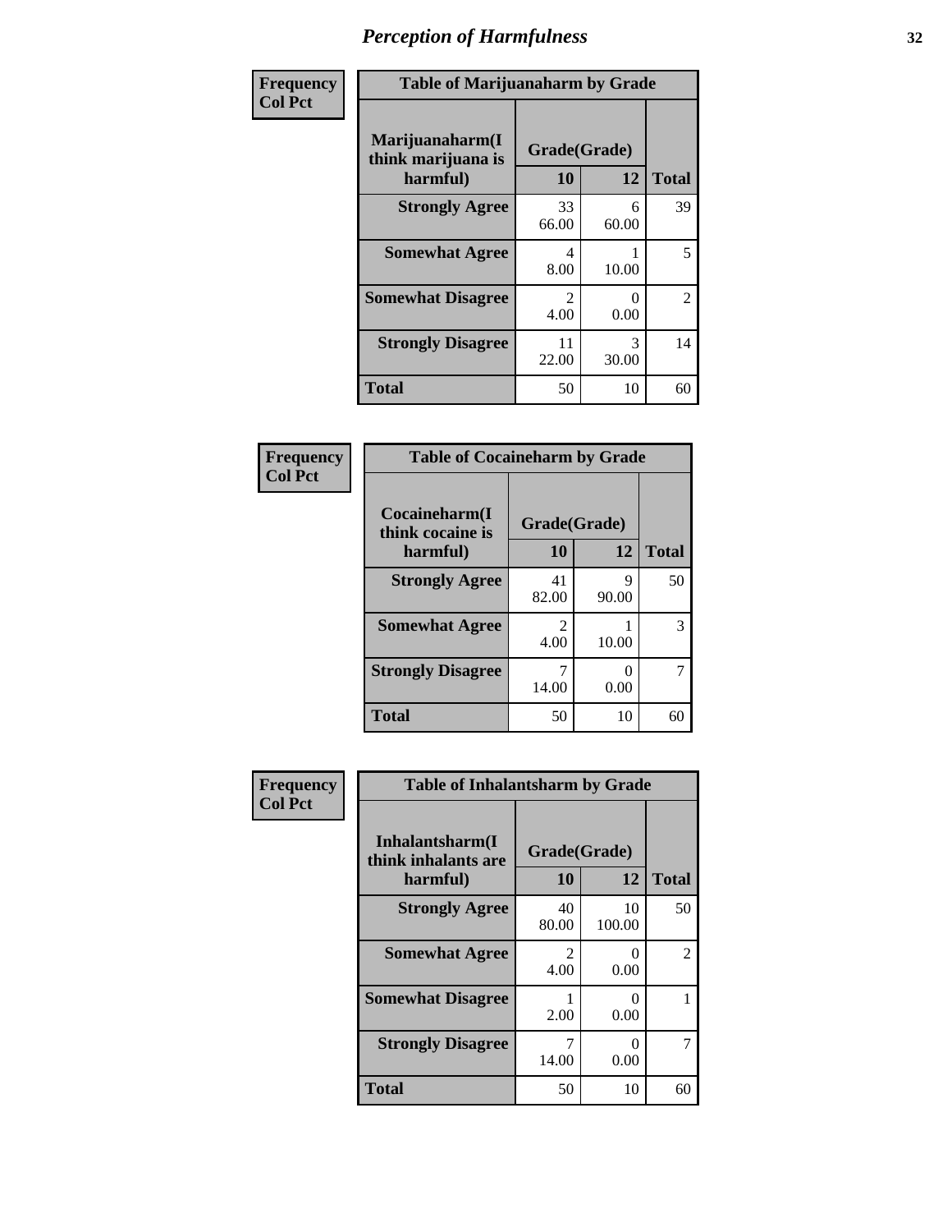# *Perception of Harmfulness*

| Frequency<br>Col Pct | Table of Marijuanaharm by Grade | | |
|---|---|---|---|
| Marijuanaharm(I think marijuana is harmful) | Grade(Grade) | | |
| | 10 | 12 | Total |
| Strongly Agree | 33<br>66.00 | 6<br>60.00 | 39 |
| Somewhat Agree | 4<br>8.00 | 1<br>10.00 | 5 |
| Somewhat Disagree | 2<br>4.00 | 0<br>0.00 | 2 |
| Strongly Disagree | 11<br>22.00 | 3<br>30.00 | 14 |
| Total | 50 | 10 | 60 |

| Frequency<br>Col Pct | Table of Cocaineharm by Grade | | |
|---|---|---|---|
| Cocaineharm(I think cocaine is harmful) | Grade(Grade) | | |
| | 10 | 12 | Total |
| Strongly Agree | 41<br>82.00 | 9<br>90.00 | 50 |
| Somewhat Agree | 2<br>4.00 | 1<br>10.00 | 3 |
| Strongly Disagree | 7<br>14.00 | 0<br>0.00 | 7 |
| Total | 50 | 10 | 60 |

| Frequency<br>Col Pct | Table of Inhalantsharm by Grade | | |
|---|---|---|---|
| Inhalantsharm(I think inhalants are harmful) | Grade(Grade) | | |
| | 10 | 12 | Total |
| Strongly Agree | 40<br>80.00 | 10<br>100.00 | 50 |
| Somewhat Agree | 2<br>4.00 | 0<br>0.00 | 2 |
| Somewhat Disagree | 1<br>2.00 | 0<br>0.00 | 1 |
| Strongly Disagree | 7<br>14.00 | 0<br>0.00 | 7 |
| Total | 50 | 10 | 60 |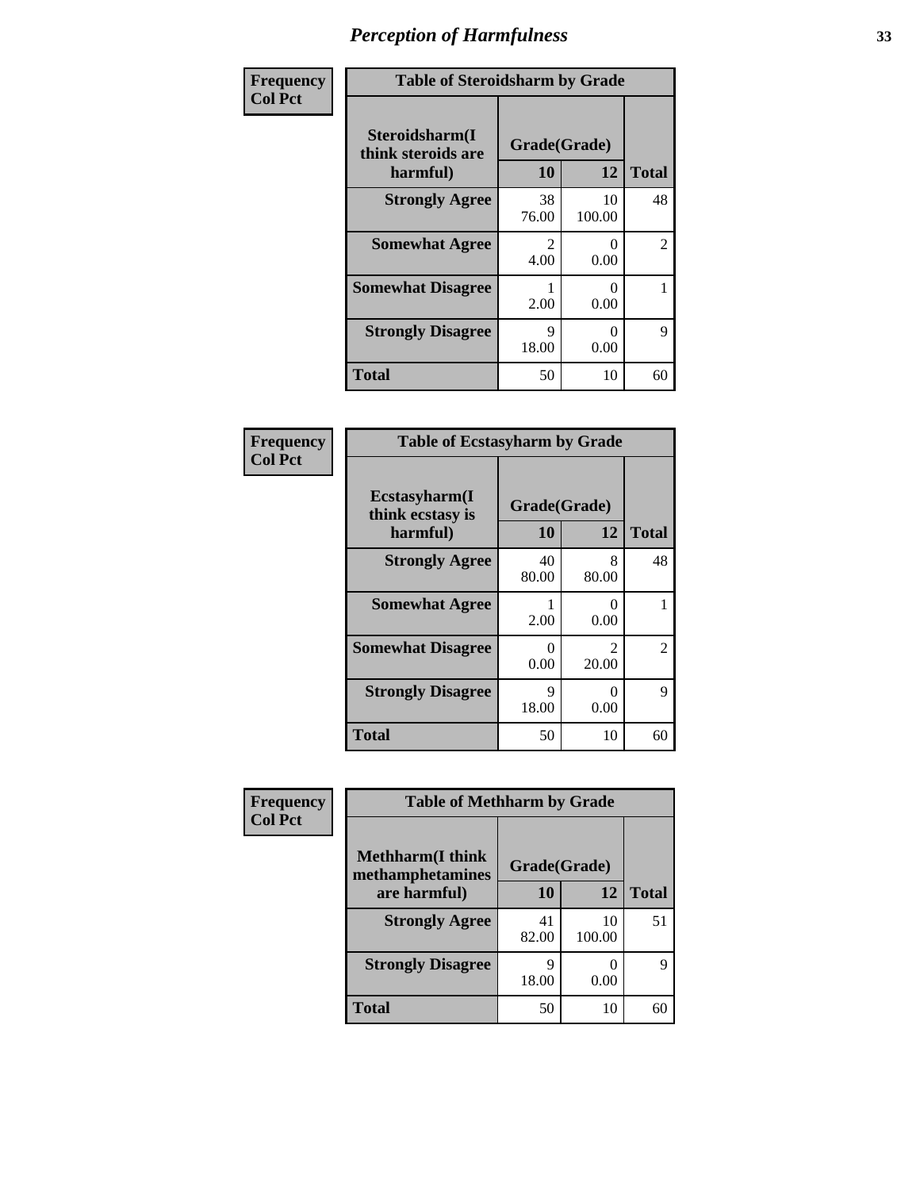# Perception of Harmfulness

**Frequency**
**Col Pct**

| Table of Steroidsharm by Grade | | | |
|---|---|---|---|
| Steroidsharm(I think steroids are harmful) | Grade(Grade) | | |
| | 10 | 12 | Total |
| **Strongly Agree** | 38<br>76.00 | 10<br>100.00 | 48 |
| **Somewhat Agree** | 2<br>4.00 | 0<br>0.00 | 2 |
| **Somewhat Disagree** | 1<br>2.00 | 0<br>0.00 | 1 |
| **Strongly Disagree** | 9<br>18.00 | 0<br>0.00 | 9 |
| **Total** | 50 | 10 | 60 |

**Frequency**
**Col Pct**

| Table of Ecstasyharm by Grade | | | |
|---|---|---|---|
| Ecstasyharm(I think ecstasy is harmful) | Grade(Grade) | | |
| | 10 | 12 | Total |
| **Strongly Agree** | 40<br>80.00 | 8<br>80.00 | 48 |
| **Somewhat Agree** | 1<br>2.00 | 0<br>0.00 | 1 |
| **Somewhat Disagree** | 0<br>0.00 | 2<br>20.00 | 2 |
| **Strongly Disagree** | 9<br>18.00 | 0<br>0.00 | 9 |
| **Total** | 50 | 10 | 60 |

**Frequency**
**Col Pct**

| Table of Methharm by Grade | | | |
|---|---|---|---|
| Methharm(I think methamphetamines are harmful) | Grade(Grade) | | |
| | 10 | 12 | Total |
| **Strongly Agree** | 41<br>82.00 | 10<br>100.00 | 51 |
| **Strongly Disagree** | 9<br>18.00 | 0<br>0.00 | 9 |
| **Total** | 50 | 10 | 60 |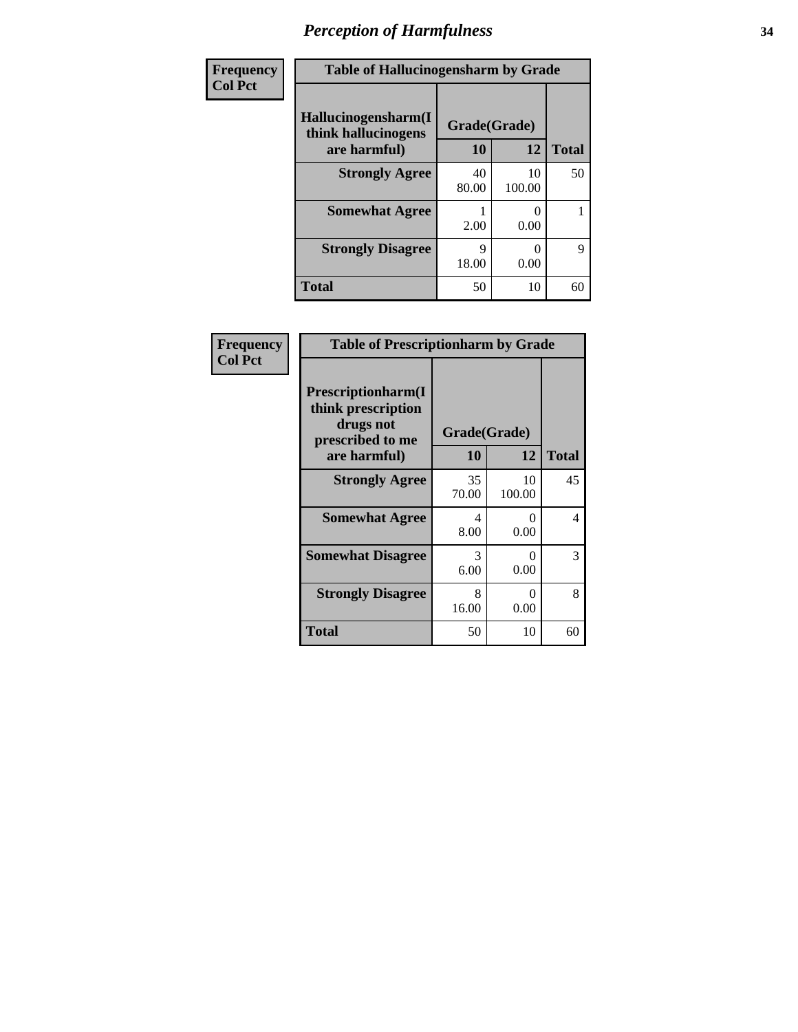# *Perception of Harmfulness*

| Frequency<br>Col Pct |
|---|

| Table of Hallucinogensharm by Grade | | | |
|---|---|---|---|
| **Hallucinogensharm(I think hallucinogens are harmful)** | **Grade(Grade)** | | **Total** |
| | **10** | **12** | |
| **Strongly Agree** | 40<br>80.00 | 10<br>100.00 | 50 |
| **Somewhat Agree** | 1<br>2.00 | 0<br>0.00 | 1 |
| **Strongly Disagree** | 9<br>18.00 | 0<br>0.00 | 9 |
| **Total** | 50 | 10 | 60 |

| Frequency<br>Col Pct |
|---|

| Table of Prescriptionharm by Grade | | | |
|---|---|---|---|
| **Prescriptionharm(I think prescription drugs not prescribed to me are harmful)** | **Grade(Grade)** | | **Total** |
| | **10** | **12** | |
| **Strongly Agree** | 35<br>70.00 | 10<br>100.00 | 45 |
| **Somewhat Agree** | 4<br>8.00 | 0<br>0.00 | 4 |
| **Somewhat Disagree** | 3<br>6.00 | 0<br>0.00 | 3 |
| **Strongly Disagree** | 8<br>16.00 | 0<br>0.00 | 8 |
| **Total** | 50 | 10 | 60 |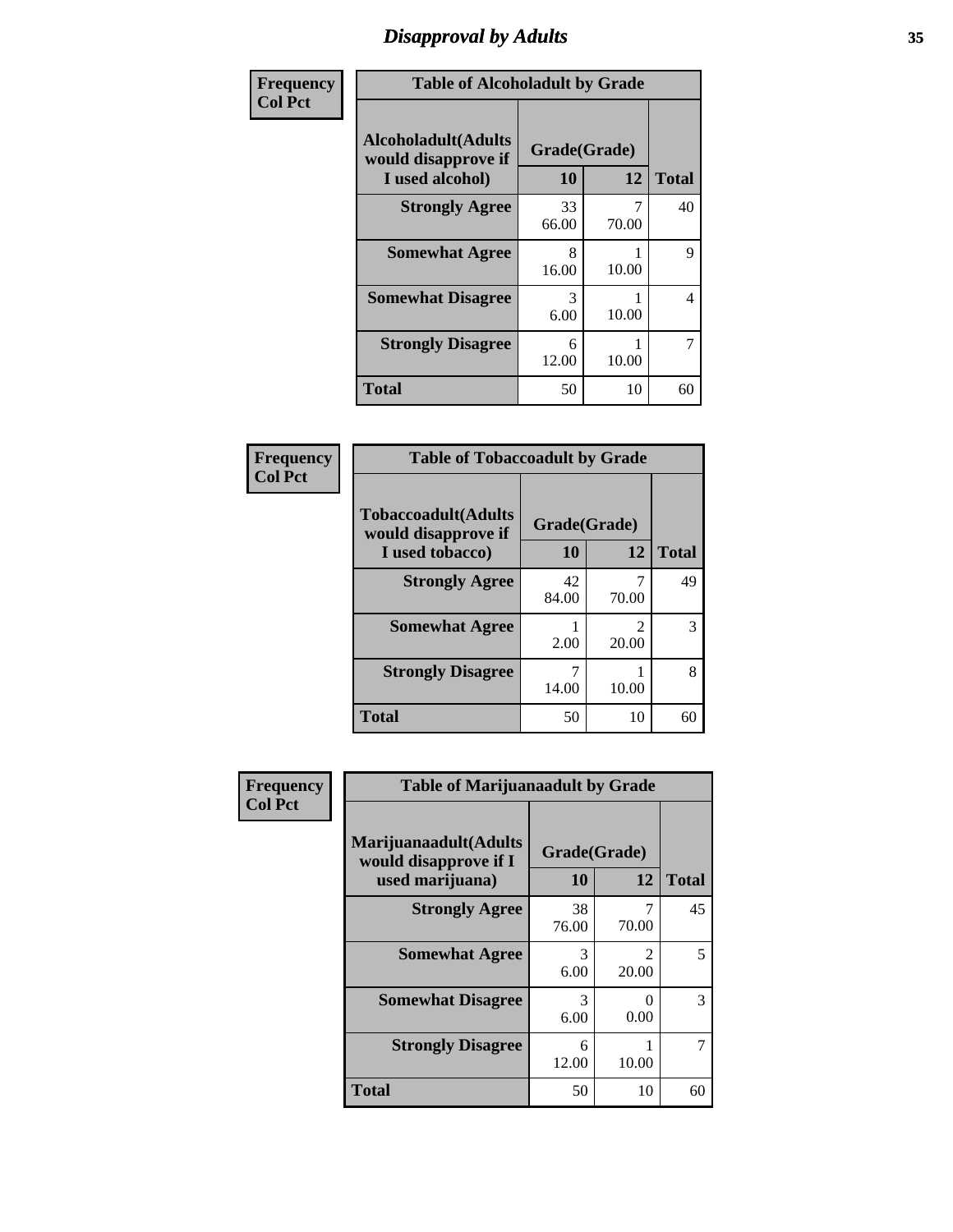# Disapproval by Adults

| Frequency<br>Col Pct | | | |
|---|---|---|---|

**Table of Alcoholadult by Grade**

| Alcoholadult(Adults would disapprove if I used alcohol) | Grade(Grade) 10 | 12 | Total |
|---|---|---|---|
| Strongly Agree | 33<br>66.00 | 7<br>70.00 | 40 |
| Somewhat Agree | 8<br>16.00 | 1<br>10.00 | 9 |
| Somewhat Disagree | 3<br>6.00 | 1<br>10.00 | 4 |
| Strongly Disagree | 6<br>12.00 | 1<br>10.00 | 7 |
| Total | 50 | 10 | 60 |

**Table of Tobaccoadult by Grade**

| Tobaccoadult(Adults would disapprove if I used tobacco) | Grade(Grade) 10 | 12 | Total |
|---|---|---|---|
| Strongly Agree | 42<br>84.00 | 7<br>70.00 | 49 |
| Somewhat Agree | 1<br>2.00 | 2<br>20.00 | 3 |
| Strongly Disagree | 7<br>14.00 | 1<br>10.00 | 8 |
| Total | 50 | 10 | 60 |

**Table of Marijuanaadult by Grade**

| Marijuanaadult(Adults would disapprove if I used marijuana) | Grade(Grade) 10 | 12 | Total |
|---|---|---|---|
| Strongly Agree | 38<br>76.00 | 7<br>70.00 | 45 |
| Somewhat Agree | 3<br>6.00 | 2<br>20.00 | 5 |
| Somewhat Disagree | 3<br>6.00 | 0<br>0.00 | 3 |
| Strongly Disagree | 6<br>12.00 | 1<br>10.00 | 7 |
| Total | 50 | 10 | 60 |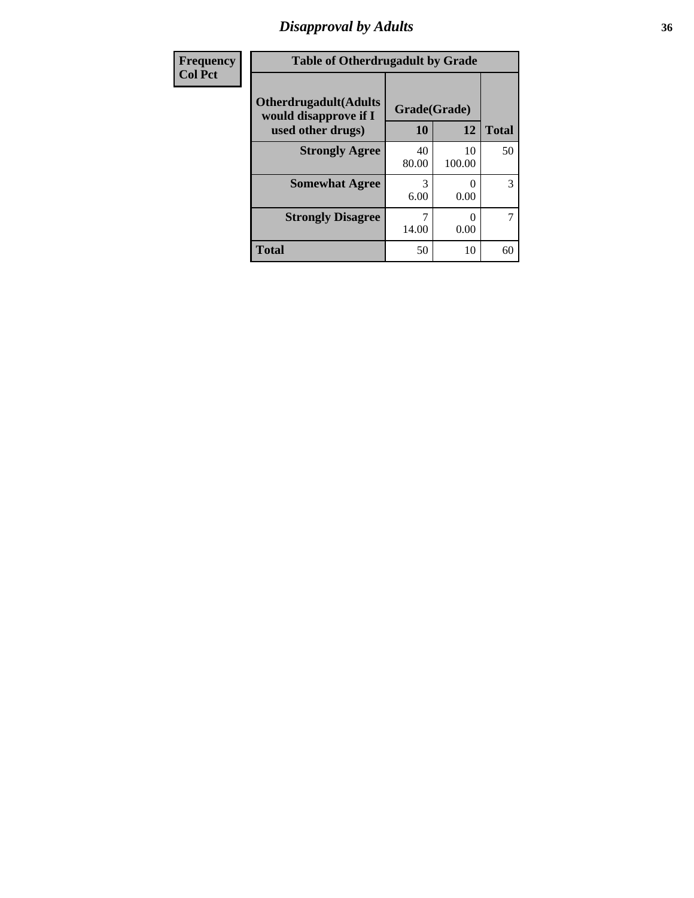# Disapproval by Adults

| Frequency<br>Col Pct | | | |
|---|---|---|---|

**Table of Otherdrugadult by Grade**

| Otherdrugadult(Adults would disapprove if I used other drugs) | Grade(Grade) 10 | 12 | Total |
|---|---|---|---|
| **Strongly Agree** | 40<br>80.00 | 10<br>100.00 | 50 |
| **Somewhat Agree** | 3<br>6.00 | 0<br>0.00 | 3 |
| **Strongly Disagree** | 7<br>14.00 | 0<br>0.00 | 7 |
| **Total** | 50 | 10 | 60 |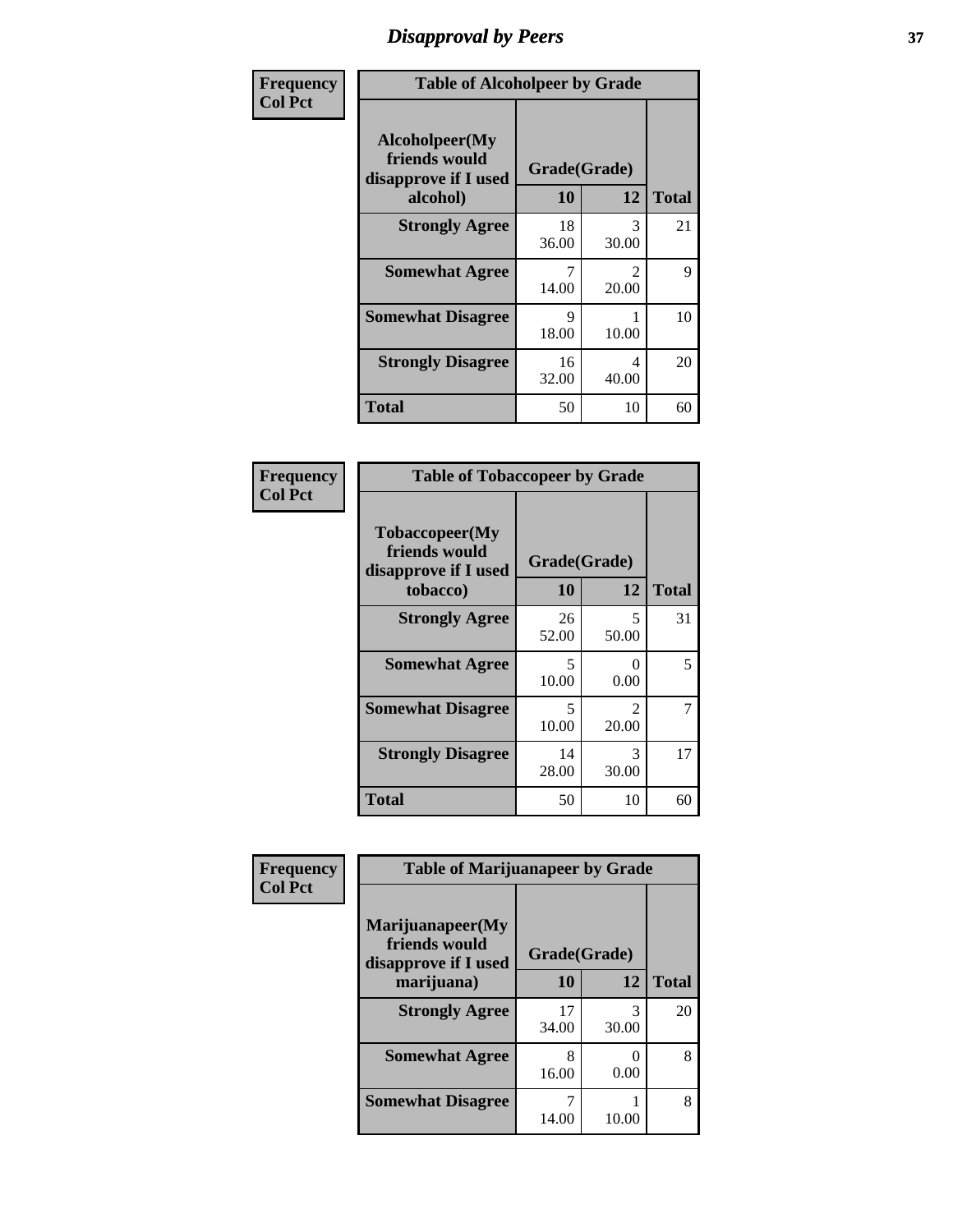# Disapproval by Peers

| Frequency Col Pct | Table of Alcoholpeer by Grade | | |
|---|---|---|---|
| Alcoholpeer(My friends would disapprove if I used alcohol) | Grade(Grade) | | |
| | 10 | 12 | Total |
| Strongly Agree | 18<br>36.00 | 3<br>30.00 | 21 |
| Somewhat Agree | 7<br>14.00 | 2<br>20.00 | 9 |
| Somewhat Disagree | 9<br>18.00 | 1<br>10.00 | 10 |
| Strongly Disagree | 16<br>32.00 | 4<br>40.00 | 20 |
| Total | 50 | 10 | 60 |

| Frequency Col Pct | Table of Tobaccopeer by Grade | | |
|---|---|---|---|
| Tobaccopeer(My friends would disapprove if I used tobacco) | Grade(Grade) | | |
| | 10 | 12 | Total |
| Strongly Agree | 26<br>52.00 | 5<br>50.00 | 31 |
| Somewhat Agree | 5<br>10.00 | 0<br>0.00 | 5 |
| Somewhat Disagree | 5<br>10.00 | 2<br>20.00 | 7 |
| Strongly Disagree | 14<br>28.00 | 3<br>30.00 | 17 |
| Total | 50 | 10 | 60 |

| Frequency Col Pct | Table of Marijuanapeer by Grade | | |
|---|---|---|---|
| Marijuanapeer(My friends would disapprove if I used marijuana) | Grade(Grade) | | |
| | 10 | 12 | Total |
| Strongly Agree | 17<br>34.00 | 3<br>30.00 | 20 |
| Somewhat Agree | 8<br>16.00 | 0<br>0.00 | 8 |
| Somewhat Disagree | 7<br>14.00 | 1<br>10.00 | 8 |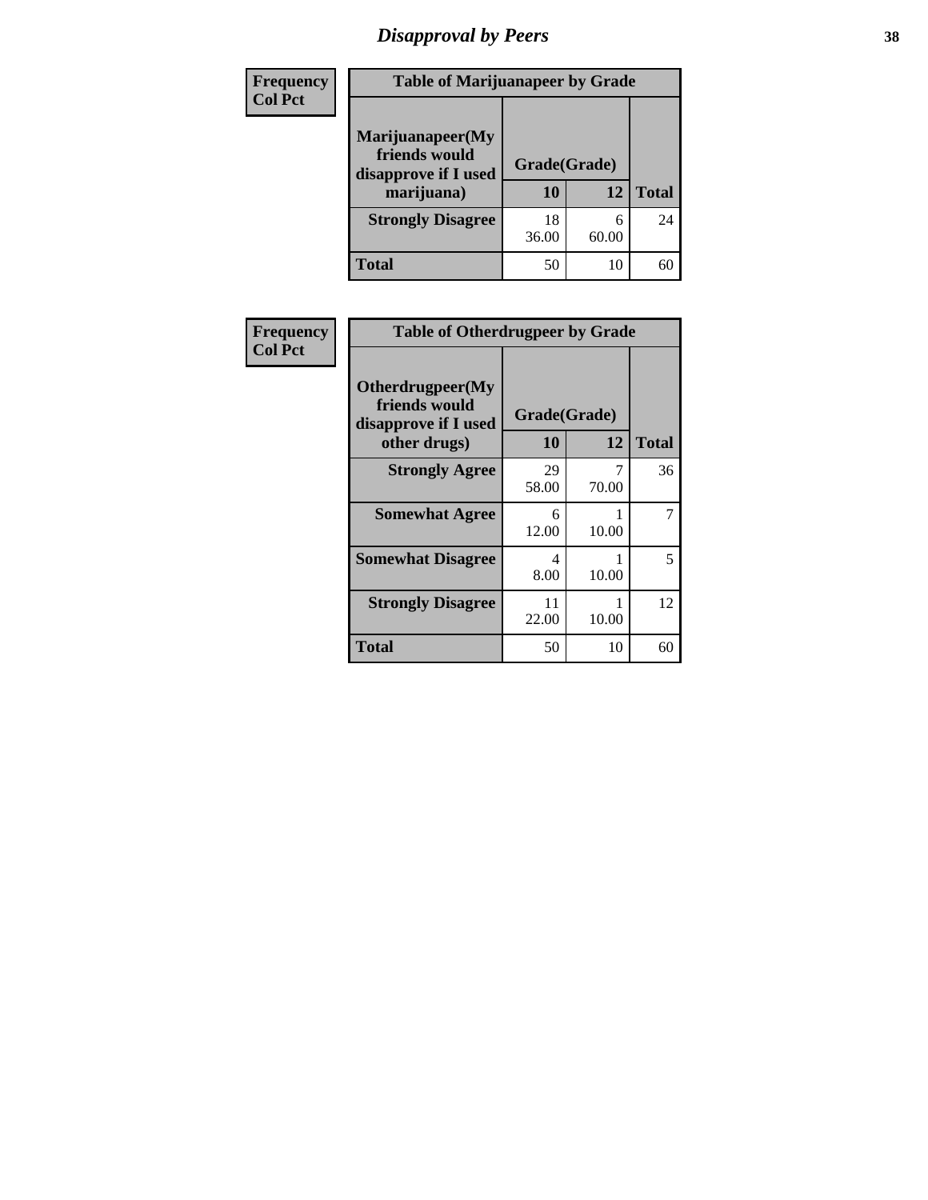## Disapproval by Peers

| Frequency<br>Col Pct | Table of Marijuanapeer by Grade | | |
|---|---|---|---|
| Marijuanapeer(My friends would disapprove if I used marijuana) | Grade(Grade) | | |
| | 10 | 12 | Total |
| Strongly Disagree | 18<br>36.00 | 6<br>60.00 | 24 |
| Total | 50 | 10 | 60 |

| Frequency<br>Col Pct | Table of Otherdrugpeer by Grade | | |
|---|---|---|---|
| Otherdrugpeer(My friends would disapprove if I used other drugs) | Grade(Grade) | | |
| | 10 | 12 | Total |
| Strongly Agree | 29<br>58.00 | 7<br>70.00 | 36 |
| Somewhat Agree | 6<br>12.00 | 1<br>10.00 | 7 |
| Somewhat Disagree | 4<br>8.00 | 1<br>10.00 | 5 |
| Strongly Disagree | 11<br>22.00 | 1<br>10.00 | 12 |
| Total | 50 | 10 | 60 |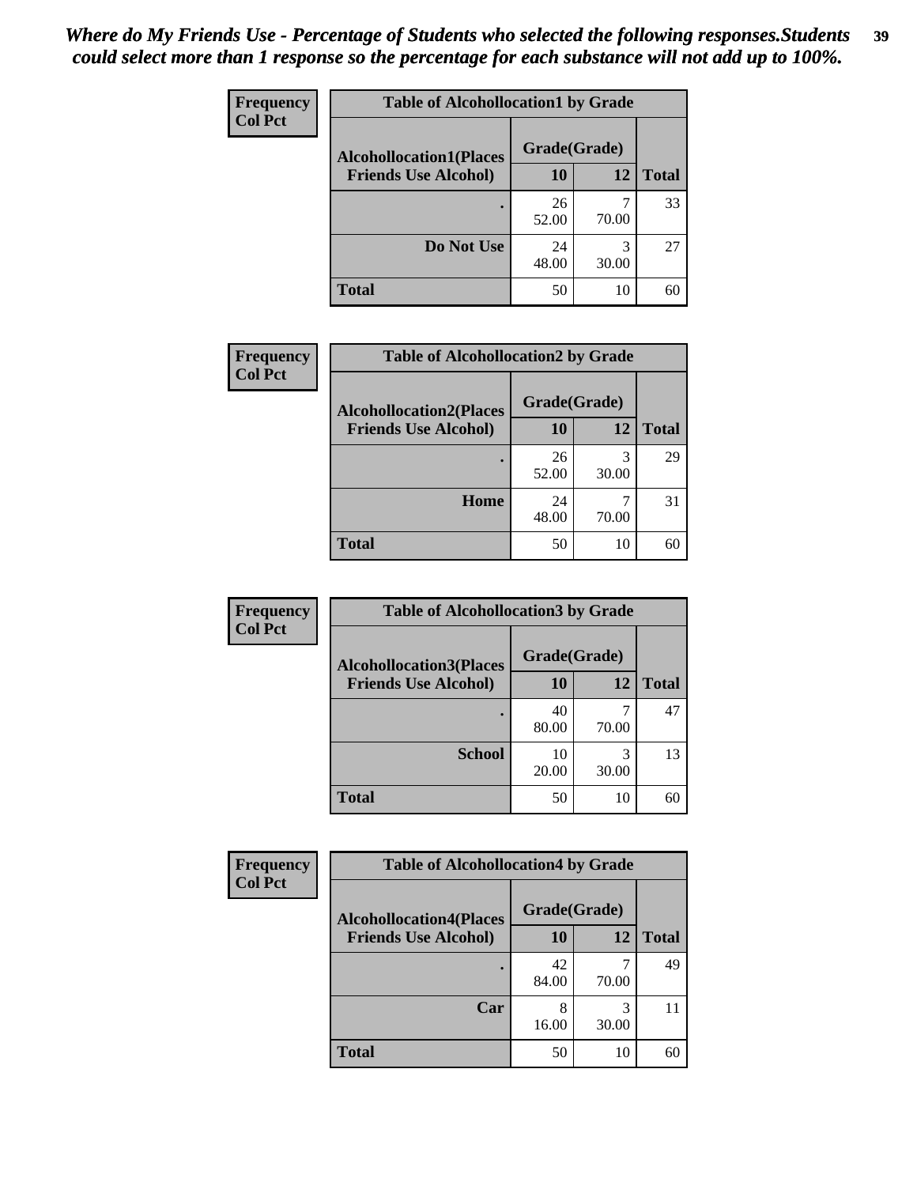*Where do My Friends Use - Percentage of Students who selected the following responses.Students could select more than 1 response so the percentage for each substance will not add up to 100%.*

**Frequency**
**Col Pct**

**Table of Alcohollocation1 by Grade**

| Alcohollocation1(Places Friends Use Alcohol) | Grade(Grade) 10 | 12 | Total |
|---|---|---|---|
| . | 26<br>52.00 | 7<br>70.00 | 33 |
| Do Not Use | 24<br>48.00 | 3<br>30.00 | 27 |
| Total | 50 | 10 | 60 |

**Frequency**
**Col Pct**

**Table of Alcohollocation2 by Grade**

| Alcohollocation2(Places Friends Use Alcohol) | Grade(Grade) 10 | 12 | Total |
|---|---|---|---|
| . | 26<br>52.00 | 3<br>30.00 | 29 |
| Home | 24<br>48.00 | 7<br>70.00 | 31 |
| Total | 50 | 10 | 60 |

**Frequency**
**Col Pct**

**Table of Alcohollocation3 by Grade**

| Alcohollocation3(Places Friends Use Alcohol) | Grade(Grade) 10 | 12 | Total |
|---|---|---|---|
| . | 40<br>80.00 | 7<br>70.00 | 47 |
| School | 10<br>20.00 | 3<br>30.00 | 13 |
| Total | 50 | 10 | 60 |

**Frequency**
**Col Pct**

**Table of Alcohollocation4 by Grade**

| Alcohollocation4(Places Friends Use Alcohol) | Grade(Grade) 10 | 12 | Total |
|---|---|---|---|
| . | 42<br>84.00 | 7<br>70.00 | 49 |
| Car | 8<br>16.00 | 3<br>30.00 | 11 |
| Total | 50 | 10 | 60 |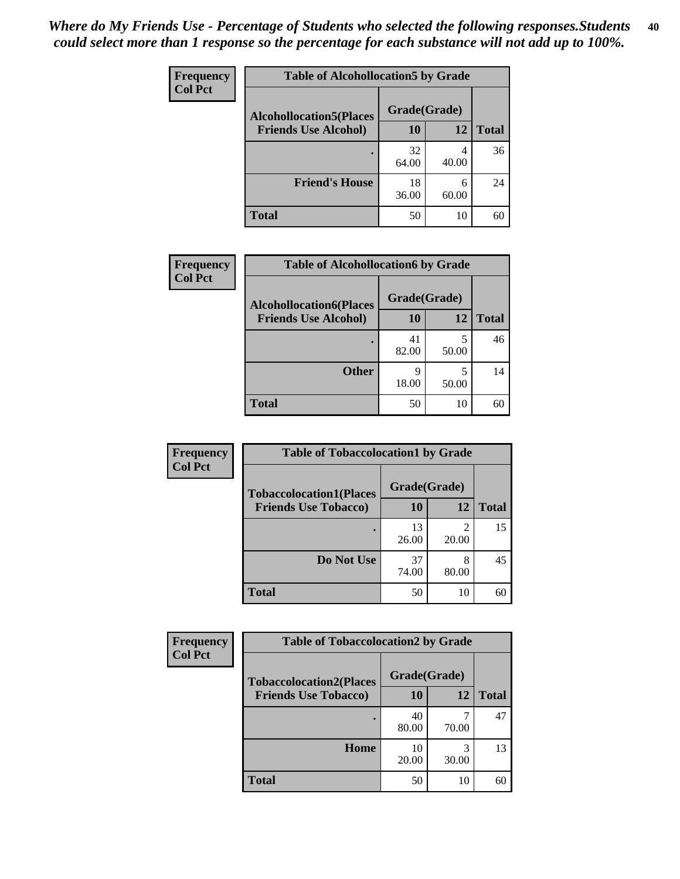*Where do My Friends Use - Percentage of Students who selected the following responses.Students could select more than 1 response so the percentage for each substance will not add up to 100%.*

**Frequency**
**Col Pct**

| Table of Alcohollocation5 by Grade | | | |
|---|---|---|---|
| **Alcohollocation5(Places Friends Use Alcohol)** | **Grade(Grade)** | | **Total** |
| | **10** | **12** | |
| **.** | 32<br>64.00 | 4<br>40.00 | 36 |
| **Friend's House** | 18<br>36.00 | 6<br>60.00 | 24 |
| **Total** | 50 | 10 | 60 |

**Frequency**
**Col Pct**

| Table of Alcohollocation6 by Grade | | | |
|---|---|---|---|
| **Alcohollocation6(Places Friends Use Alcohol)** | **Grade(Grade)** | | **Total** |
| | **10** | **12** | |
| **.** | 41<br>82.00 | 5<br>50.00 | 46 |
| **Other** | 9<br>18.00 | 5<br>50.00 | 14 |
| **Total** | 50 | 10 | 60 |

**Frequency**
**Col Pct**

| Table of Tobaccolocation1 by Grade | | | |
|---|---|---|---|
| **Tobaccolocation1(Places Friends Use Tobacco)** | **Grade(Grade)** | | **Total** |
| | **10** | **12** | |
| **.** | 13<br>26.00 | 2<br>20.00 | 15 |
| **Do Not Use** | 37<br>74.00 | 8<br>80.00 | 45 |
| **Total** | 50 | 10 | 60 |

**Frequency**
**Col Pct**

| Table of Tobaccolocation2 by Grade | | | |
|---|---|---|---|
| **Tobaccolocation2(Places Friends Use Tobacco)** | **Grade(Grade)** | | **Total** |
| | **10** | **12** | |
| **.** | 40<br>80.00 | 7<br>70.00 | 47 |
| **Home** | 10<br>20.00 | 3<br>30.00 | 13 |
| **Total** | 50 | 10 | 60 |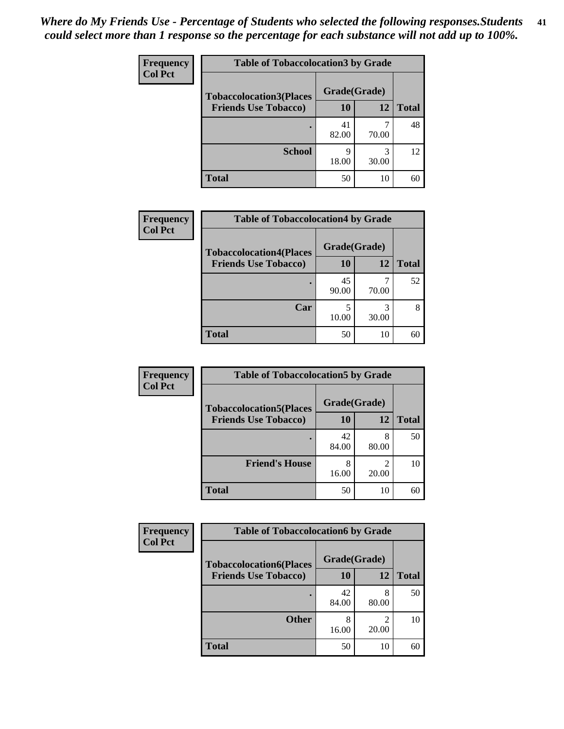*Where do My Friends Use - Percentage of Students who selected the following responses.Students could select more than 1 response so the percentage for each substance will not add up to 100%.*

**Frequency**
**Col Pct**

| Table of Tobaccolocation3 by Grade | | | |
|---|---|---|---|
| **Tobaccolocation3(Places Friends Use Tobacco)** | **Grade(Grade)** | | |
| | **10** | **12** | **Total** |
| . | 41<br>82.00 | 7<br>70.00 | 48 |
| **School** | 9<br>18.00 | 3<br>30.00 | 12 |
| **Total** | 50 | 10 | 60 |

**Frequency**
**Col Pct**

| Table of Tobaccolocation4 by Grade | | | |
|---|---|---|---|
| **Tobaccolocation4(Places Friends Use Tobacco)** | **Grade(Grade)** | | |
| | **10** | **12** | **Total** |
| . | 45<br>90.00 | 7<br>70.00 | 52 |
| **Car** | 5<br>10.00 | 3<br>30.00 | 8 |
| **Total** | 50 | 10 | 60 |

**Frequency**
**Col Pct**

| Table of Tobaccolocation5 by Grade | | | |
|---|---|---|---|
| **Tobaccolocation5(Places Friends Use Tobacco)** | **Grade(Grade)** | | |
| | **10** | **12** | **Total** |
| . | 42<br>84.00 | 8<br>80.00 | 50 |
| **Friend's House** | 8<br>16.00 | 2<br>20.00 | 10 |
| **Total** | 50 | 10 | 60 |

**Frequency**
**Col Pct**

| Table of Tobaccolocation6 by Grade | | | |
|---|---|---|---|
| **Tobaccolocation6(Places Friends Use Tobacco)** | **Grade(Grade)** | | |
| | **10** | **12** | **Total** |
| . | 42<br>84.00 | 8<br>80.00 | 50 |
| **Other** | 8<br>16.00 | 2<br>20.00 | 10 |
| **Total** | 50 | 10 | 60 |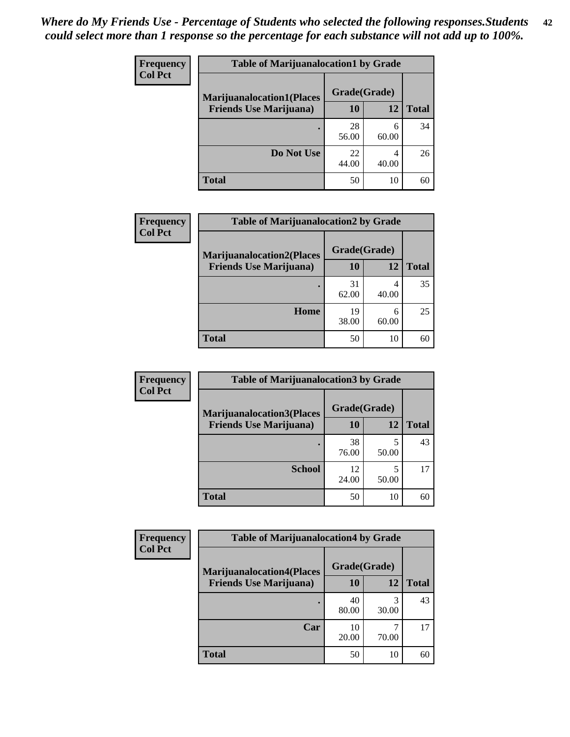*Where do My Friends Use - Percentage of Students who selected the following responses.Students could select more than 1 response so the percentage for each substance will not add up to 100%.*

**Frequency**
**Col Pct**

| Table of Marijuanalocation1 by Grade | | | |
|---|---|---|---|
| **Marijuanalocation1(Places Friends Use Marijuana)** | **Grade(Grade)** | | |
| | **10** | **12** | **Total** |
| **.** | 28<br>56.00 | 6<br>60.00 | 34 |
| **Do Not Use** | 22<br>44.00 | 4<br>40.00 | 26 |
| **Total** | 50 | 10 | 60 |

**Frequency**
**Col Pct**

| Table of Marijuanalocation2 by Grade | | | |
|---|---|---|---|
| **Marijuanalocation2(Places Friends Use Marijuana)** | **Grade(Grade)** | | |
| | **10** | **12** | **Total** |
| **.** | 31<br>62.00 | 4<br>40.00 | 35 |
| **Home** | 19<br>38.00 | 6<br>60.00 | 25 |
| **Total** | 50 | 10 | 60 |

**Frequency**
**Col Pct**

| Table of Marijuanalocation3 by Grade | | | |
|---|---|---|---|
| **Marijuanalocation3(Places Friends Use Marijuana)** | **Grade(Grade)** | | |
| | **10** | **12** | **Total** |
| **.** | 38<br>76.00 | 5<br>50.00 | 43 |
| **School** | 12<br>24.00 | 5<br>50.00 | 17 |
| **Total** | 50 | 10 | 60 |

**Frequency**
**Col Pct**

| Table of Marijuanalocation4 by Grade | | | |
|---|---|---|---|
| **Marijuanalocation4(Places Friends Use Marijuana)** | **Grade(Grade)** | | |
| | **10** | **12** | **Total** |
| **.** | 40<br>80.00 | 3<br>30.00 | 43 |
| **Car** | 10<br>20.00 | 7<br>70.00 | 17 |
| **Total** | 50 | 10 | 60 |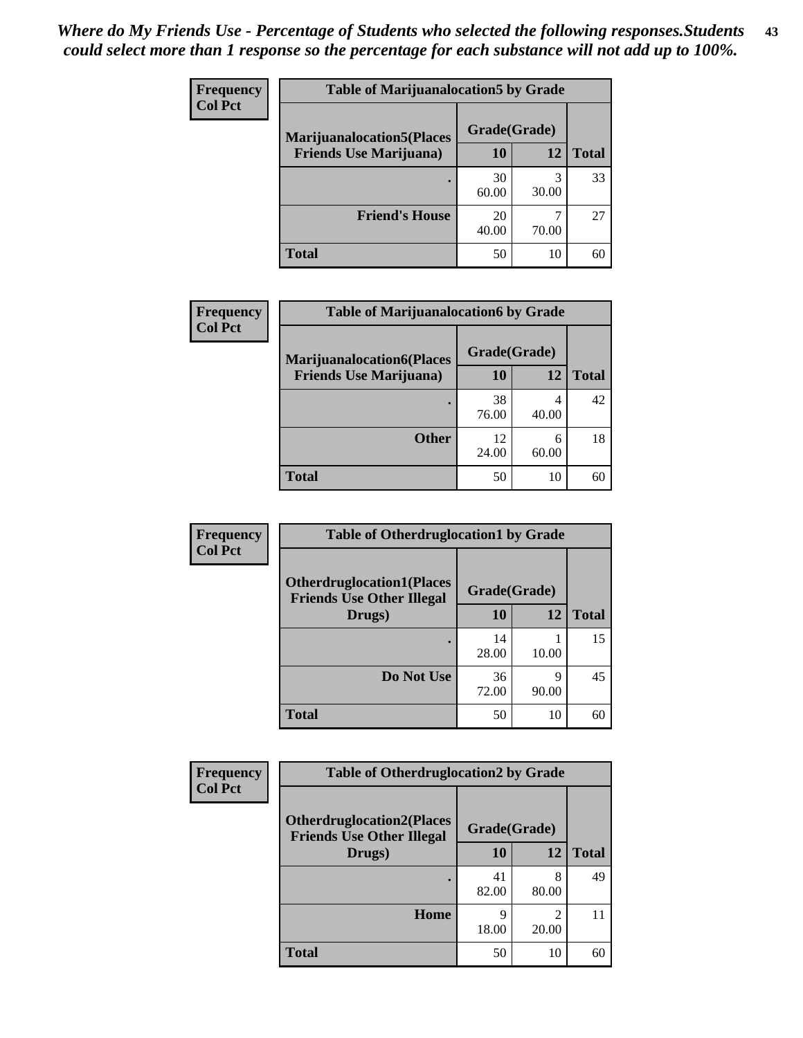*Where do My Friends Use - Percentage of Students who selected the following responses.Students could select more than 1 response so the percentage for each substance will not add up to 100%.*

**Frequency**
**Col Pct**

| Table of Marijuanalocation5 by Grade | | | |
|---|---|---|---|
| **Marijuanalocation5(Places Friends Use Marijuana)** | **Grade(Grade)** | | |
| | **10** | **12** | **Total** |
| **.** | 30<br>60.00 | 3<br>30.00 | 33 |
| **Friend's House** | 20<br>40.00 | 7<br>70.00 | 27 |
| **Total** | 50 | 10 | 60 |

**Frequency**
**Col Pct**

| Table of Marijuanalocation6 by Grade | | | |
|---|---|---|---|
| **Marijuanalocation6(Places Friends Use Marijuana)** | **Grade(Grade)** | | |
| | **10** | **12** | **Total** |
| **.** | 38<br>76.00 | 4<br>40.00 | 42 |
| **Other** | 12<br>24.00 | 6<br>60.00 | 18 |
| **Total** | 50 | 10 | 60 |

**Frequency**
**Col Pct**

| Table of Otherdruglocation1 by Grade | | | |
|---|---|---|---|
| **Otherdruglocation1(Places Friends Use Other Illegal Drugs)** | **Grade(Grade)** | | |
| | **10** | **12** | **Total** |
| **.** | 14<br>28.00 | 1<br>10.00 | 15 |
| **Do Not Use** | 36<br>72.00 | 9<br>90.00 | 45 |
| **Total** | 50 | 10 | 60 |

**Frequency**
**Col Pct**

| Table of Otherdruglocation2 by Grade | | | |
|---|---|---|---|
| **Otherdruglocation2(Places Friends Use Other Illegal Drugs)** | **Grade(Grade)** | | |
| | **10** | **12** | **Total** |
| **.** | 41<br>82.00 | 8<br>80.00 | 49 |
| **Home** | 9<br>18.00 | 2<br>20.00 | 11 |
| **Total** | 50 | 10 | 60 |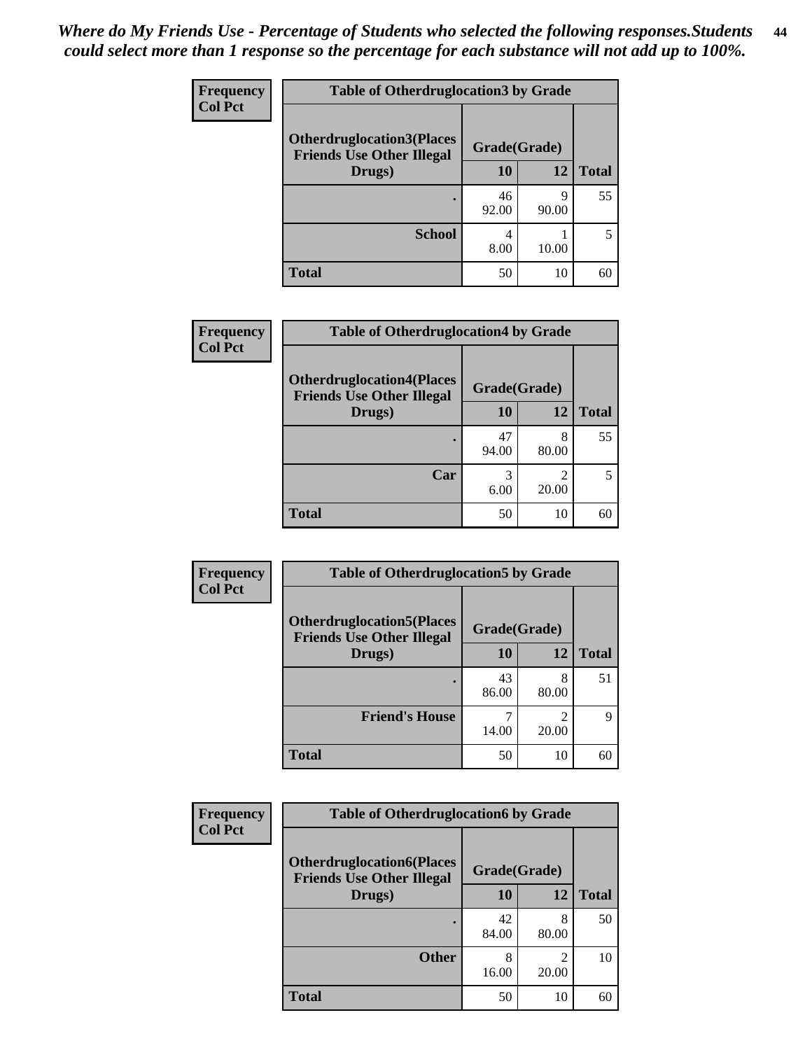*Where do My Friends Use - Percentage of Students who selected the following responses.Students could select more than 1 response so the percentage for each substance will not add up to 100%.*

**Frequency**
**Col Pct**

**Table of Otherdruglocation3 by Grade**

| Otherdruglocation3(Places Friends Use Other Illegal Drugs) | Grade(Grade) | | Total |
|---|---|---|---|
| | 10 | 12 | |
| . | 46<br>92.00 | 9<br>90.00 | 55 |
| School | 4<br>8.00 | 1<br>10.00 | 5 |
| Total | 50 | 10 | 60 |

**Frequency**
**Col Pct**

**Table of Otherdruglocation4 by Grade**

| Otherdruglocation4(Places Friends Use Other Illegal Drugs) | Grade(Grade) | | Total |
|---|---|---|---|
| | 10 | 12 | |
| . | 47<br>94.00 | 8<br>80.00 | 55 |
| Car | 3<br>6.00 | 2<br>20.00 | 5 |
| Total | 50 | 10 | 60 |

**Frequency**
**Col Pct**

**Table of Otherdruglocation5 by Grade**

| Otherdruglocation5(Places Friends Use Other Illegal Drugs) | Grade(Grade) | | Total |
|---|---|---|---|
| | 10 | 12 | |
| . | 43<br>86.00 | 8<br>80.00 | 51 |
| Friend's House | 7<br>14.00 | 2<br>20.00 | 9 |
| Total | 50 | 10 | 60 |

**Frequency**
**Col Pct**

**Table of Otherdruglocation6 by Grade**

| Otherdruglocation6(Places Friends Use Other Illegal Drugs) | Grade(Grade) | | Total |
|---|---|---|---|
| | 10 | 12 | |
| . | 42<br>84.00 | 8<br>80.00 | 50 |
| Other | 8<br>16.00 | 2<br>20.00 | 10 |
| Total | 50 | 10 | 60 |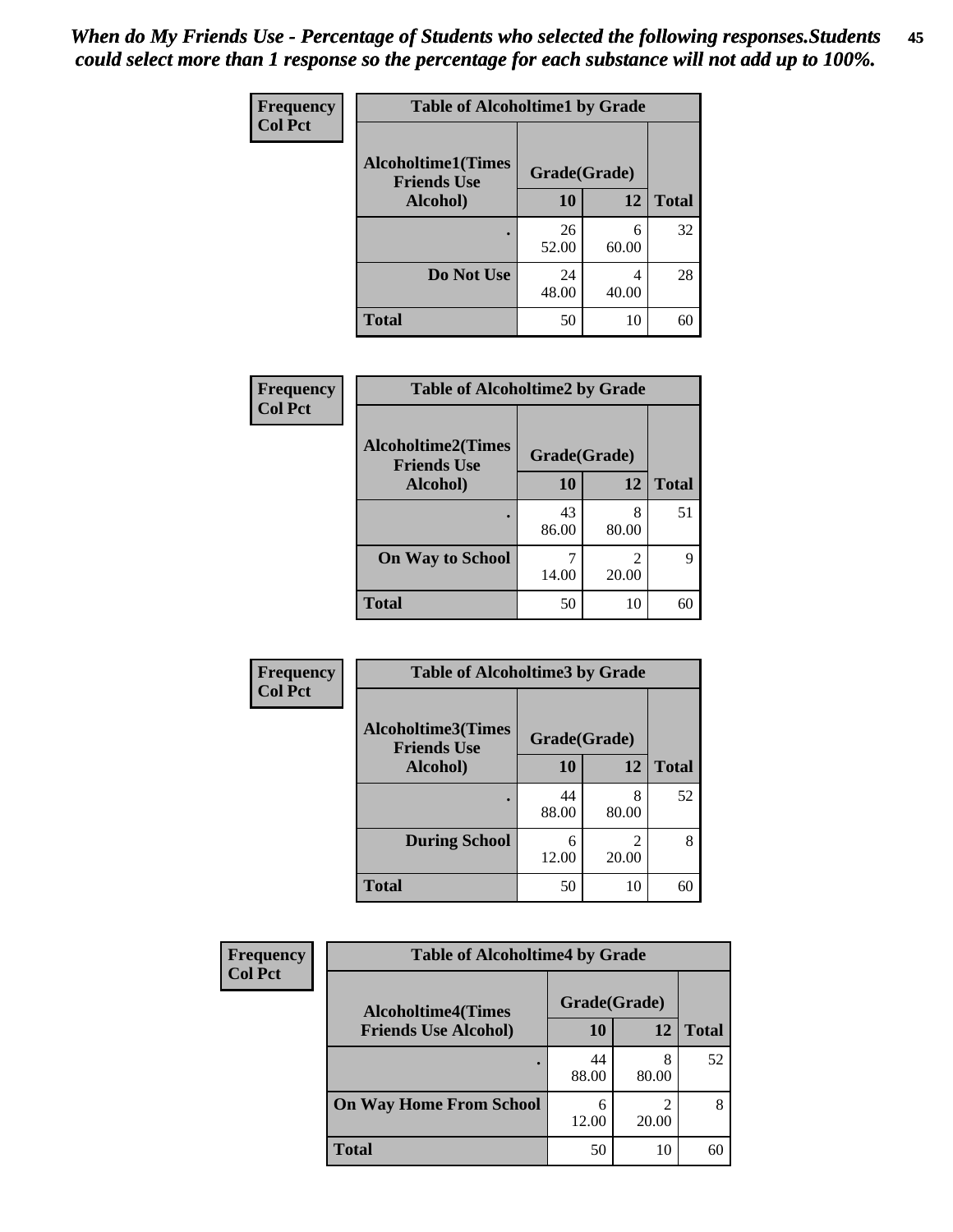*When do My Friends Use - Percentage of Students who selected the following responses.Students could select more than 1 response so the percentage for each substance will not add up to 100%.*

| Frequency<br>Col Pct | Table of Alcoholtime1 by Grade | | |
|---|---|---|---|
| Alcoholtime1(Times Friends Use Alcohol) | Grade(Grade) | | |
| | 10 | 12 | Total |
| . | 26<br>52.00 | 6<br>60.00 | 32 |
| Do Not Use | 24<br>48.00 | 4<br>40.00 | 28 |
| Total | 50 | 10 | 60 |

| Frequency<br>Col Pct | Table of Alcoholtime2 by Grade | | |
|---|---|---|---|
| Alcoholtime2(Times Friends Use Alcohol) | Grade(Grade) | | |
| | 10 | 12 | Total |
| . | 43<br>86.00 | 8<br>80.00 | 51 |
| On Way to School | 7<br>14.00 | 2<br>20.00 | 9 |
| Total | 50 | 10 | 60 |

| Frequency<br>Col Pct | Table of Alcoholtime3 by Grade | | |
|---|---|---|---|
| Alcoholtime3(Times Friends Use Alcohol) | Grade(Grade) | | |
| | 10 | 12 | Total |
| . | 44<br>88.00 | 8<br>80.00 | 52 |
| During School | 6<br>12.00 | 2<br>20.00 | 8 |
| Total | 50 | 10 | 60 |

| Frequency<br>Col Pct | Table of Alcoholtime4 by Grade | | |
|---|---|---|---|
| Alcoholtime4(Times Friends Use Alcohol) | Grade(Grade) | | |
| | 10 | 12 | Total |
| . | 44<br>88.00 | 8<br>80.00 | 52 |
| On Way Home From School | 6<br>12.00 | 2<br>20.00 | 8 |
| Total | 50 | 10 | 60 |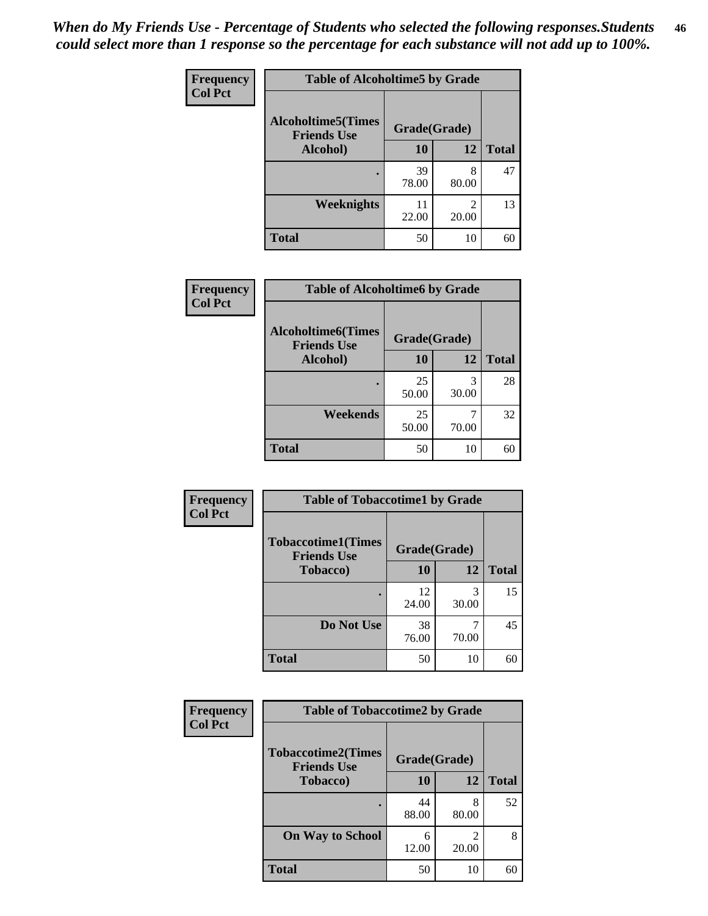*When do My Friends Use - Percentage of Students who selected the following responses.Students could select more than 1 response so the percentage for each substance will not add up to 100%.*

**Frequency**
**Col Pct**

| Table of Alcoholtime5 by Grade | | | |
|---|---|---|---|
| **Alcoholtime5(Times Friends Use Alcohol)** | **Grade(Grade)** | | **Total** |
| | **10** | **12** | |
| **.** | 39<br>78.00 | 8<br>80.00 | 47 |
| **Weeknights** | 11<br>22.00 | 2<br>20.00 | 13 |
| **Total** | 50 | 10 | 60 |

**Frequency**
**Col Pct**

| Table of Alcoholtime6 by Grade | | | |
|---|---|---|---|
| **Alcoholtime6(Times Friends Use Alcohol)** | **Grade(Grade)** | | **Total** |
| | **10** | **12** | |
| **.** | 25<br>50.00 | 3<br>30.00 | 28 |
| **Weekends** | 25<br>50.00 | 7<br>70.00 | 32 |
| **Total** | 50 | 10 | 60 |

**Frequency**
**Col Pct**

| Table of Tobaccotime1 by Grade | | | |
|---|---|---|---|
| **Tobaccotime1(Times Friends Use Tobacco)** | **Grade(Grade)** | | **Total** |
| | **10** | **12** | |
| **.** | 12<br>24.00 | 3<br>30.00 | 15 |
| **Do Not Use** | 38<br>76.00 | 7<br>70.00 | 45 |
| **Total** | 50 | 10 | 60 |

**Frequency**
**Col Pct**

| Table of Tobaccotime2 by Grade | | | |
|---|---|---|---|
| **Tobaccotime2(Times Friends Use Tobacco)** | **Grade(Grade)** | | **Total** |
| | **10** | **12** | |
| **.** | 44<br>88.00 | 8<br>80.00 | 52 |
| **On Way to School** | 6<br>12.00 | 2<br>20.00 | 8 |
| **Total** | 50 | 10 | 60 |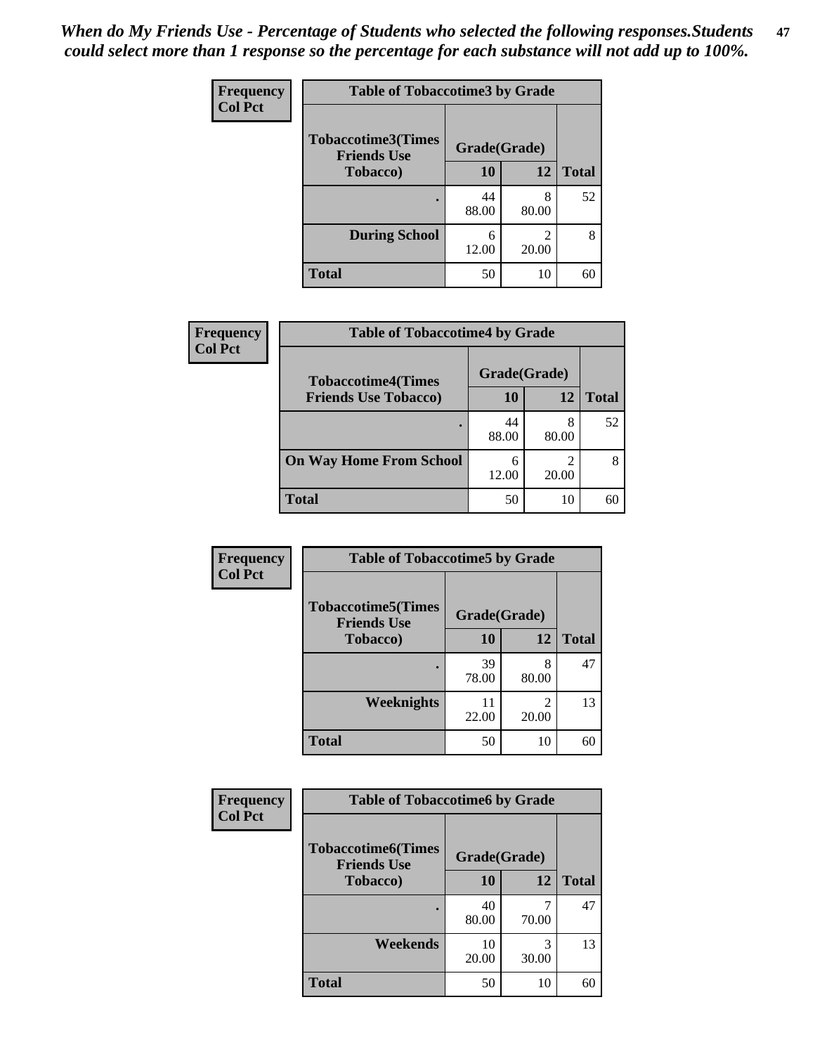*When do My Friends Use - Percentage of Students who selected the following responses.Students could select more than 1 response so the percentage for each substance will not add up to 100%.*

**Frequency**
**Col Pct**

| Table of Tobaccotime3 by Grade | | | |
|---|---|---|---|
| Tobaccotime3(Times Friends Use Tobacco) | Grade(Grade) | | |
| | 10 | 12 | Total |
| . | 44<br>88.00 | 8<br>80.00 | 52 |
| During School | 6<br>12.00 | 2<br>20.00 | 8 |
| Total | 50 | 10 | 60 |

**Frequency**
**Col Pct**

| Table of Tobaccotime4 by Grade | | | |
|---|---|---|---|
| Tobaccotime4(Times Friends Use Tobacco) | Grade(Grade) | | |
| | 10 | 12 | Total |
| . | 44<br>88.00 | 8<br>80.00 | 52 |
| On Way Home From School | 6<br>12.00 | 2<br>20.00 | 8 |
| Total | 50 | 10 | 60 |

**Frequency**
**Col Pct**

| Table of Tobaccotime5 by Grade | | | |
|---|---|---|---|
| Tobaccotime5(Times Friends Use Tobacco) | Grade(Grade) | | |
| | 10 | 12 | Total |
| . | 39<br>78.00 | 8<br>80.00 | 47 |
| Weeknights | 11<br>22.00 | 2<br>20.00 | 13 |
| Total | 50 | 10 | 60 |

**Frequency**
**Col Pct**

| Table of Tobaccotime6 by Grade | | | |
|---|---|---|---|
| Tobaccotime6(Times Friends Use Tobacco) | Grade(Grade) | | |
| | 10 | 12 | Total |
| . | 40<br>80.00 | 7<br>70.00 | 47 |
| Weekends | 10<br>20.00 | 3<br>30.00 | 13 |
| Total | 50 | 10 | 60 |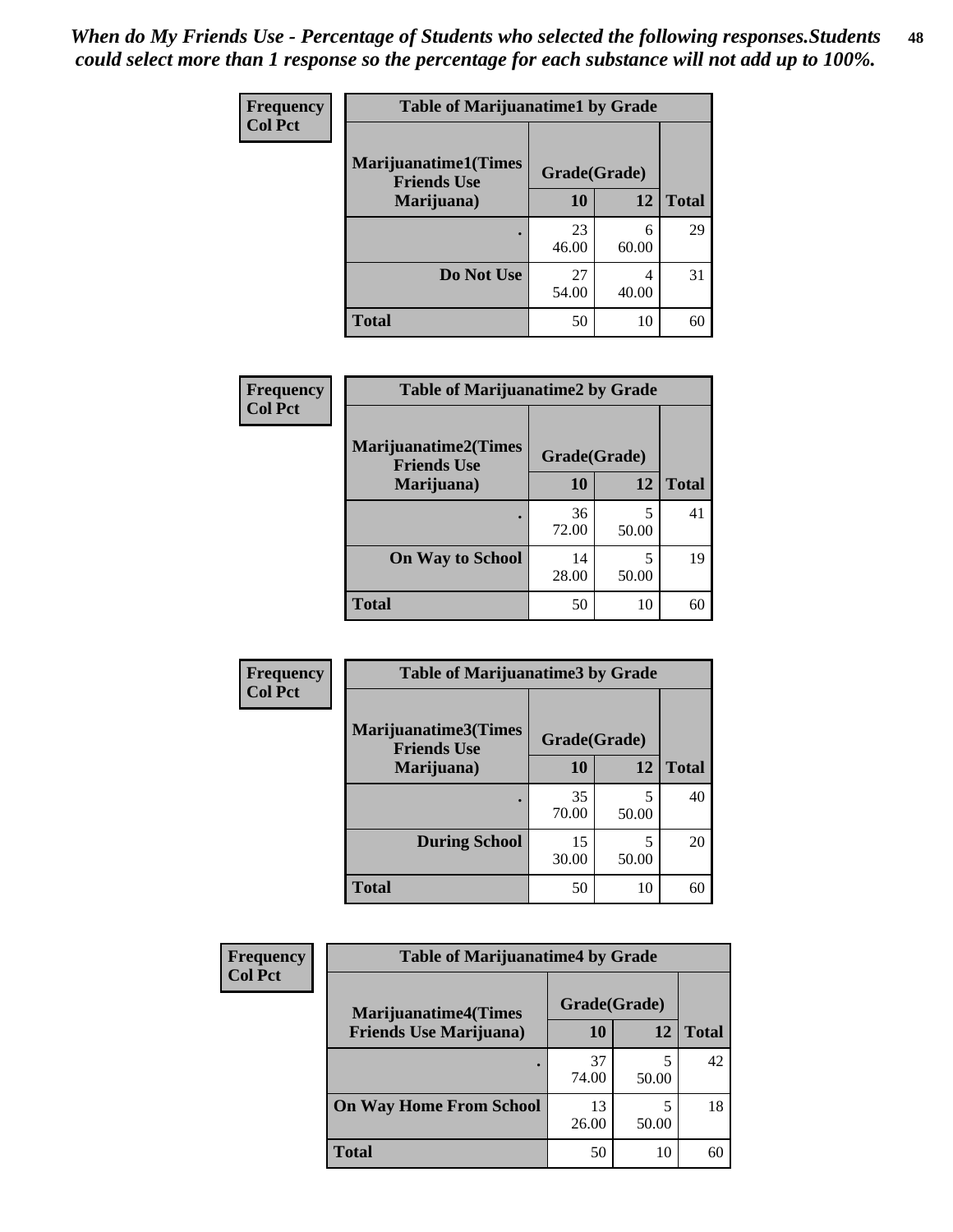*When do My Friends Use - Percentage of Students who selected the following responses.Students could select more than 1 response so the percentage for each substance will not add up to 100%.*

**Frequency**
**Col Pct**

| Table of Marijuanatime1 by Grade | | | |
|---|---|---|---|
| **Marijuanatime1(Times Friends Use Marijuana)** | **Grade(Grade)** | | |
| | **10** | **12** | **Total** |
| **.** | 23<br>46.00 | 6<br>60.00 | 29 |
| **Do Not Use** | 27<br>54.00 | 4<br>40.00 | 31 |
| **Total** | 50 | 10 | 60 |

**Frequency**
**Col Pct**

| Table of Marijuanatime2 by Grade | | | |
|---|---|---|---|
| **Marijuanatime2(Times Friends Use Marijuana)** | **Grade(Grade)** | | |
| | **10** | **12** | **Total** |
| **.** | 36<br>72.00 | 5<br>50.00 | 41 |
| **On Way to School** | 14<br>28.00 | 5<br>50.00 | 19 |
| **Total** | 50 | 10 | 60 |

**Frequency**
**Col Pct**

| Table of Marijuanatime3 by Grade | | | |
|---|---|---|---|
| **Marijuanatime3(Times Friends Use Marijuana)** | **Grade(Grade)** | | |
| | **10** | **12** | **Total** |
| **.** | 35<br>70.00 | 5<br>50.00 | 40 |
| **During School** | 15<br>30.00 | 5<br>50.00 | 20 |
| **Total** | 50 | 10 | 60 |

**Frequency**
**Col Pct**

| Table of Marijuanatime4 by Grade | | | |
|---|---|---|---|
| **Marijuanatime4(Times Friends Use Marijuana)** | **Grade(Grade)** | | |
| | **10** | **12** | **Total** |
| **.** | 37<br>74.00 | 5<br>50.00 | 42 |
| **On Way Home From School** | 13<br>26.00 | 5<br>50.00 | 18 |
| **Total** | 50 | 10 | 60 |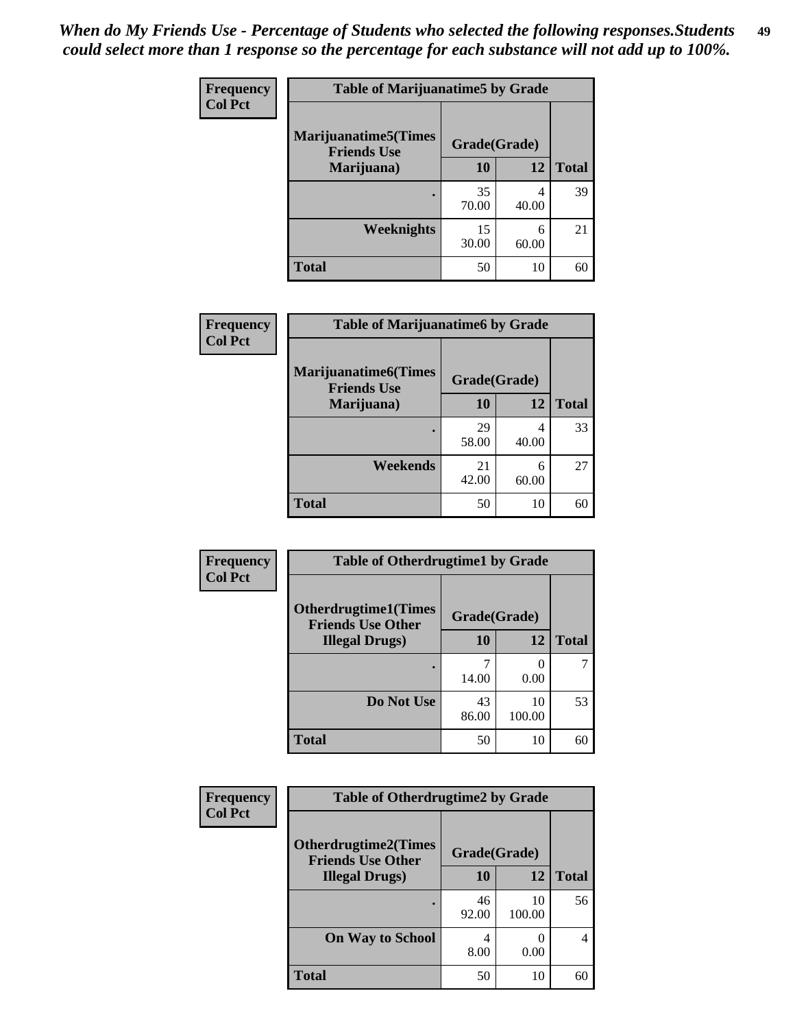*When do My Friends Use - Percentage of Students who selected the following responses.Students could select more than 1 response so the percentage for each substance will not add up to 100%.*

**Frequency**
**Col Pct**

| Table of Marijuanatime5 by Grade | | | |
|---|---|---|---|
| **Marijuanatime5(Times Friends Use Marijuana)** | **Grade(Grade)** | | **Total** |
| | **10** | **12** | |
| **.** | 35<br>70.00 | 4<br>40.00 | 39 |
| **Weeknights** | 15<br>30.00 | 6<br>60.00 | 21 |
| **Total** | 50 | 10 | 60 |

**Frequency**
**Col Pct**

| Table of Marijuanatime6 by Grade | | | |
|---|---|---|---|
| **Marijuanatime6(Times Friends Use Marijuana)** | **Grade(Grade)** | | **Total** |
| | **10** | **12** | |
| **.** | 29<br>58.00 | 4<br>40.00 | 33 |
| **Weekends** | 21<br>42.00 | 6<br>60.00 | 27 |
| **Total** | 50 | 10 | 60 |

**Frequency**
**Col Pct**

| Table of Otherdrugtime1 by Grade | | | |
|---|---|---|---|
| **Otherdrugtime1(Times Friends Use Other Illegal Drugs)** | **Grade(Grade)** | | **Total** |
| | **10** | **12** | |
| **.** | 7<br>14.00 | 0<br>0.00 | 7 |
| **Do Not Use** | 43<br>86.00 | 10<br>100.00 | 53 |
| **Total** | 50 | 10 | 60 |

**Frequency**
**Col Pct**

| Table of Otherdrugtime2 by Grade | | | |
|---|---|---|---|
| **Otherdrugtime2(Times Friends Use Other Illegal Drugs)** | **Grade(Grade)** | | **Total** |
| | **10** | **12** | |
| **.** | 46<br>92.00 | 10<br>100.00 | 56 |
| **On Way to School** | 4<br>8.00 | 0<br>0.00 | 4 |
| **Total** | 50 | 10 | 60 |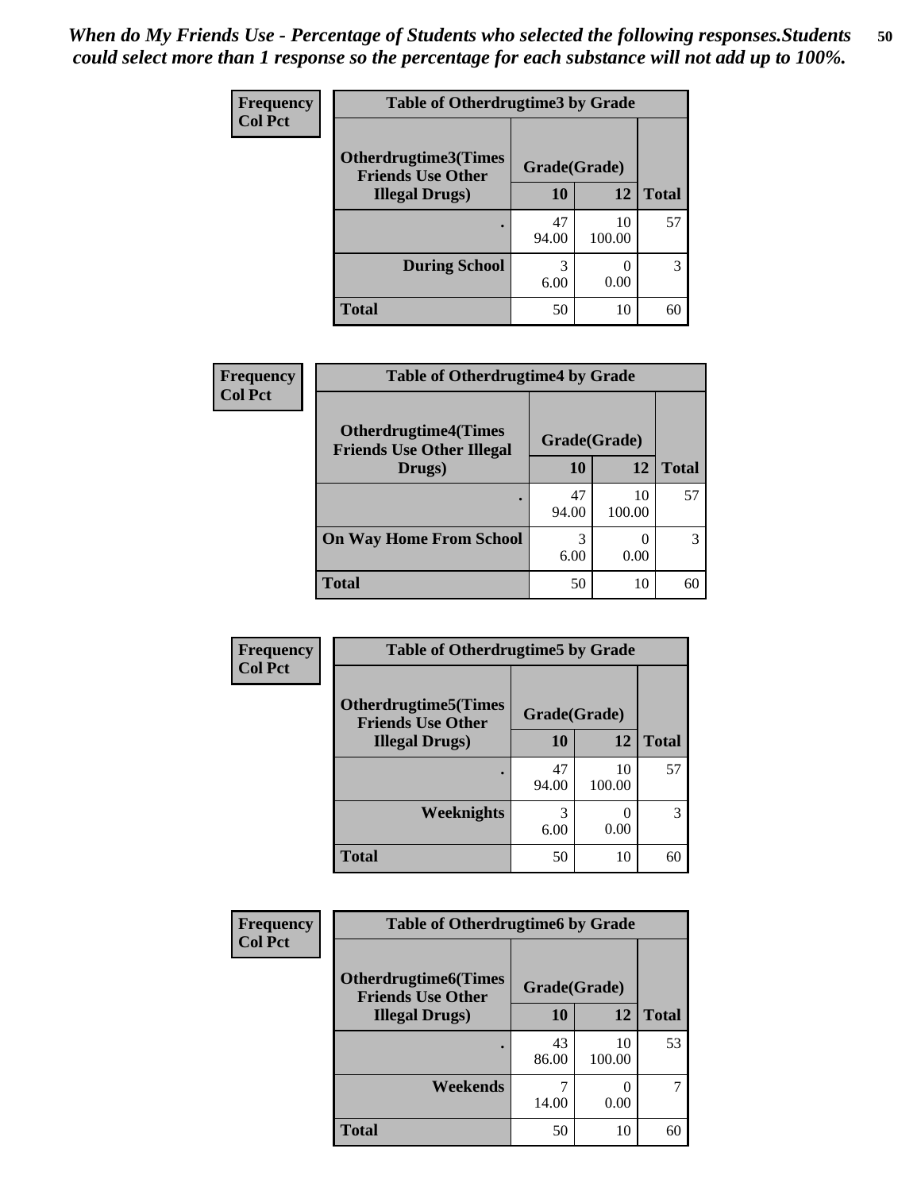*When do My Friends Use - Percentage of Students who selected the following responses.Students could select more than 1 response so the percentage for each substance will not add up to 100%.*

**Frequency**
**Col Pct**

| Table of Otherdrugtime3 by Grade | | | |
|---|---|---|---|
| Otherdrugtime3(Times Friends Use Other Illegal Drugs) | Grade(Grade) | | |
| | 10 | 12 | Total |
| . | 47<br>94.00 | 10<br>100.00 | 57 |
| During School | 3<br>6.00 | 0<br>0.00 | 3 |
| Total | 50 | 10 | 60 |

**Frequency**
**Col Pct**

| Table of Otherdrugtime4 by Grade | | | |
|---|---|---|---|
| Otherdrugtime4(Times Friends Use Other Illegal Drugs) | Grade(Grade) | | |
| | 10 | 12 | Total |
| . | 47<br>94.00 | 10<br>100.00 | 57 |
| On Way Home From School | 3<br>6.00 | 0<br>0.00 | 3 |
| Total | 50 | 10 | 60 |

**Frequency**
**Col Pct**

| Table of Otherdrugtime5 by Grade | | | |
|---|---|---|---|
| Otherdrugtime5(Times Friends Use Other Illegal Drugs) | Grade(Grade) | | |
| | 10 | 12 | Total |
| . | 47<br>94.00 | 10<br>100.00 | 57 |
| Weeknights | 3<br>6.00 | 0<br>0.00 | 3 |
| Total | 50 | 10 | 60 |

**Frequency**
**Col Pct**

| Table of Otherdrugtime6 by Grade | | | |
|---|---|---|---|
| Otherdrugtime6(Times Friends Use Other Illegal Drugs) | Grade(Grade) | | |
| | 10 | 12 | Total |
| . | 43<br>86.00 | 10<br>100.00 | 53 |
| Weekends | 7<br>14.00 | 0<br>0.00 | 7 |
| Total | 50 | 10 | 60 |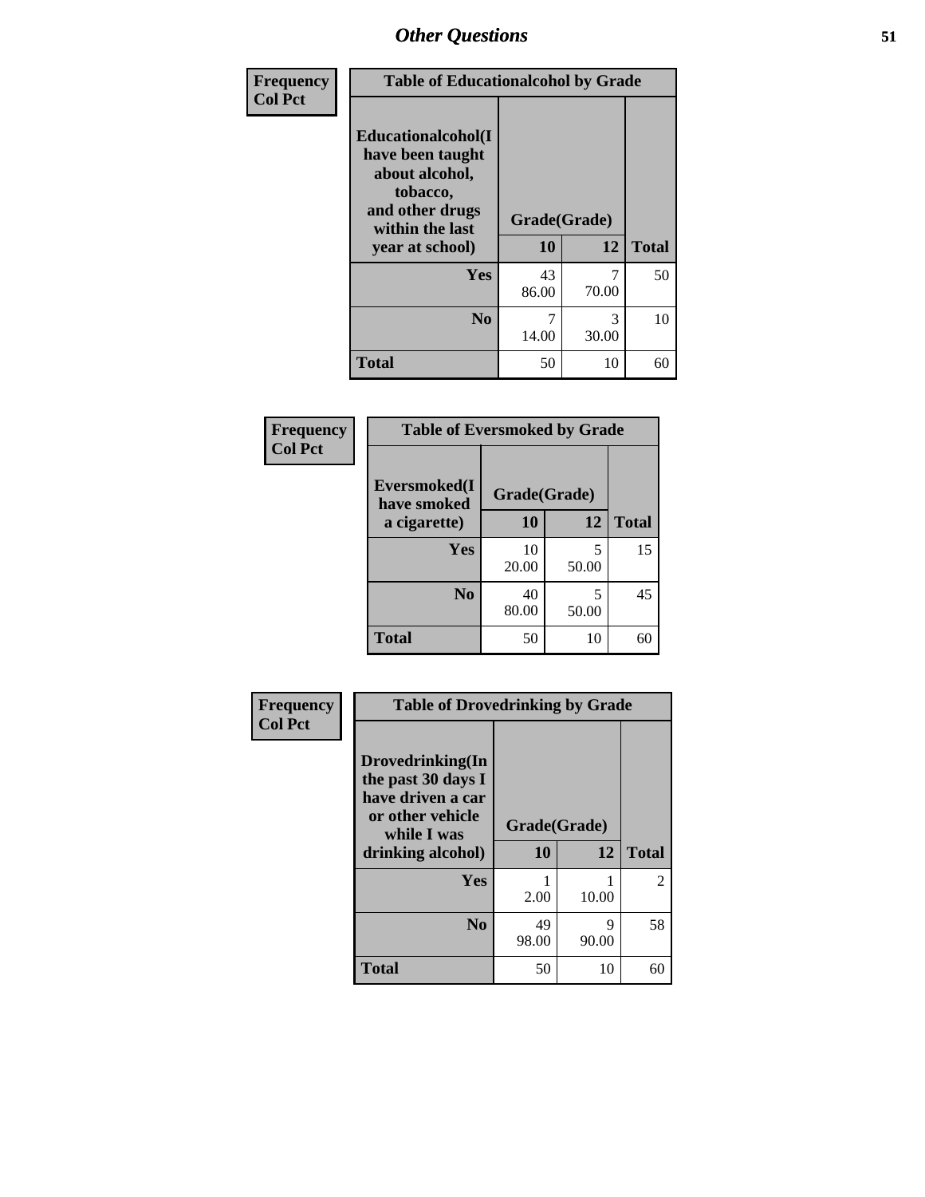| Frequency<br>Col Pct | Table of Educationalcohol by Grade | | |
|---|---|---|---|
| Educationalcohol(I have been taught about alcohol, tobacco, and other drugs within the last year at school) | Grade(Grade) | | |
| | 10 | 12 | Total |
| Yes | 43<br>86.00 | 7<br>70.00 | 50 |
| No | 7<br>14.00 | 3<br>30.00 | 10 |
| Total | 50 | 10 | 60 |

| Frequency<br>Col Pct | Table of Eversmoked by Grade | | |
|---|---|---|---|
| Eversmoked(I have smoked a cigarette) | Grade(Grade) | | |
| | 10 | 12 | Total |
| Yes | 10<br>20.00 | 5<br>50.00 | 15 |
| No | 40<br>80.00 | 5<br>50.00 | 45 |
| Total | 50 | 10 | 60 |

| Frequency<br>Col Pct | Table of Drovedrinking by Grade | | |
|---|---|---|---|
| Drovedrinking(In the past 30 days I have driven a car or other vehicle while I was drinking alcohol) | Grade(Grade) | | |
| | 10 | 12 | Total |
| Yes | 1<br>2.00 | 1<br>10.00 | 2 |
| No | 49<br>98.00 | 9<br>90.00 | 58 |
| Total | 50 | 10 | 60 |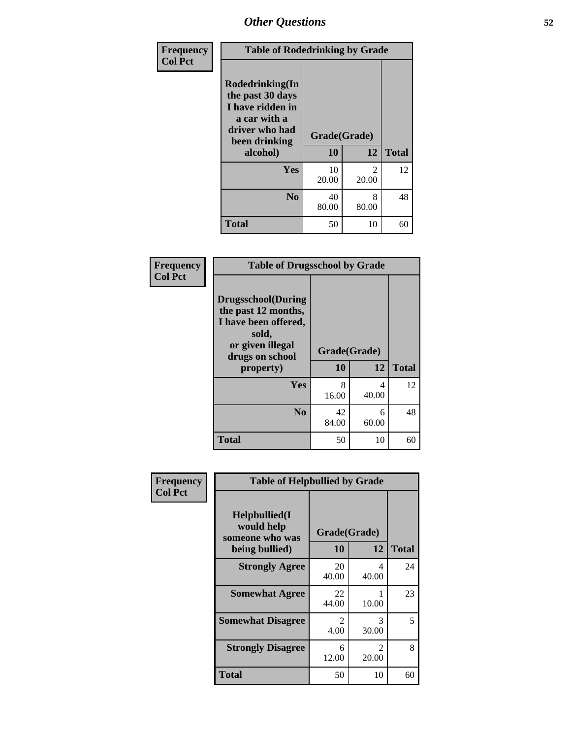## Other Questions

**Frequency**
**Col Pct**

| Table of Rodedrinking by Grade | | | |
|---|---|---|---|
| **Rodedrinking(In the past 30 days I have ridden in a car with a driver who had been drinking alcohol)** | **Grade(Grade)** | | |
| | **10** | **12** | **Total** |
| **Yes** | 10<br>20.00 | 2<br>20.00 | 12 |
| **No** | 40<br>80.00 | 8<br>80.00 | 48 |
| **Total** | 50 | 10 | 60 |

**Frequency**
**Col Pct**

| Table of Drugsschool by Grade | | | |
|---|---|---|---|
| **Drugsschool(During the past 12 months, I have been offered, sold, or given illegal drugs on school property)** | **Grade(Grade)** | | |
| | **10** | **12** | **Total** |
| **Yes** | 8<br>16.00 | 4<br>40.00 | 12 |
| **No** | 42<br>84.00 | 6<br>60.00 | 48 |
| **Total** | 50 | 10 | 60 |

**Frequency**
**Col Pct**

| Table of Helpbullied by Grade | | | |
|---|---|---|---|
| **Helpbullied(I would help someone who was being bullied)** | **Grade(Grade)** | | |
| | **10** | **12** | **Total** |
| **Strongly Agree** | 20<br>40.00 | 4<br>40.00 | 24 |
| **Somewhat Agree** | 22<br>44.00 | 1<br>10.00 | 23 |
| **Somewhat Disagree** | 2<br>4.00 | 3<br>30.00 | 5 |
| **Strongly Disagree** | 6<br>12.00 | 2<br>20.00 | 8 |
| **Total** | 50 | 10 | 60 |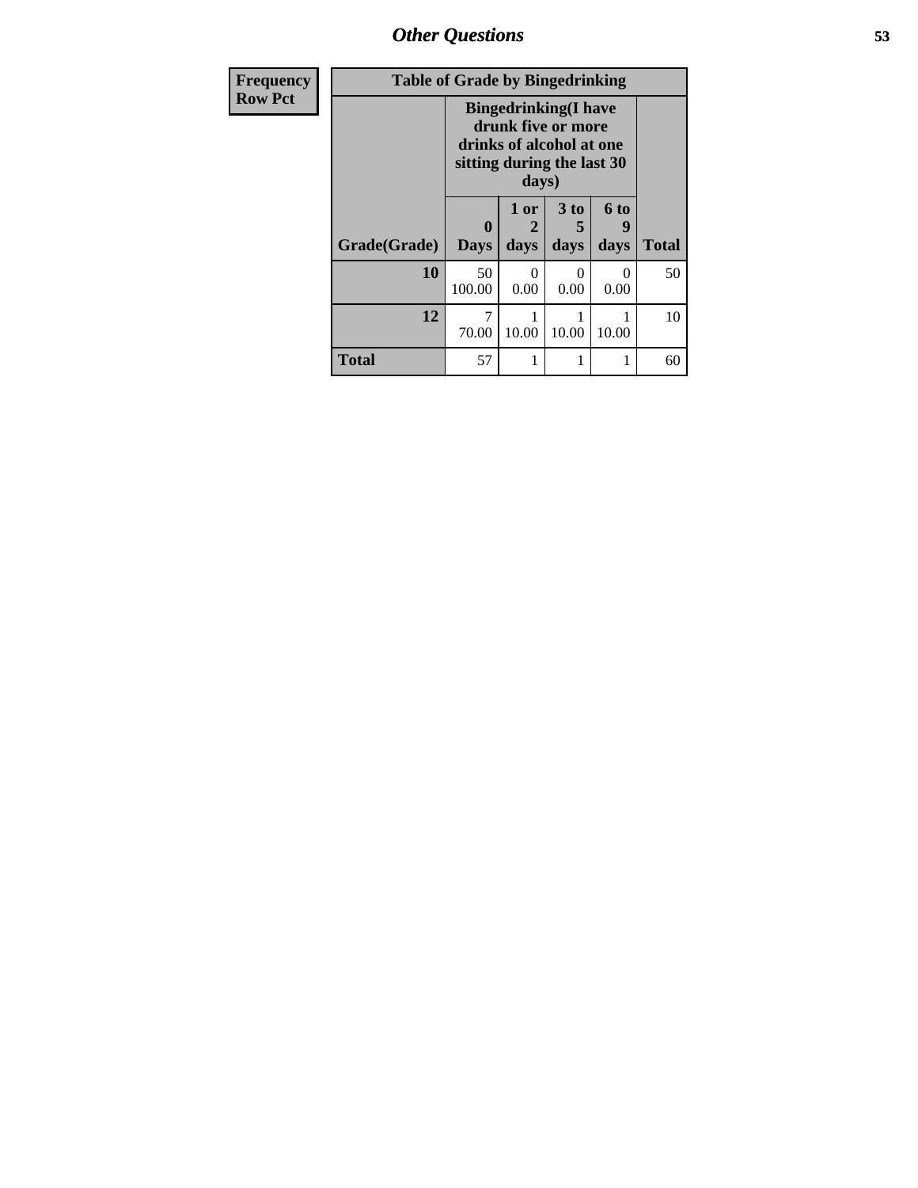| Frequency Row Pct |
|---|

**Table of Grade by Bingedrinking**

| Grade(Grade) | Bingedrinking(I have drunk five or more drinks of alcohol at one sitting during the last 30 days) | | | | Total |
|---|---|---|---|---|---|
| | 0 Days | 1 or 2 days | 3 to 5 days | 6 to 9 days | |
| **10** | 50<br>100.00 | 0<br>0.00 | 0<br>0.00 | 0<br>0.00 | 50 |
| **12** | 7<br>70.00 | 1<br>10.00 | 1<br>10.00 | 1<br>10.00 | 10 |
| **Total** | 57 | 1 | 1 | 1 | 60 |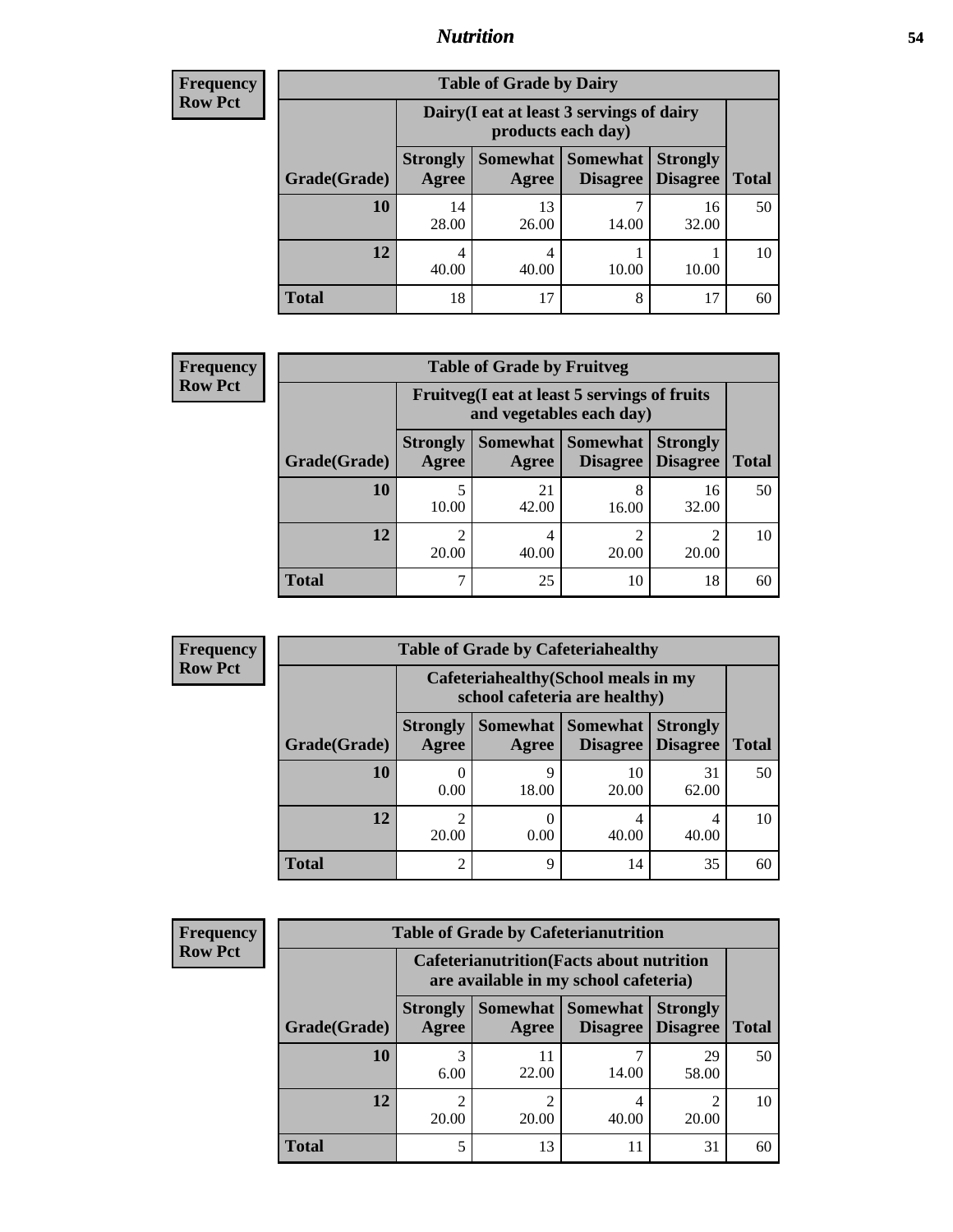## Nutrition

| Frequency<br>Row Pct | | | | | |
|---|---|---|---|---|---|

**Table of Grade by Dairy**

| | Dairy(I eat at least 3 servings of dairy products each day) | | | | |
|---|---|---|---|---|---|
| Grade(Grade) | Strongly Agree | Somewhat Agree | Somewhat Disagree | Strongly Disagree | Total |
| 10 | 14<br>28.00 | 13<br>26.00 | 7<br>14.00 | 16<br>32.00 | 50 |
| 12 | 4<br>40.00 | 4<br>40.00 | 1<br>10.00 | 1<br>10.00 | 10 |
| Total | 18 | 17 | 8 | 17 | 60 |

**Frequency**
**Row Pct**

**Table of Grade by Fruitveg**

| | Fruitveg(I eat at least 5 servings of fruits and vegetables each day) | | | | |
|---|---|---|---|---|---|
| Grade(Grade) | Strongly Agree | Somewhat Agree | Somewhat Disagree | Strongly Disagree | Total |
| 10 | 5<br>10.00 | 21<br>42.00 | 8<br>16.00 | 16<br>32.00 | 50 |
| 12 | 2<br>20.00 | 4<br>40.00 | 2<br>20.00 | 2<br>20.00 | 10 |
| Total | 7 | 25 | 10 | 18 | 60 |

**Frequency**
**Row Pct**

**Table of Grade by Cafeteriahealthy**

| | Cafeteriahealthy(School meals in my school cafeteria are healthy) | | | | |
|---|---|---|---|---|---|
| Grade(Grade) | Strongly Agree | Somewhat Agree | Somewhat Disagree | Strongly Disagree | Total |
| 10 | 0<br>0.00 | 9<br>18.00 | 10<br>20.00 | 31<br>62.00 | 50 |
| 12 | 2<br>20.00 | 0<br>0.00 | 4<br>40.00 | 4<br>40.00 | 10 |
| Total | 2 | 9 | 14 | 35 | 60 |

**Frequency**
**Row Pct**

**Table of Grade by Cafeterianutrition**

| | Cafeterianutrition(Facts about nutrition are available in my school cafeteria) | | | | |
|---|---|---|---|---|---|
| Grade(Grade) | Strongly Agree | Somewhat Agree | Somewhat Disagree | Strongly Disagree | Total |
| 10 | 3<br>6.00 | 11<br>22.00 | 7<br>14.00 | 29<br>58.00 | 50 |
| 12 | 2<br>20.00 | 2<br>20.00 | 4<br>40.00 | 2<br>20.00 | 10 |
| Total | 5 | 13 | 11 | 31 | 60 |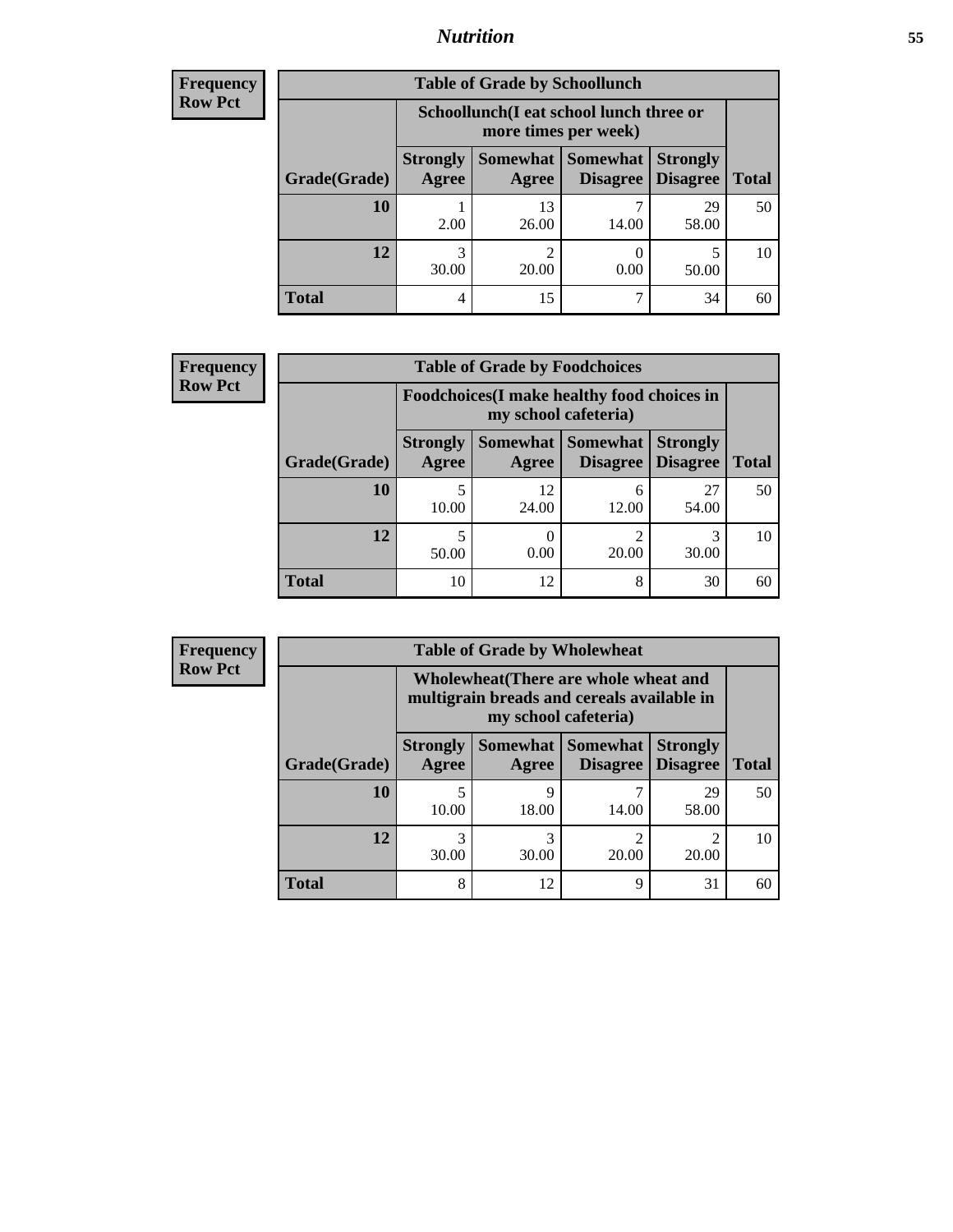## Nutrition

**Frequency**
**Row Pct**

**Table of Grade by Schoollunch**

| Grade(Grade) | Schoollunch(I eat school lunch three or more times per week) | | | | Total |
|---|---|---|---|---|---|
| | Strongly Agree | Somewhat Agree | Somewhat Disagree | Strongly Disagree | |
| 10 | 1<br>2.00 | 13<br>26.00 | 7<br>14.00 | 29<br>58.00 | 50 |
| 12 | 3<br>30.00 | 2<br>20.00 | 0<br>0.00 | 5<br>50.00 | 10 |
| Total | 4 | 15 | 7 | 34 | 60 |

**Frequency**
**Row Pct**

**Table of Grade by Foodchoices**

| Grade(Grade) | Foodchoices(I make healthy food choices in my school cafeteria) | | | | Total |
|---|---|---|---|---|---|
| | Strongly Agree | Somewhat Agree | Somewhat Disagree | Strongly Disagree | |
| 10 | 5<br>10.00 | 12<br>24.00 | 6<br>12.00 | 27<br>54.00 | 50 |
| 12 | 5<br>50.00 | 0<br>0.00 | 2<br>20.00 | 3<br>30.00 | 10 |
| Total | 10 | 12 | 8 | 30 | 60 |

**Frequency**
**Row Pct**

**Table of Grade by Wholewheat**

| Grade(Grade) | Wholewheat(There are whole wheat and multigrain breads and cereals available in my school cafeteria) | | | | Total |
|---|---|---|---|---|---|
| | Strongly Agree | Somewhat Agree | Somewhat Disagree | Strongly Disagree | |
| 10 | 5<br>10.00 | 9<br>18.00 | 7<br>14.00 | 29<br>58.00 | 50 |
| 12 | 3<br>30.00 | 3<br>30.00 | 2<br>20.00 | 2<br>20.00 | 10 |
| Total | 8 | 12 | 9 | 31 | 60 |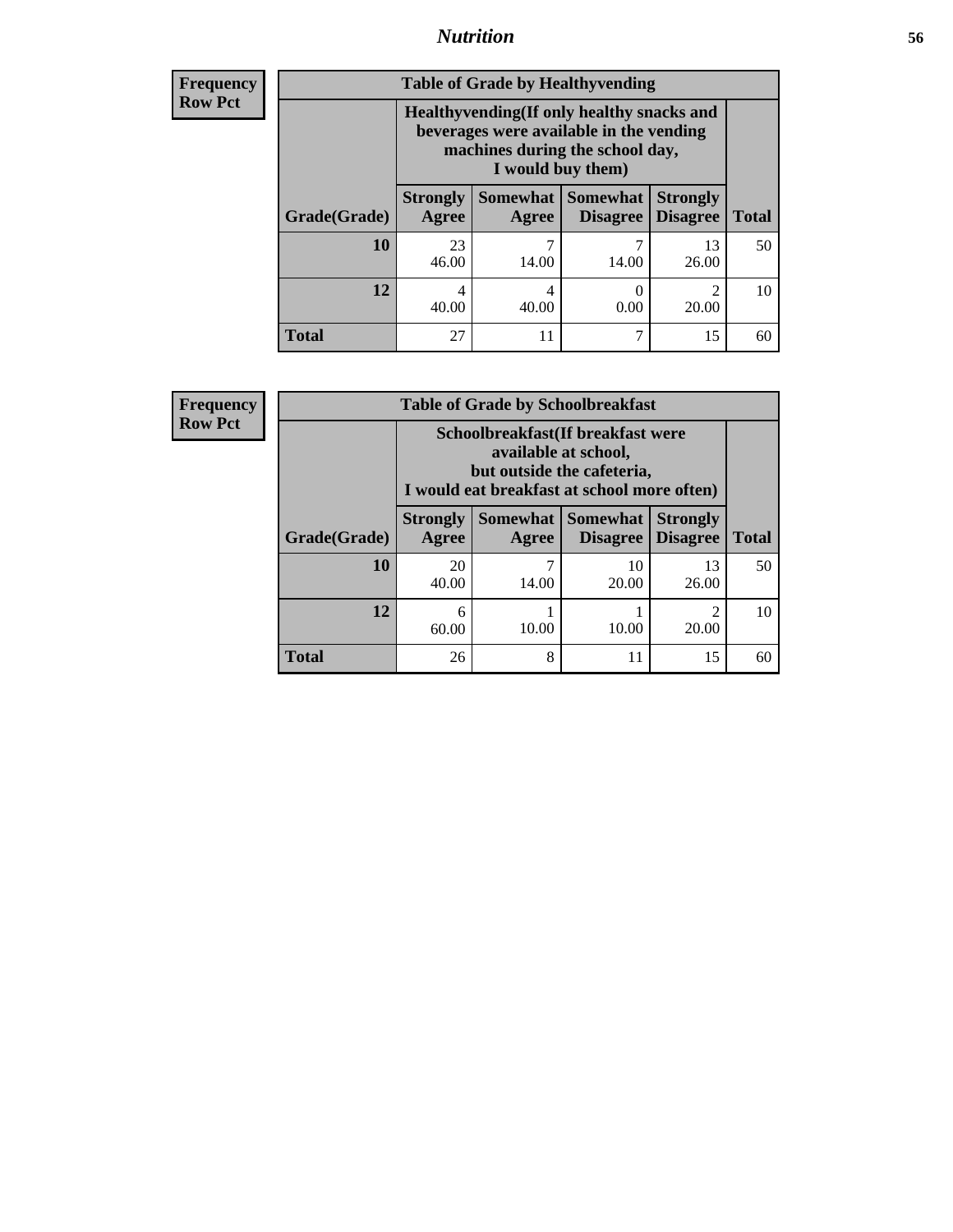| Frequency<br>Row Pct | | | | | |
|---|---|---|---|---|---|

**Table of Grade by Healthyvending**

| | Healthyvending(If only healthy snacks and beverages were available in the vending machines during the school day, I would buy them) | | | | |
|---|---|---|---|---|---|
| **Grade(Grade)** | **Strongly Agree** | **Somewhat Agree** | **Somewhat Disagree** | **Strongly Disagree** | **Total** |
| **10** | 23<br>46.00 | 7<br>14.00 | 7<br>14.00 | 13<br>26.00 | 50 |
| **12** | 4<br>40.00 | 4<br>40.00 | 0<br>0.00 | 2<br>20.00 | 10 |
| **Total** | 27 | 11 | 7 | 15 | 60 |

| Frequency<br>Row Pct | | | | | |
|---|---|---|---|---|---|

**Table of Grade by Schoolbreakfast**

| | Schoolbreakfast(If breakfast were available at school, but outside the cafeteria, I would eat breakfast at school more often) | | | | |
|---|---|---|---|---|---|
| **Grade(Grade)** | **Strongly Agree** | **Somewhat Agree** | **Somewhat Disagree** | **Strongly Disagree** | **Total** |
| **10** | 20<br>40.00 | 7<br>14.00 | 10<br>20.00 | 13<br>26.00 | 50 |
| **12** | 6<br>60.00 | 1<br>10.00 | 1<br>10.00 | 2<br>20.00 | 10 |
| **Total** | 26 | 8 | 11 | 15 | 60 |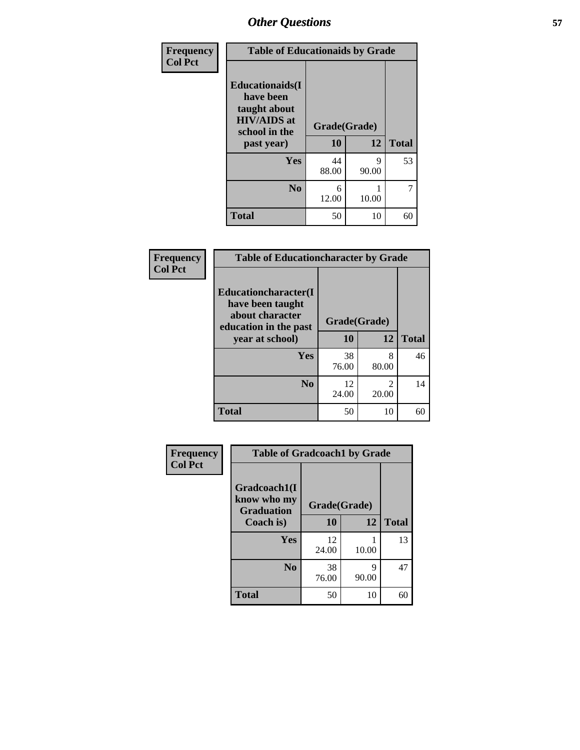## Other Questions

| Frequency Col Pct | Table of Educationaids by Grade | | |
|---|---|---|---|
| Educationaids(I have been taught about HIV/AIDS at school in the past year) | Grade(Grade) | | |
| | 10 | 12 | Total |
| Yes | 44<br>88.00 | 9<br>90.00 | 53 |
| No | 6<br>12.00 | 1<br>10.00 | 7 |
| Total | 50 | 10 | 60 |

| Frequency Col Pct | Table of Educationcharacter by Grade | | |
|---|---|---|---|
| Educationcharacter(I have been taught about character education in the past year at school) | Grade(Grade) | | |
| | 10 | 12 | Total |
| Yes | 38<br>76.00 | 8<br>80.00 | 46 |
| No | 12<br>24.00 | 2<br>20.00 | 14 |
| Total | 50 | 10 | 60 |

| Frequency Col Pct | Table of Gradcoach1 by Grade | | |
|---|---|---|---|
| Gradcoach1(I know who my Graduation Coach is) | Grade(Grade) | | |
| | 10 | 12 | Total |
| Yes | 12<br>24.00 | 1<br>10.00 | 13 |
| No | 38<br>76.00 | 9<br>90.00 | 47 |
| Total | 50 | 10 | 60 |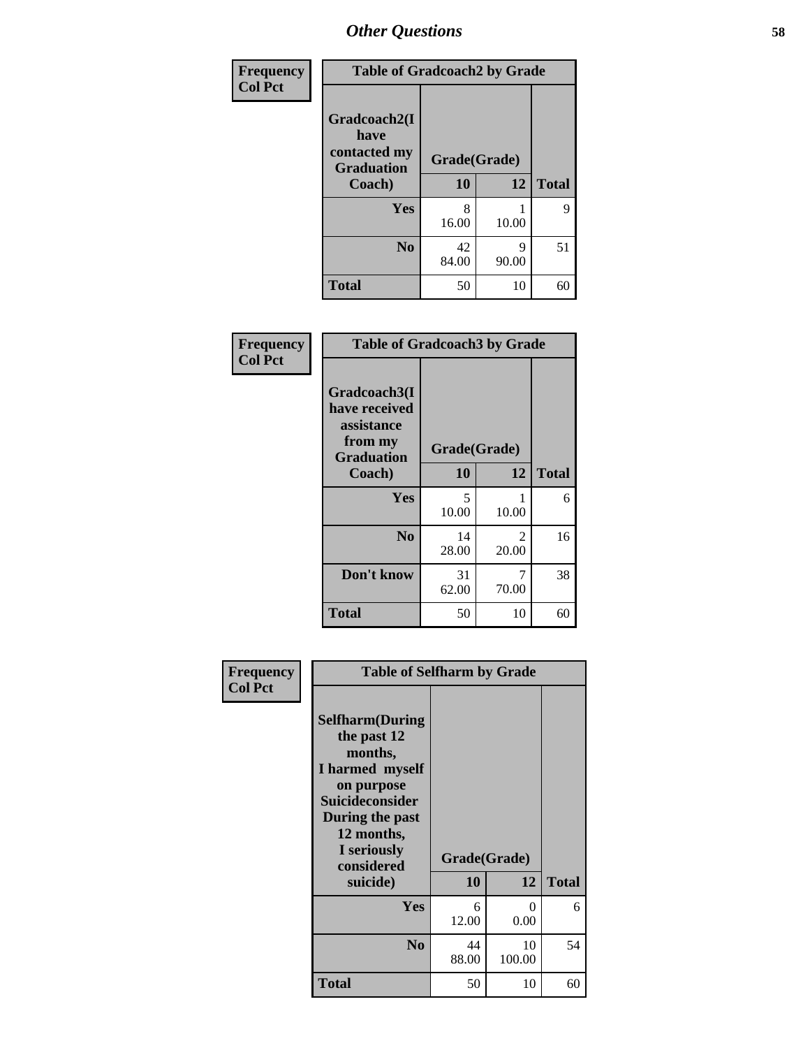## Other Questions

Frequency
Col Pct

| Table of Gradcoach2 by Grade | | | |
|---|---|---|---|
| Gradcoach2(I have contacted my Graduation Coach) | Grade(Grade) | | |
| | 10 | 12 | Total |
| Yes | 8<br>16.00 | 1<br>10.00 | 9 |
| No | 42<br>84.00 | 9<br>90.00 | 51 |
| Total | 50 | 10 | 60 |

Frequency
Col Pct

| Table of Gradcoach3 by Grade | | | |
|---|---|---|---|
| Gradcoach3(I have received assistance from my Graduation Coach) | Grade(Grade) | | |
| | 10 | 12 | Total |
| Yes | 5<br>10.00 | 1<br>10.00 | 6 |
| No | 14<br>28.00 | 2<br>20.00 | 16 |
| Don't know | 31<br>62.00 | 7<br>70.00 | 38 |
| Total | 50 | 10 | 60 |

Frequency
Col Pct

| Table of Selfharm by Grade | | | |
|---|---|---|---|
| Selfharm(During the past 12 months, I harmed myself on purpose Suicideconsider During the past 12 months, I seriously considered suicide) | Grade(Grade) | | |
| | 10 | 12 | Total |
| Yes | 6<br>12.00 | 0<br>0.00 | 6 |
| No | 44<br>88.00 | 10<br>100.00 | 54 |
| Total | 50 | 10 | 60 |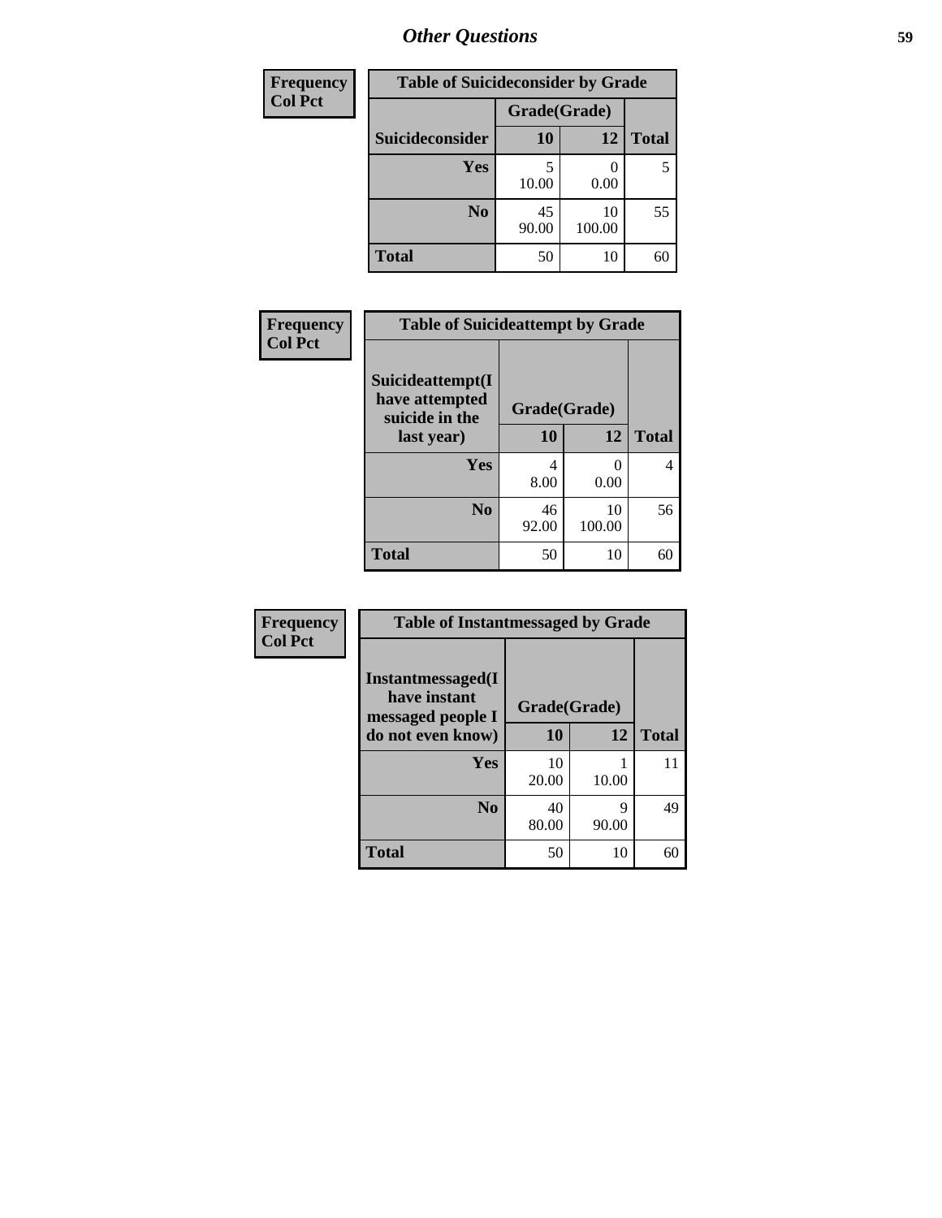| Frequency<br>Col Pct |
|---|

| Table of Suicideconsider by Grade | | | |
|---|---|---|---|
| | Grade(Grade) | | |
| Suicideconsider | 10 | 12 | Total |
| Yes | 5<br>10.00 | 0<br>0.00 | 5 |
| No | 45<br>90.00 | 10<br>100.00 | 55 |
| Total | 50 | 10 | 60 |

| Frequency<br>Col Pct |
|---|

| Table of Suicideattempt by Grade | | | |
|---|---|---|---|
| Suicideattempt(I have attempted suicide in the last year) | Grade(Grade) | | |
| | 10 | 12 | Total |
| Yes | 4<br>8.00 | 0<br>0.00 | 4 |
| No | 46<br>92.00 | 10<br>100.00 | 56 |
| Total | 50 | 10 | 60 |

| Frequency<br>Col Pct |
|---|

| Table of Instantmessaged by Grade | | | |
|---|---|---|---|
| Instantmessaged(I have instant messaged people I do not even know) | Grade(Grade) | | |
| | 10 | 12 | Total |
| Yes | 10<br>20.00 | 1<br>10.00 | 11 |
| No | 40<br>80.00 | 9<br>90.00 | 49 |
| Total | 50 | 10 | 60 |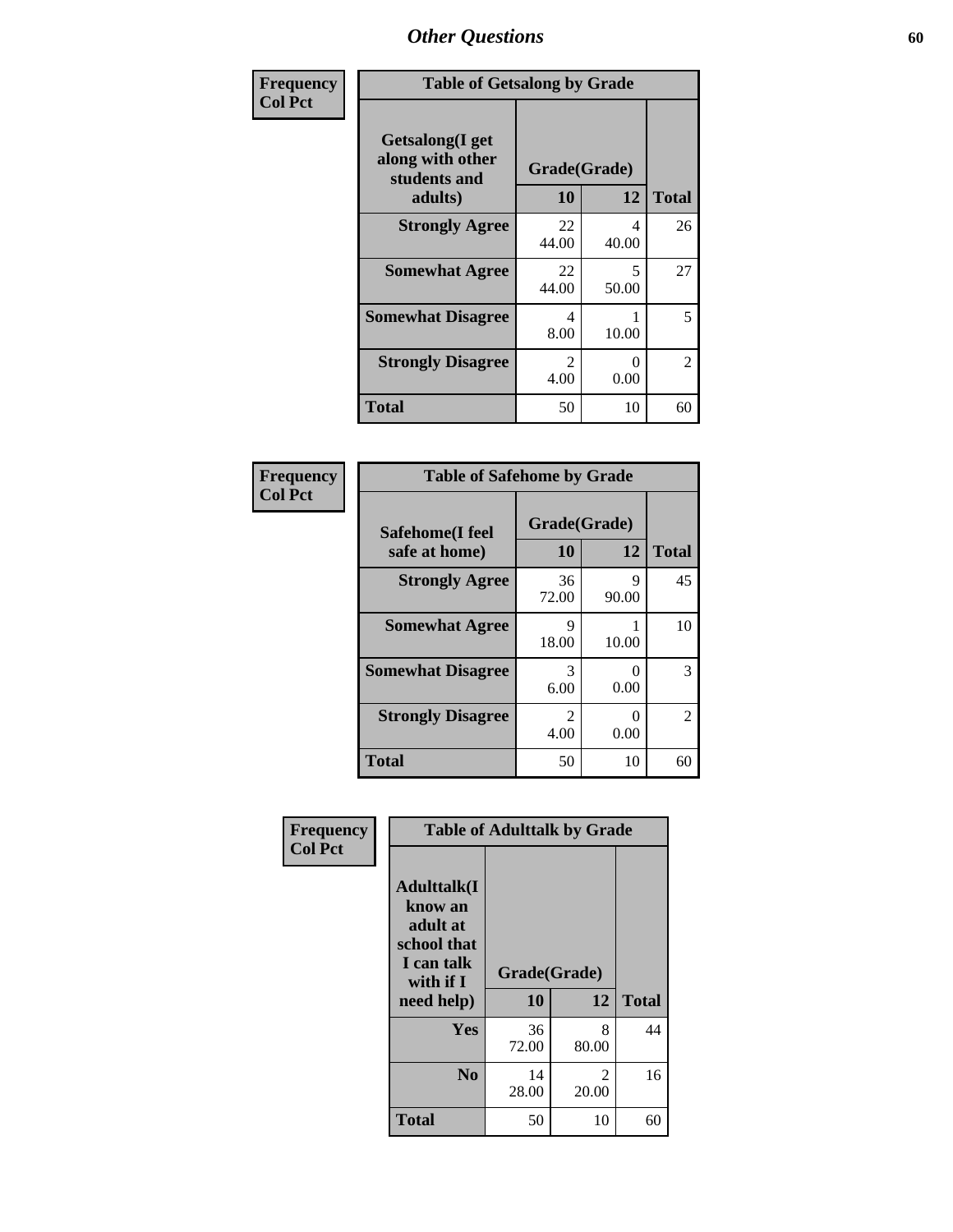# Other Questions

Frequency
Col Pct

**Table of Getsalong by Grade**

| Getsalong(I get along with other students and adults) | Grade(Grade) 10 | 12 | Total |
|---|---|---|---|
| **Strongly Agree** | 22<br>44.00 | 4<br>40.00 | 26 |
| **Somewhat Agree** | 22<br>44.00 | 5<br>50.00 | 27 |
| **Somewhat Disagree** | 4<br>8.00 | 1<br>10.00 | 5 |
| **Strongly Disagree** | 2<br>4.00 | 0<br>0.00 | 2 |
| **Total** | 50 | 10 | 60 |

Frequency
Col Pct

**Table of Safehome by Grade**

| Safehome(I feel safe at home) | Grade(Grade) 10 | 12 | Total |
|---|---|---|---|
| **Strongly Agree** | 36<br>72.00 | 9<br>90.00 | 45 |
| **Somewhat Agree** | 9<br>18.00 | 1<br>10.00 | 10 |
| **Somewhat Disagree** | 3<br>6.00 | 0<br>0.00 | 3 |
| **Strongly Disagree** | 2<br>4.00 | 0<br>0.00 | 2 |
| **Total** | 50 | 10 | 60 |

Frequency
Col Pct

**Table of Adulttalk by Grade**

| Adulttalk(I know an adult at school that I can talk with if I need help) | Grade(Grade) 10 | 12 | Total |
|---|---|---|---|
| **Yes** | 36<br>72.00 | 8<br>80.00 | 44 |
| **No** | 14<br>28.00 | 2<br>20.00 | 16 |
| **Total** | 50 | 10 | 60 |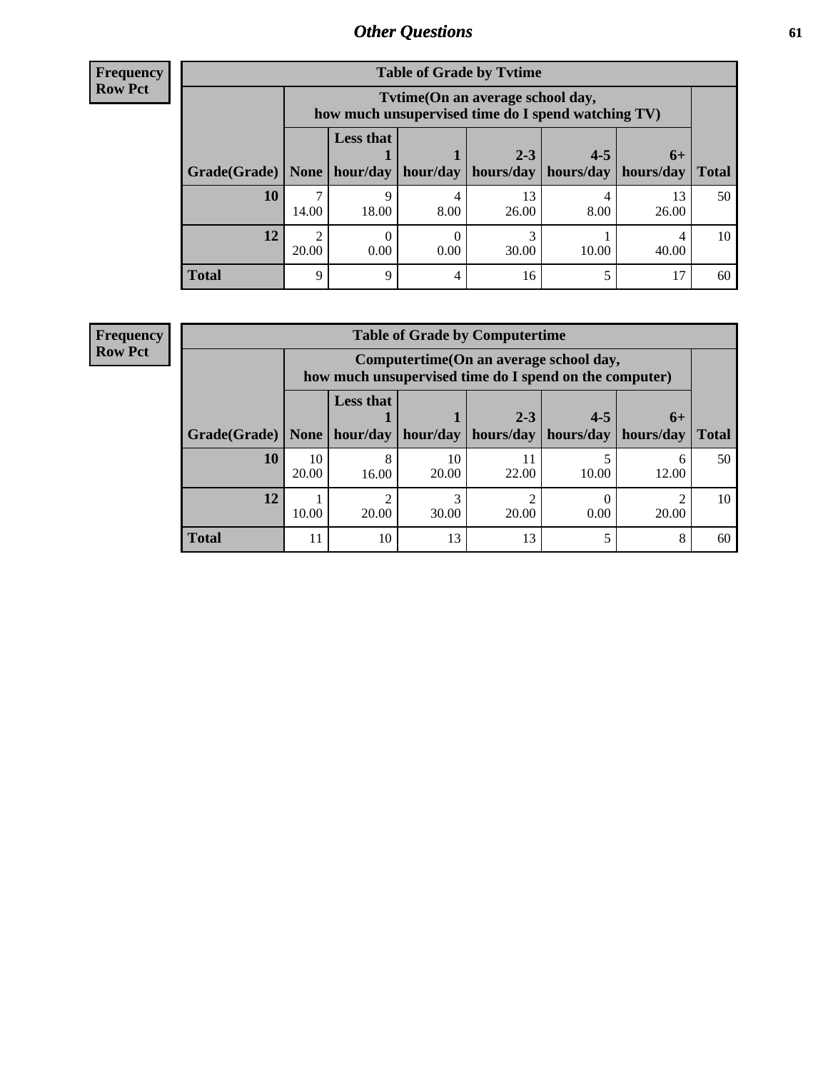## Other Questions

**Frequency**
**Row Pct**

| Table of Grade by Tvtime | | | | | | | |
|---|---|---|---|---|---|---|---|
| | Tvtime(On an average school day, how much unsupervised time do I spend watching TV) | | | | | | |
| Grade(Grade) | None | Less that 1 hour/day | 1 hour/day | 2-3 hours/day | 4-5 hours/day | 6+ hours/day | Total |
| **10** | 7<br>14.00 | 9<br>18.00 | 4<br>8.00 | 13<br>26.00 | 4<br>8.00 | 13<br>26.00 | 50 |
| **12** | 2<br>20.00 | 0<br>0.00 | 0<br>0.00 | 3<br>30.00 | 1<br>10.00 | 4<br>40.00 | 10 |
| **Total** | 9 | 9 | 4 | 16 | 5 | 17 | 60 |

**Frequency**
**Row Pct**

| Table of Grade by Computertime | | | | | | | |
|---|---|---|---|---|---|---|---|
| | Computertime(On an average school day, how much unsupervised time do I spend on the computer) | | | | | | |
| Grade(Grade) | None | Less that 1 hour/day | 1 hour/day | 2-3 hours/day | 4-5 hours/day | 6+ hours/day | Total |
| **10** | 10<br>20.00 | 8<br>16.00 | 10<br>20.00 | 11<br>22.00 | 5<br>10.00 | 6<br>12.00 | 50 |
| **12** | 1<br>10.00 | 2<br>20.00 | 3<br>30.00 | 2<br>20.00 | 0<br>0.00 | 2<br>20.00 | 10 |
| **Total** | 11 | 10 | 13 | 13 | 5 | 8 | 60 |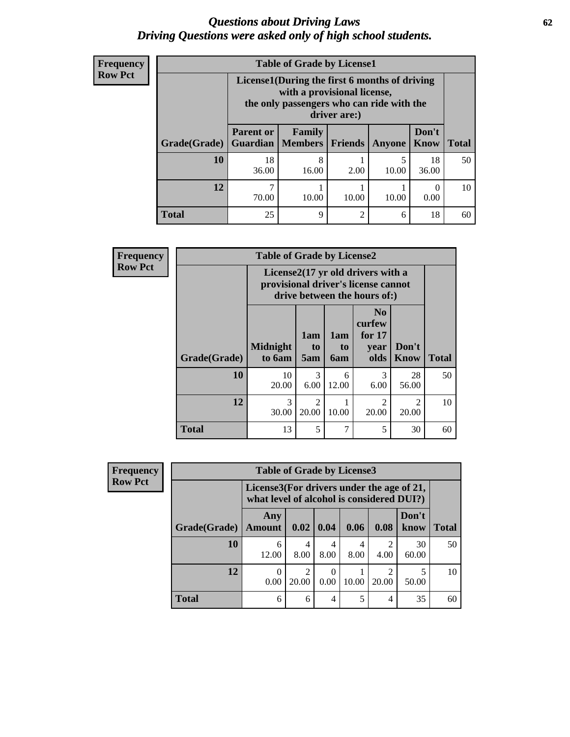# *Questions about Driving Laws*
# *Driving Questions were asked only of high school students.*

**Frequency**
**Row Pct**

**Table of Grade by License1**

| Grade(Grade) | License1(During the first 6 months of driving with a provisional license, the only passengers who can ride with the driver are:) | | | | | Total |
|---|---|---|---|---|---|---|
| | Parent or Guardian | Family Members | Friends | Anyone | Don't Know | |
| **10** | 18<br>36.00 | 8<br>16.00 | 1<br>2.00 | 5<br>10.00 | 18<br>36.00 | 50 |
| **12** | 7<br>70.00 | 1<br>10.00 | 1<br>10.00 | 1<br>10.00 | 0<br>0.00 | 10 |
| **Total** | 25 | 9 | 2 | 6 | 18 | 60 |

**Frequency**
**Row Pct**

**Table of Grade by License2**

| Grade(Grade) | License2(17 yr old drivers with a provisional driver's license cannot drive between the hours of:) | | | | | Total |
|---|---|---|---|---|---|---|
| | Midnight to 6am | 1am to 5am | 1am to 6am | No curfew for 17 year olds | Don't Know | |
| **10** | 10<br>20.00 | 3<br>6.00 | 6<br>12.00 | 3<br>6.00 | 28<br>56.00 | 50 |
| **12** | 3<br>30.00 | 2<br>20.00 | 1<br>10.00 | 2<br>20.00 | 2<br>20.00 | 10 |
| **Total** | 13 | 5 | 7 | 5 | 30 | 60 |

**Frequency**
**Row Pct**

**Table of Grade by License3**

| Grade(Grade) | License3(For drivers under the age of 21, what level of alcohol is considered DUI?) | | | | | | Total |
|---|---|---|---|---|---|---|---|
| | Any Amount | 0.02 | 0.04 | 0.06 | 0.08 | Don't know | |
| **10** | 6<br>12.00 | 4<br>8.00 | 4<br>8.00 | 4<br>8.00 | 2<br>4.00 | 30<br>60.00 | 50 |
| **12** | 0<br>0.00 | 2<br>20.00 | 0<br>0.00 | 1<br>10.00 | 2<br>20.00 | 5<br>50.00 | 10 |
| **Total** | 6 | 6 | 4 | 5 | 4 | 35 | 60 |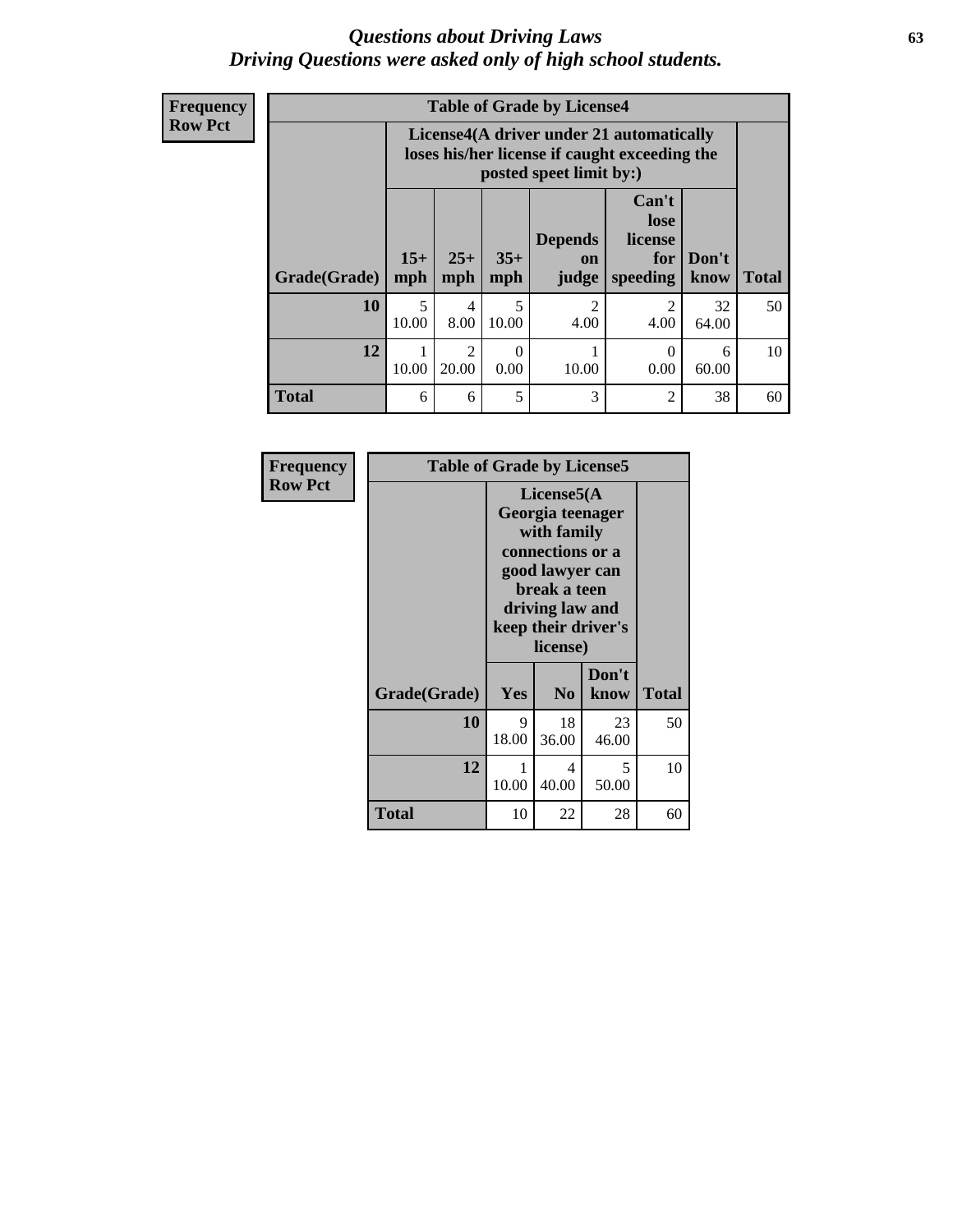# *Questions about Driving Laws*
## *Driving Questions were asked only of high school students.*

**Frequency**
**Row Pct**

| Table of Grade by License4 | | | | | | | |
|---|---|---|---|---|---|---|---|
| | License4(A driver under 21 automatically loses his/her license if caught exceeding the posted speet limit by:) | | | | | | |
| Grade(Grade) | 15+ mph | 25+ mph | 35+ mph | Depends on judge | Can't lose license for speeding | Don't know | Total |
| **10** | 5<br>10.00 | 4<br>8.00 | 5<br>10.00 | 2<br>4.00 | 2<br>4.00 | 32<br>64.00 | 50 |
| **12** | 1<br>10.00 | 2<br>20.00 | 0<br>0.00 | 1<br>10.00 | 0<br>0.00 | 6<br>60.00 | 10 |
| **Total** | 6 | 6 | 5 | 3 | 2 | 38 | 60 |

**Frequency**
**Row Pct**

| Table of Grade by License5 | | | | |
|---|---|---|---|---|
| | License5(A Georgia teenager with family connections or a good lawyer can break a teen driving law and keep their driver's license) | | | |
| Grade(Grade) | Yes | No | Don't know | Total |
| **10** | 9<br>18.00 | 18<br>36.00 | 23<br>46.00 | 50 |
| **12** | 1<br>10.00 | 4<br>40.00 | 5<br>50.00 | 10 |
| **Total** | 10 | 22 | 28 | 60 |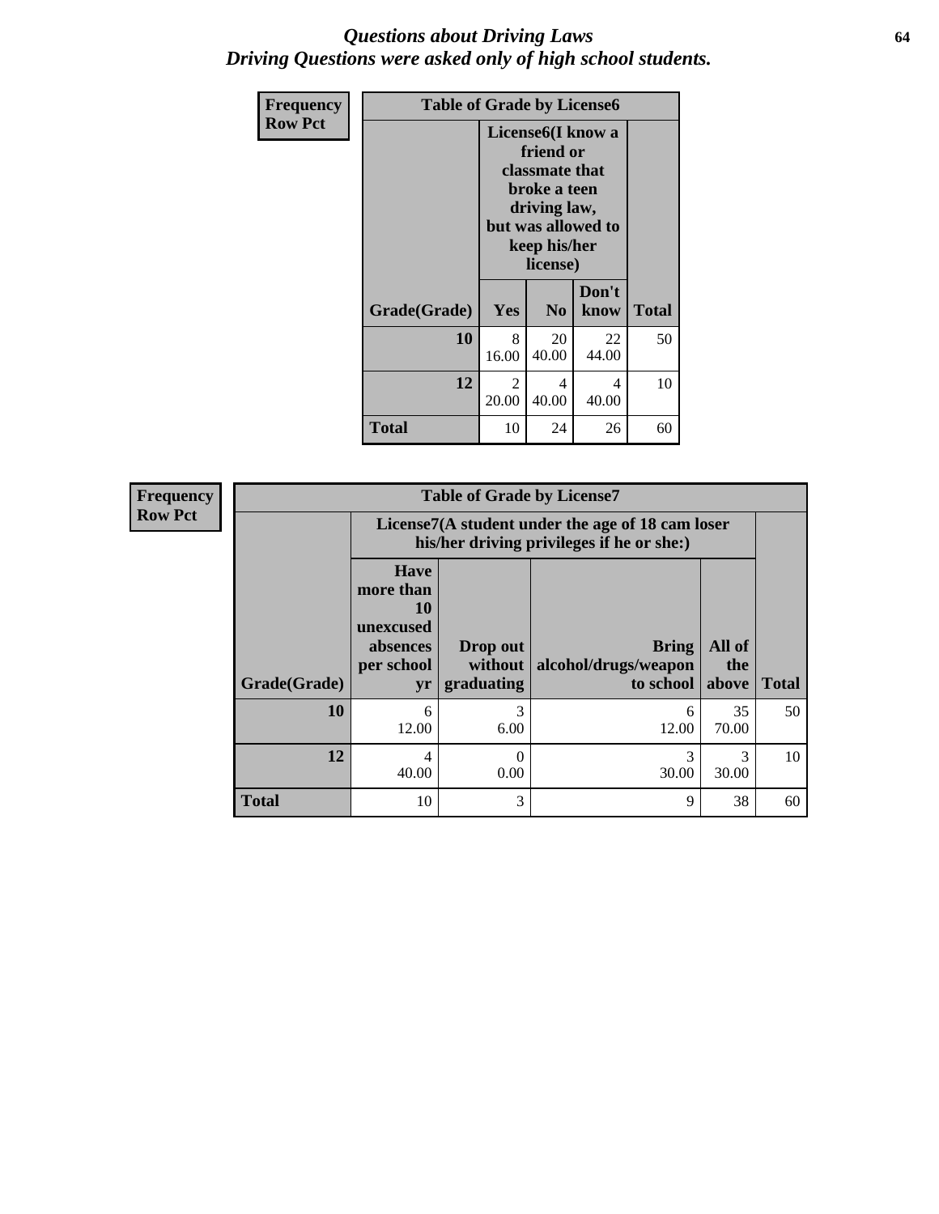# *Questions about Driving Laws*
## *Driving Questions were asked only of high school students.*

**Frequency**
**Row Pct**

| **Table of Grade by License6** | | | | |
|---|---|---|---|---|
| | **License6(I know a friend or classmate that broke a teen driving law, but was allowed to keep his/her license)** | | | |
| **Grade(Grade)** | **Yes** | **No** | **Don't know** | **Total** |
| **10** | 8<br>16.00 | 20<br>40.00 | 22<br>44.00 | 50 |
| **12** | 2<br>20.00 | 4<br>40.00 | 4<br>40.00 | 10 |
| **Total** | 10 | 24 | 26 | 60 |

**Frequency**
**Row Pct**

| **Table of Grade by License7** | | | | | |
|---|---|---|---|---|---|
| | **License7(A student under the age of 18 cam loser his/her driving privileges if he or she:)** | | | | |
| **Grade(Grade)** | **Have more than 10 unexcused absences per school yr** | **Drop out without graduating** | **Bring alcohol/drugs/weapon to school** | **All of the above** | **Total** |
| **10** | 6<br>12.00 | 3<br>6.00 | 6<br>12.00 | 35<br>70.00 | 50 |
| **12** | 4<br>40.00 | 0<br>0.00 | 3<br>30.00 | 3<br>30.00 | 10 |
| **Total** | 10 | 3 | 9 | 38 | 60 |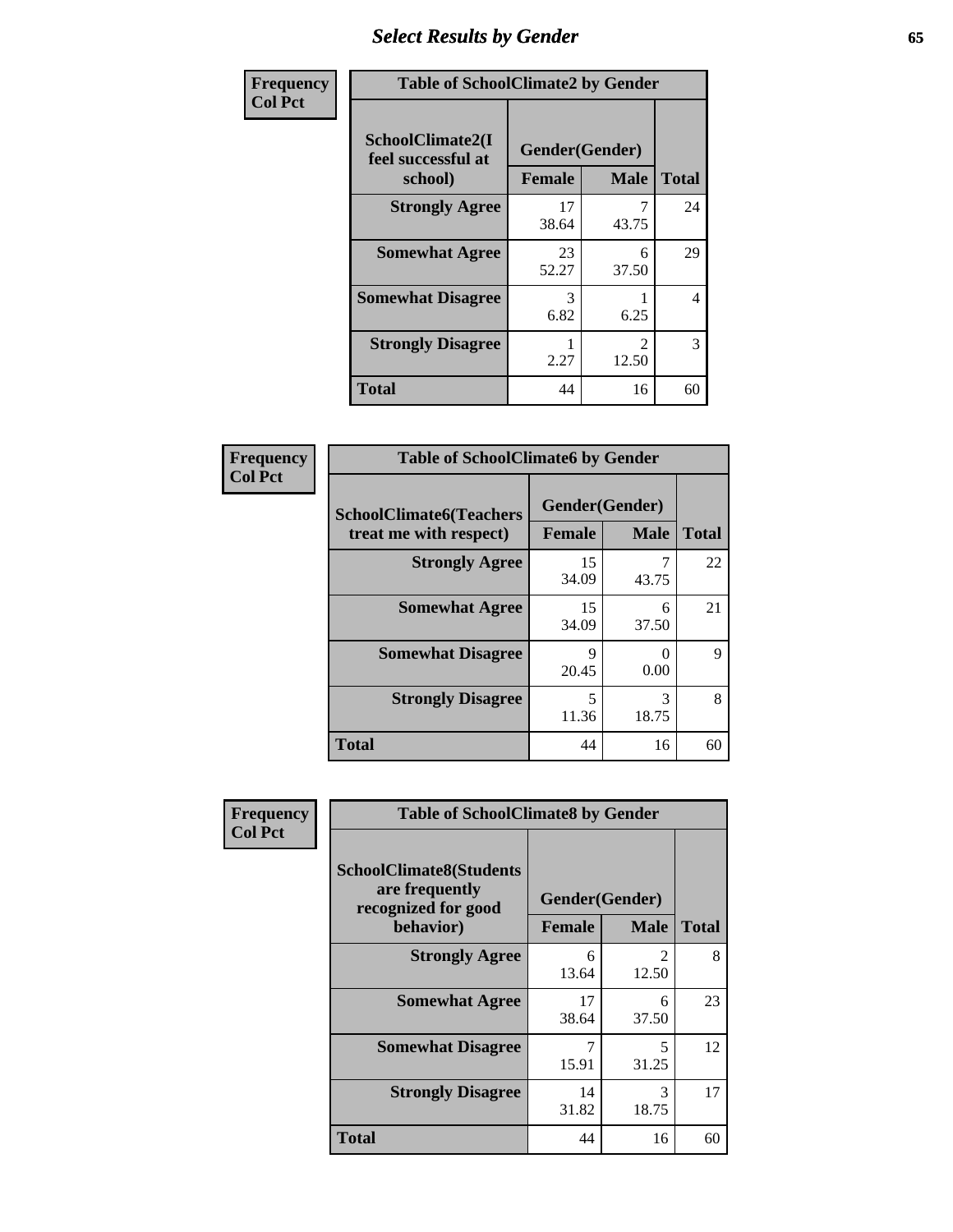# Select Results by Gender

**Frequency**
**Col Pct**

| Table of SchoolClimate2 by Gender | | | |
|---|---|---|---|
| **SchoolClimate2(I feel successful at school)** | **Gender(Gender)** | | **Total** |
| | **Female** | **Male** | |
| **Strongly Agree** | 17<br>38.64 | 7<br>43.75 | 24 |
| **Somewhat Agree** | 23<br>52.27 | 6<br>37.50 | 29 |
| **Somewhat Disagree** | 3<br>6.82 | 1<br>6.25 | 4 |
| **Strongly Disagree** | 1<br>2.27 | 2<br>12.50 | 3 |
| **Total** | 44 | 16 | 60 |

**Frequency**
**Col Pct**

| Table of SchoolClimate6 by Gender | | | |
|---|---|---|---|
| **SchoolClimate6(Teachers treat me with respect)** | **Gender(Gender)** | | **Total** |
| | **Female** | **Male** | |
| **Strongly Agree** | 15<br>34.09 | 7<br>43.75 | 22 |
| **Somewhat Agree** | 15<br>34.09 | 6<br>37.50 | 21 |
| **Somewhat Disagree** | 9<br>20.45 | 0<br>0.00 | 9 |
| **Strongly Disagree** | 5<br>11.36 | 3<br>18.75 | 8 |
| **Total** | 44 | 16 | 60 |

**Frequency**
**Col Pct**

| Table of SchoolClimate8 by Gender | | | |
|---|---|---|---|
| **SchoolClimate8(Students are frequently recognized for good behavior)** | **Gender(Gender)** | | **Total** |
| | **Female** | **Male** | |
| **Strongly Agree** | 6<br>13.64 | 2<br>12.50 | 8 |
| **Somewhat Agree** | 17<br>38.64 | 6<br>37.50 | 23 |
| **Somewhat Disagree** | 7<br>15.91 | 5<br>31.25 | 12 |
| **Strongly Disagree** | 14<br>31.82 | 3<br>18.75 | 17 |
| **Total** | 44 | 16 | 60 |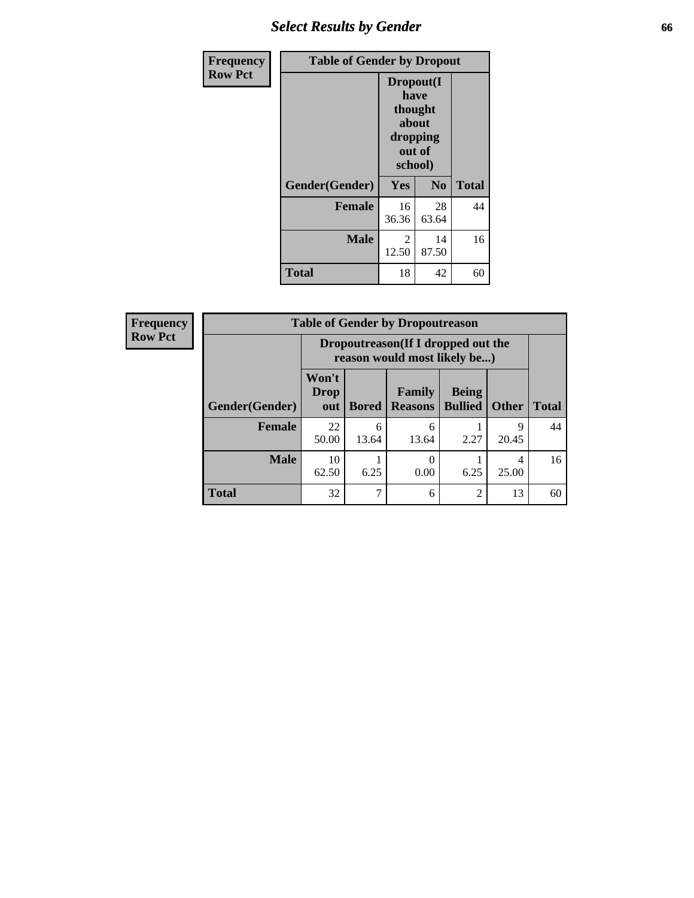## Select Results by Gender

| Frequency Row Pct | Table of Gender by Dropout | | |
|---|---|---|---|
| | Dropout(I have thought about dropping out of school) | | |
| Gender(Gender) | Yes | No | Total |
| Female | 16<br>36.36 | 28<br>63.64 | 44 |
| Male | 2<br>12.50 | 14<br>87.50 | 16 |
| Total | 18 | 42 | 60 |

| Frequency Row Pct | Table of Gender by Dropoutreason | | | | | |
|---|---|---|---|---|---|---|
| | Dropoutreason(If I dropped out the reason would most likely be...) | | | | | |
| Gender(Gender) | Won't Drop out | Bored | Family Reasons | Being Bullied | Other | Total |
| Female | 22<br>50.00 | 6<br>13.64 | 6<br>13.64 | 1<br>2.27 | 9<br>20.45 | 44 |
| Male | 10<br>62.50 | 1<br>6.25 | 0<br>0.00 | 1<br>6.25 | 4<br>25.00 | 16 |
| Total | 32 | 7 | 6 | 2 | 13 | 60 |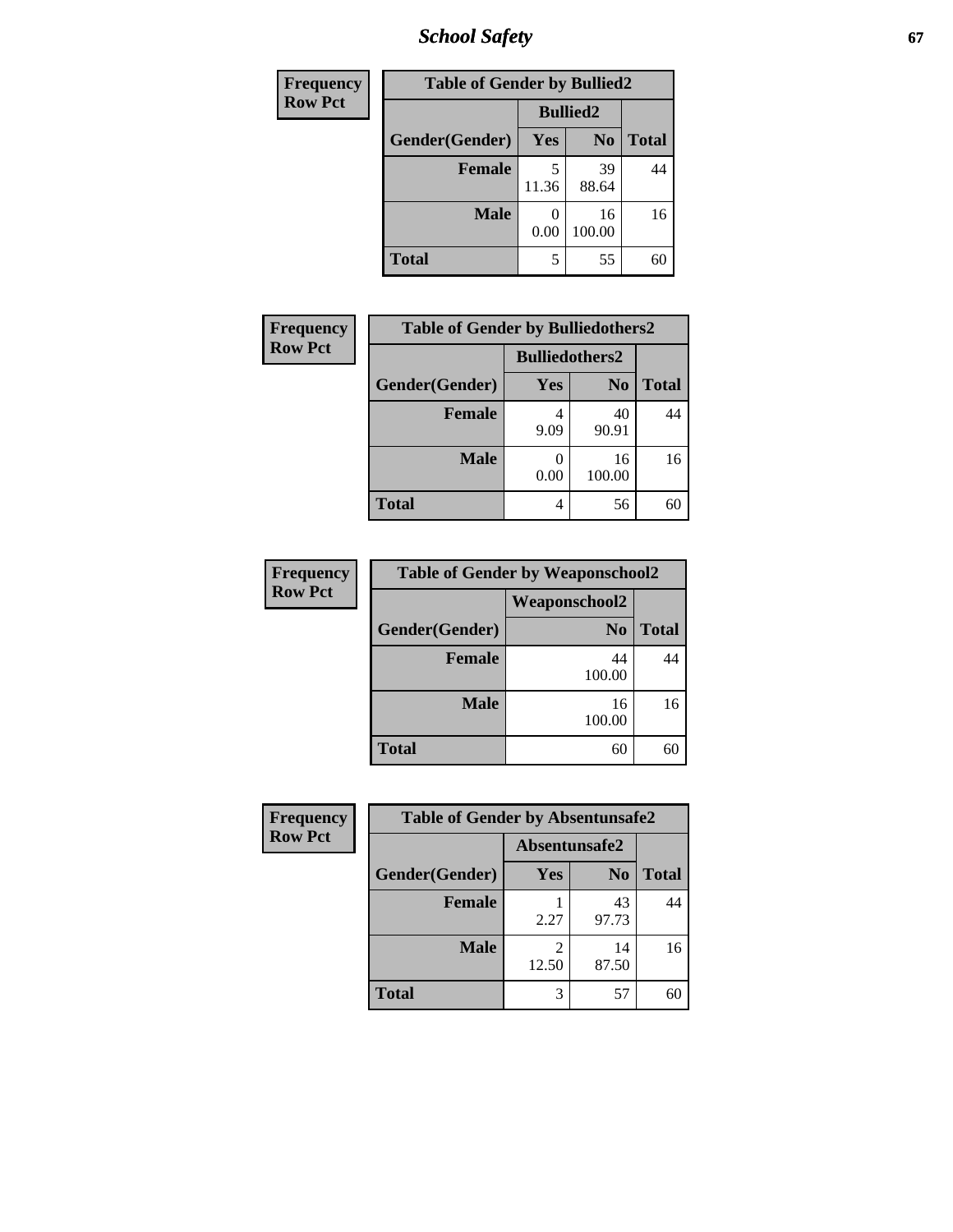# School Safety

| Frequency<br>Row Pct |
|---|

**Table of Gender by Bullied2**

| Gender(Gender) | Bullied2 Yes | Bullied2 No | Total |
|---|---|---|---|
| Female | 5<br>11.36 | 39<br>88.64 | 44 |
| Male | 0<br>0.00 | 16<br>100.00 | 16 |
| Total | 5 | 55 | 60 |

| Frequency<br>Row Pct |
|---|

**Table of Gender by Bulliedothers2**

| Gender(Gender) | Bulliedothers2 Yes | Bulliedothers2 No | Total |
|---|---|---|---|
| Female | 4<br>9.09 | 40<br>90.91 | 44 |
| Male | 0<br>0.00 | 16<br>100.00 | 16 |
| Total | 4 | 56 | 60 |

| Frequency<br>Row Pct |
|---|

**Table of Gender by Weaponschool2**

| Gender(Gender) | Weaponschool2 No | Total |
|---|---|---|
| Female | 44<br>100.00 | 44 |
| Male | 16<br>100.00 | 16 |
| Total | 60 | 60 |

| Frequency<br>Row Pct |
|---|

**Table of Gender by Absentunsafe2**

| Gender(Gender) | Absentunsafe2 Yes | Absentunsafe2 No | Total |
|---|---|---|---|
| Female | 1<br>2.27 | 43<br>97.73 | 44 |
| Male | 2<br>12.50 | 14<br>87.50 | 16 |
| Total | 3 | 57 | 60 |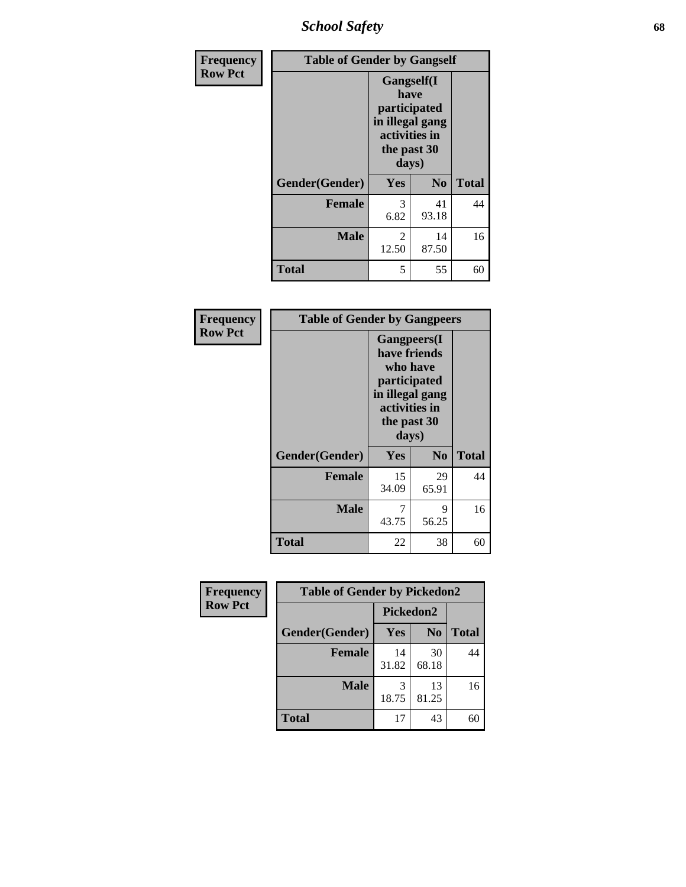## School Safety

**Frequency**
**Row Pct**

| Table of Gender by Gangself | | | |
|---|---|---|---|
| | Gangself(I have participated in illegal gang activities in the past 30 days) | | |
| Gender(Gender) | Yes | No | Total |
| Female | 3<br>6.82 | 41<br>93.18 | 44 |
| Male | 2<br>12.50 | 14<br>87.50 | 16 |
| Total | 5 | 55 | 60 |

**Frequency**
**Row Pct**

| Table of Gender by Gangpeers | | | |
|---|---|---|---|
| | Gangpeers(I have friends who have participated in illegal gang activities in the past 30 days) | | |
| Gender(Gender) | Yes | No | Total |
| Female | 15<br>34.09 | 29<br>65.91 | 44 |
| Male | 7<br>43.75 | 9<br>56.25 | 16 |
| Total | 22 | 38 | 60 |

**Frequency**
**Row Pct**

| Table of Gender by Pickedon2 | | | |
|---|---|---|---|
| | Pickedon2 | | |
| Gender(Gender) | Yes | No | Total |
| Female | 14<br>31.82 | 30<br>68.18 | 44 |
| Male | 3<br>18.75 | 13<br>81.25 | 16 |
| Total | 17 | 43 | 60 |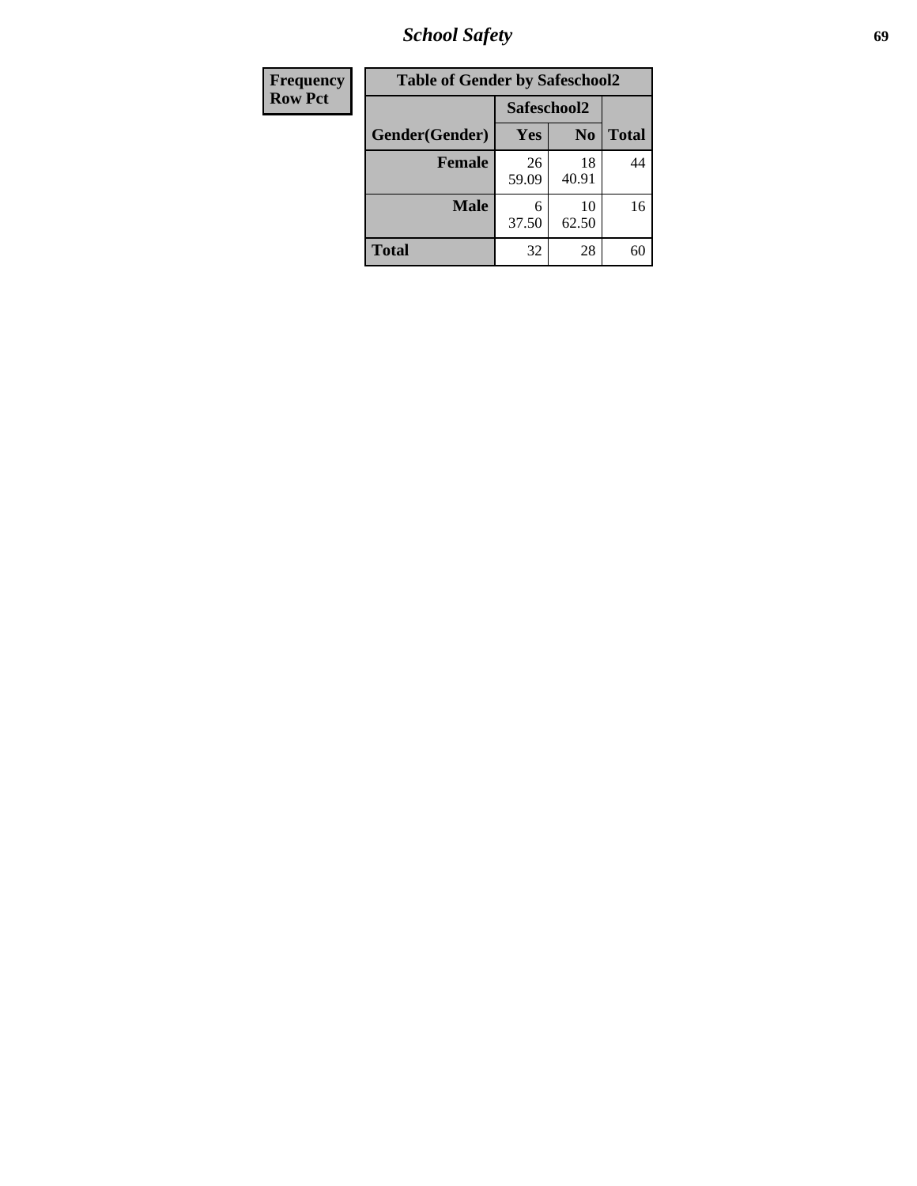| Frequency |
|---|
| Row Pct |

| Table of Gender by Safeschool2 | | | |
|---|---|---|---|
| | Safeschool2 | | |
| Gender(Gender) | Yes | No | Total |
| Female | 26<br>59.09 | 18<br>40.91 | 44 |
| Male | 6<br>37.50 | 10<br>62.50 | 16 |
| Total | 32 | 28 | 60 |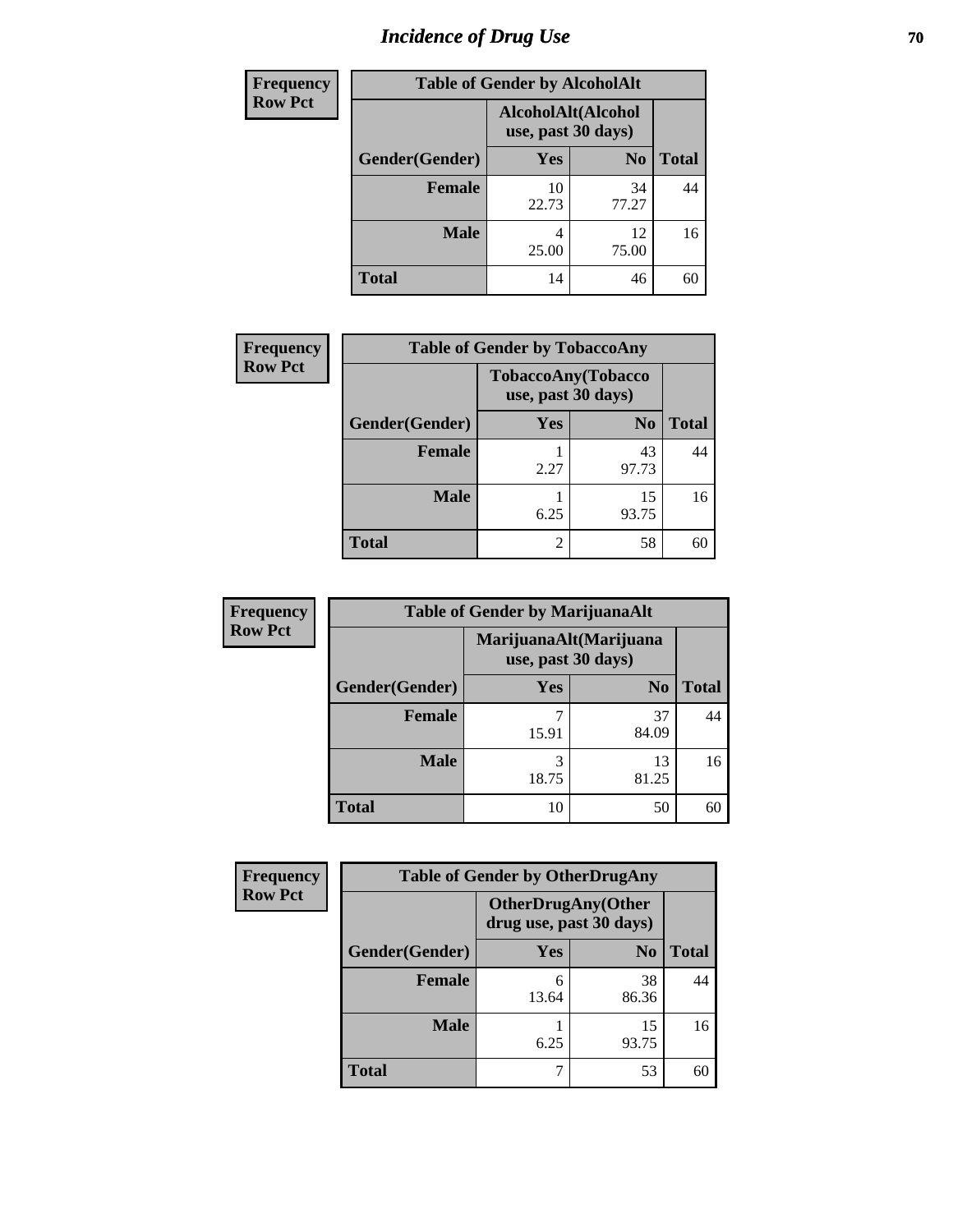# Incidence of Drug Use

| Frequency<br>Row Pct | | | |
|---|---|---|---|
| **Table of Gender by AlcoholAlt** | | | |
| | **AlcoholAlt(Alcohol use, past 30 days)** | | |
| **Gender(Gender)** | **Yes** | **No** | **Total** |
| **Female** | 10<br>22.73 | 34<br>77.27 | 44 |
| **Male** | 4<br>25.00 | 12<br>75.00 | 16 |
| **Total** | 14 | 46 | 60 |

| Frequency<br>Row Pct | | | |
|---|---|---|---|
| **Table of Gender by TobaccoAny** | | | |
| | **TobaccoAny(Tobacco use, past 30 days)** | | |
| **Gender(Gender)** | **Yes** | **No** | **Total** |
| **Female** | 1<br>2.27 | 43<br>97.73 | 44 |
| **Male** | 1<br>6.25 | 15<br>93.75 | 16 |
| **Total** | 2 | 58 | 60 |

| Frequency<br>Row Pct | | | |
|---|---|---|---|
| **Table of Gender by MarijuanaAlt** | | | |
| | **MarijuanaAlt(Marijuana use, past 30 days)** | | |
| **Gender(Gender)** | **Yes** | **No** | **Total** |
| **Female** | 7<br>15.91 | 37<br>84.09 | 44 |
| **Male** | 3<br>18.75 | 13<br>81.25 | 16 |
| **Total** | 10 | 50 | 60 |

| Frequency<br>Row Pct | | | |
|---|---|---|---|
| **Table of Gender by OtherDrugAny** | | | |
| | **OtherDrugAny(Other drug use, past 30 days)** | | |
| **Gender(Gender)** | **Yes** | **No** | **Total** |
| **Female** | 6<br>13.64 | 38<br>86.36 | 44 |
| **Male** | 1<br>6.25 | 15<br>93.75 | 16 |
| **Total** | 7 | 53 | 60 |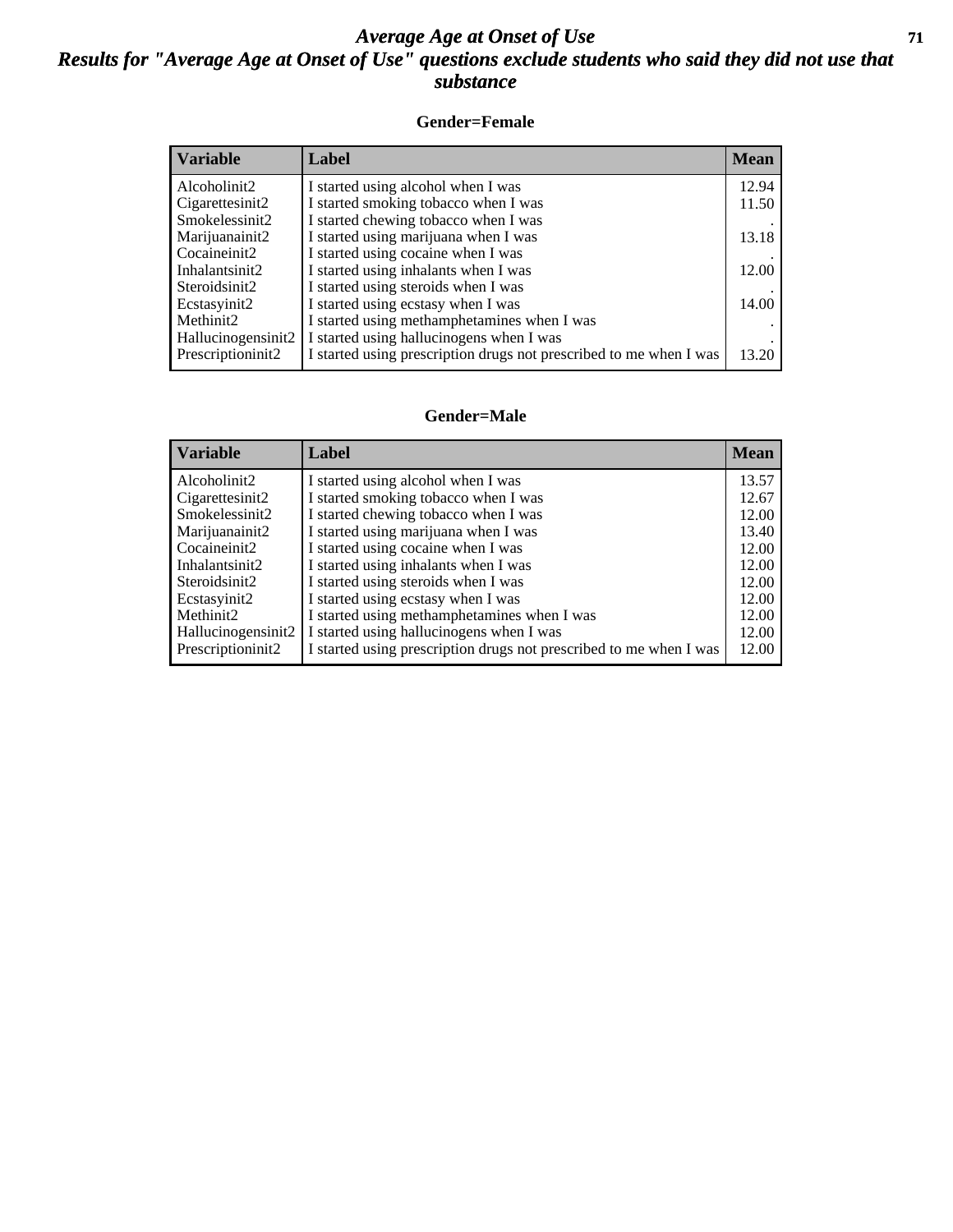# *Average Age at Onset of Use*
# *Results for "Average Age at Onset of Use" questions exclude students who said they did not use that substance*

### Gender=Female

| Variable | Label | Mean |
|---|---|---|
| Alcoholinit2 | I started using alcohol when I was | 12.94 |
| Cigarettesinit2 | I started smoking tobacco when I was | 11.50 |
| Smokelessinit2 | I started chewing tobacco when I was | . |
| Marijuanainit2 | I started using marijuana when I was | 13.18 |
| Cocaineinit2 | I started using cocaine when I was | . |
| Inhalantsinit2 | I started using inhalants when I was | 12.00 |
| Steroidsinit2 | I started using steroids when I was | . |
| Ecstasyinit2 | I started using ecstasy when I was | 14.00 |
| Methinit2 | I started using methamphetamines when I was | . |
| Hallucinogensinit2 | I started using hallucinogens when I was | . |
| Prescriptioninit2 | I started using prescription drugs not prescribed to me when I was | 13.20 |

### Gender=Male

| Variable | Label | Mean |
|---|---|---|
| Alcoholinit2 | I started using alcohol when I was | 13.57 |
| Cigarettesinit2 | I started smoking tobacco when I was | 12.67 |
| Smokelessinit2 | I started chewing tobacco when I was | 12.00 |
| Marijuanainit2 | I started using marijuana when I was | 13.40 |
| Cocaineinit2 | I started using cocaine when I was | 12.00 |
| Inhalantsinit2 | I started using inhalants when I was | 12.00 |
| Steroidsinit2 | I started using steroids when I was | 12.00 |
| Ecstasyinit2 | I started using ecstasy when I was | 12.00 |
| Methinit2 | I started using methamphetamines when I was | 12.00 |
| Hallucinogensinit2 | I started using hallucinogens when I was | 12.00 |
| Prescriptioninit2 | I started using prescription drugs not prescribed to me when I was | 12.00 |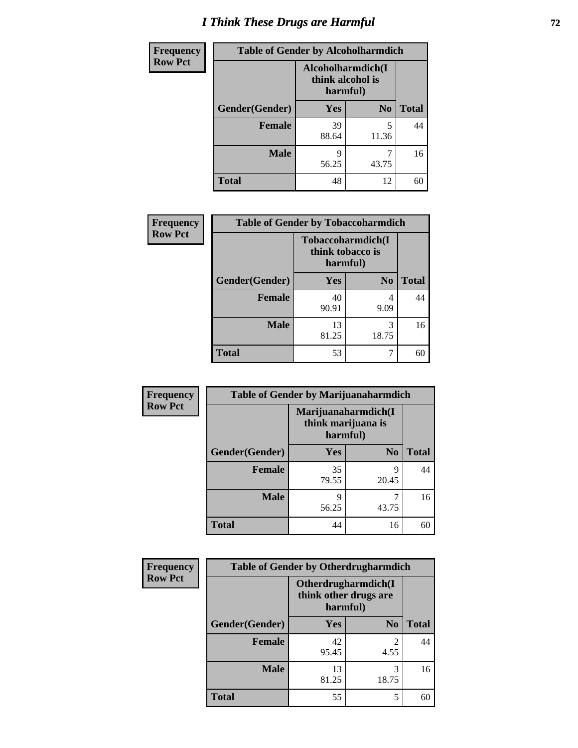# I Think These Drugs are Harmful

**Frequency**
**Row Pct**

| Table of Gender by Alcoholharmdich | | | |
|---|---|---|---|
| | Alcoholharmdich(I think alcohol is harmful) | | |
| Gender(Gender) | Yes | No | Total |
| Female | 39<br>88.64 | 5<br>11.36 | 44 |
| Male | 9<br>56.25 | 7<br>43.75 | 16 |
| Total | 48 | 12 | 60 |

**Frequency**
**Row Pct**

| Table of Gender by Tobaccoharmdich | | | |
|---|---|---|---|
| | Tobaccoharmdich(I think tobacco is harmful) | | |
| Gender(Gender) | Yes | No | Total |
| Female | 40<br>90.91 | 4<br>9.09 | 44 |
| Male | 13<br>81.25 | 3<br>18.75 | 16 |
| Total | 53 | 7 | 60 |

**Frequency**
**Row Pct**

| Table of Gender by Marijuanaharmdich | | | |
|---|---|---|---|
| | Marijuanaharmdich(I think marijuana is harmful) | | |
| Gender(Gender) | Yes | No | Total |
| Female | 35<br>79.55 | 9<br>20.45 | 44 |
| Male | 9<br>56.25 | 7<br>43.75 | 16 |
| Total | 44 | 16 | 60 |

**Frequency**
**Row Pct**

| Table of Gender by Otherdrugharmdich | | | |
|---|---|---|---|
| | Otherdrugharmdich(I think other drugs are harmful) | | |
| Gender(Gender) | Yes | No | Total |
| Female | 42<br>95.45 | 2<br>4.55 | 44 |
| Male | 13<br>81.25 | 3<br>18.75 | 16 |
| Total | 55 | 5 | 60 |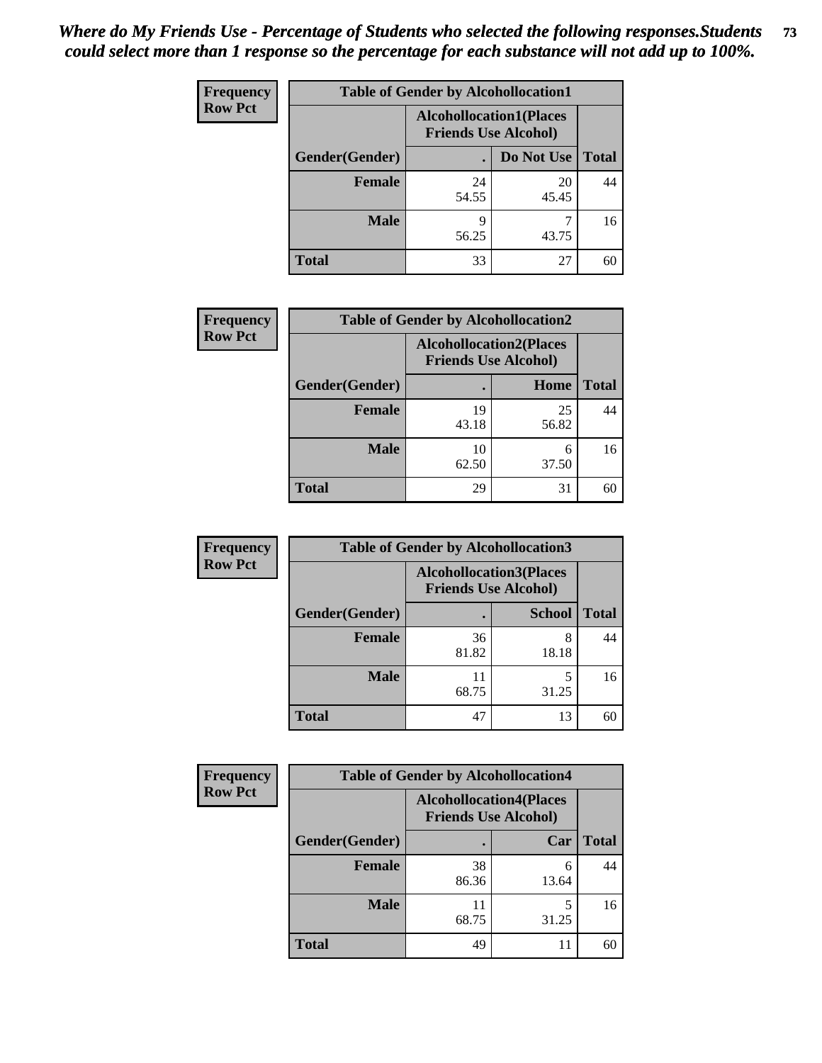*Where do My Friends Use - Percentage of Students who selected the following responses.Students could select more than 1 response so the percentage for each substance will not add up to 100%.*

| Frequency Row Pct | Table of Gender by Alcohollocation1 | | |
|---|---|---|---|
| | Alcohollocation1(Places Friends Use Alcohol) | | |
| Gender(Gender) | . | Do Not Use | Total |
| Female | 24<br>54.55 | 20<br>45.45 | 44 |
| Male | 9<br>56.25 | 7<br>43.75 | 16 |
| Total | 33 | 27 | 60 |

| Frequency Row Pct | Table of Gender by Alcohollocation2 | | |
|---|---|---|---|
| | Alcohollocation2(Places Friends Use Alcohol) | | |
| Gender(Gender) | . | Home | Total |
| Female | 19<br>43.18 | 25<br>56.82 | 44 |
| Male | 10<br>62.50 | 6<br>37.50 | 16 |
| Total | 29 | 31 | 60 |

| Frequency Row Pct | Table of Gender by Alcohollocation3 | | |
|---|---|---|---|
| | Alcohollocation3(Places Friends Use Alcohol) | | |
| Gender(Gender) | . | School | Total |
| Female | 36<br>81.82 | 8<br>18.18 | 44 |
| Male | 11<br>68.75 | 5<br>31.25 | 16 |
| Total | 47 | 13 | 60 |

| Frequency Row Pct | Table of Gender by Alcohollocation4 | | |
|---|---|---|---|
| | Alcohollocation4(Places Friends Use Alcohol) | | |
| Gender(Gender) | . | Car | Total |
| Female | 38<br>86.36 | 6<br>13.64 | 44 |
| Male | 11<br>68.75 | 5<br>31.25 | 16 |
| Total | 49 | 11 | 60 |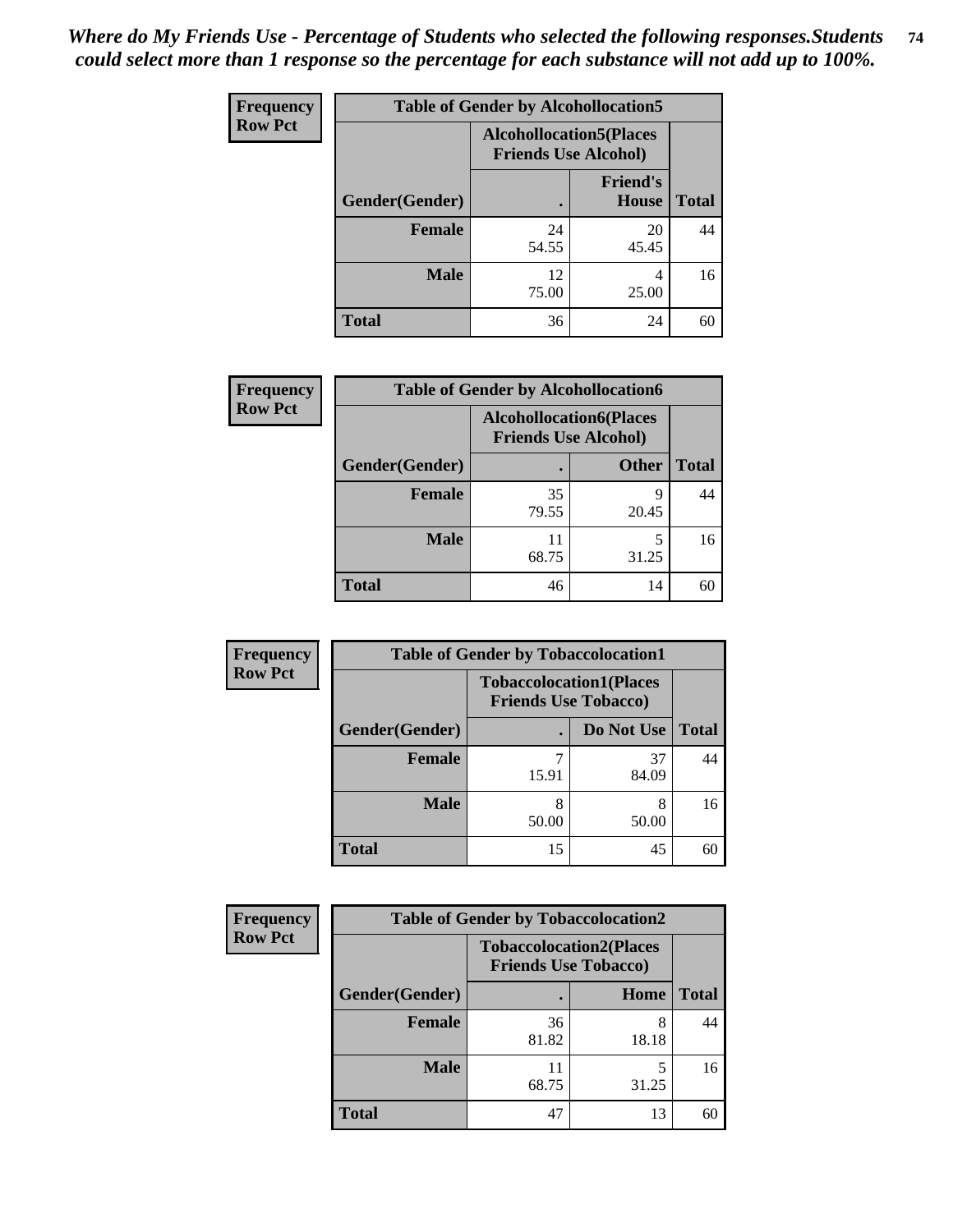*Where do My Friends Use - Percentage of Students who selected the following responses.Students could select more than 1 response so the percentage for each substance will not add up to 100%.*

**Frequency**
**Row Pct**

| Table of Gender by Alcohollocation5 | | | |
|---|---|---|---|
| | Alcohollocation5(Places Friends Use Alcohol) | | |
| Gender(Gender) | . | Friend's House | Total |
| **Female** | 24<br>54.55 | 20<br>45.45 | 44 |
| **Male** | 12<br>75.00 | 4<br>25.00 | 16 |
| **Total** | 36 | 24 | 60 |

**Frequency**
**Row Pct**

| Table of Gender by Alcohollocation6 | | | |
|---|---|---|---|
| | Alcohollocation6(Places Friends Use Alcohol) | | |
| Gender(Gender) | . | Other | Total |
| **Female** | 35<br>79.55 | 9<br>20.45 | 44 |
| **Male** | 11<br>68.75 | 5<br>31.25 | 16 |
| **Total** | 46 | 14 | 60 |

**Frequency**
**Row Pct**

| Table of Gender by Tobaccolocation1 | | | |
|---|---|---|---|
| | Tobaccolocation1(Places Friends Use Tobacco) | | |
| Gender(Gender) | . | Do Not Use | Total |
| **Female** | 7<br>15.91 | 37<br>84.09 | 44 |
| **Male** | 8<br>50.00 | 8<br>50.00 | 16 |
| **Total** | 15 | 45 | 60 |

**Frequency**
**Row Pct**

| Table of Gender by Tobaccolocation2 | | | |
|---|---|---|---|
| | Tobaccolocation2(Places Friends Use Tobacco) | | |
| Gender(Gender) | . | Home | Total |
| **Female** | 36<br>81.82 | 8<br>18.18 | 44 |
| **Male** | 11<br>68.75 | 5<br>31.25 | 16 |
| **Total** | 47 | 13 | 60 |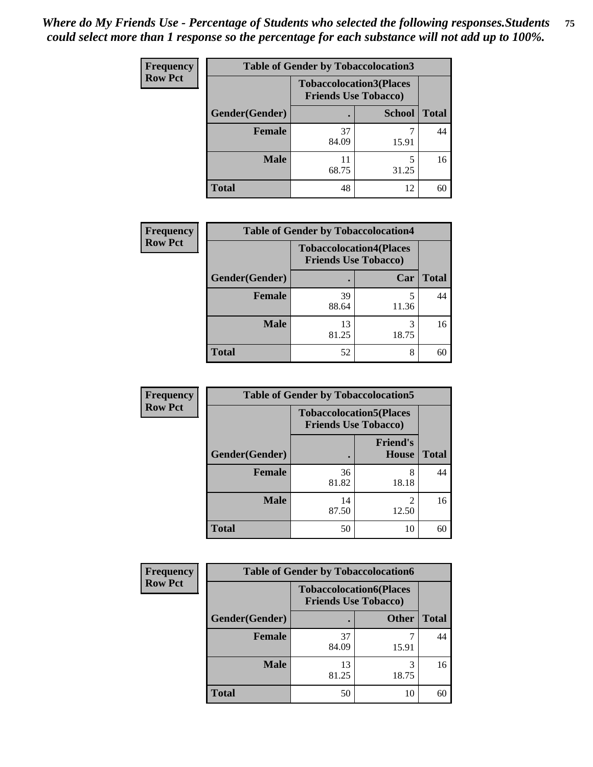*Where do My Friends Use - Percentage of Students who selected the following responses.Students could select more than 1 response so the percentage for each substance will not add up to 100%.*

**Table of Gender by Tobaccolocation3**

| Frequency Row Pct | Tobaccolocation3(Places Friends Use Tobacco) | | |
|---|---|---|---|
| Gender(Gender) | . | School | Total |
| Female | 37<br>84.09 | 7<br>15.91 | 44 |
| Male | 11<br>68.75 | 5<br>31.25 | 16 |
| Total | 48 | 12 | 60 |

**Table of Gender by Tobaccolocation4**

| Frequency Row Pct | Tobaccolocation4(Places Friends Use Tobacco) | | |
|---|---|---|---|
| Gender(Gender) | . | Car | Total |
| Female | 39<br>88.64 | 5<br>11.36 | 44 |
| Male | 13<br>81.25 | 3<br>18.75 | 16 |
| Total | 52 | 8 | 60 |

**Table of Gender by Tobaccolocation5**

| Frequency Row Pct | Tobaccolocation5(Places Friends Use Tobacco) | | |
|---|---|---|---|
| Gender(Gender) | . | Friend's House | Total |
| Female | 36<br>81.82 | 8<br>18.18 | 44 |
| Male | 14<br>87.50 | 2<br>12.50 | 16 |
| Total | 50 | 10 | 60 |

**Table of Gender by Tobaccolocation6**

| Frequency Row Pct | Tobaccolocation6(Places Friends Use Tobacco) | | |
|---|---|---|---|
| Gender(Gender) | . | Other | Total |
| Female | 37<br>84.09 | 7<br>15.91 | 44 |
| Male | 13<br>81.25 | 3<br>18.75 | 16 |
| Total | 50 | 10 | 60 |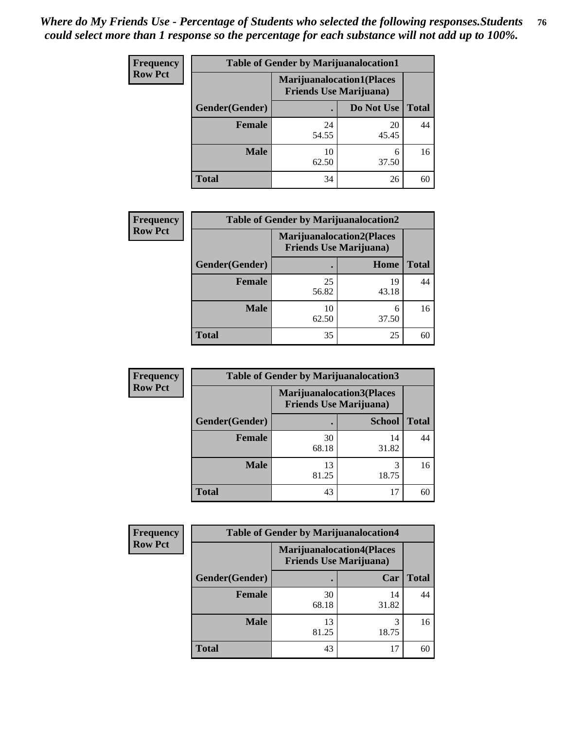*Where do My Friends Use - Percentage of Students who selected the following responses.Students could select more than 1 response so the percentage for each substance will not add up to 100%.*

**Frequency**
**Row Pct**

| Table of Gender by Marijuanalocation1 | | | |
|---|---|---|---|
| | Marijuanalocation1(Places Friends Use Marijuana) | | |
| Gender(Gender) | . | Do Not Use | Total |
| **Female** | 24<br>54.55 | 20<br>45.45 | 44 |
| **Male** | 10<br>62.50 | 6<br>37.50 | 16 |
| **Total** | 34 | 26 | 60 |

**Frequency**
**Row Pct**

| Table of Gender by Marijuanalocation2 | | | |
|---|---|---|---|
| | Marijuanalocation2(Places Friends Use Marijuana) | | |
| Gender(Gender) | . | Home | Total |
| **Female** | 25<br>56.82 | 19<br>43.18 | 44 |
| **Male** | 10<br>62.50 | 6<br>37.50 | 16 |
| **Total** | 35 | 25 | 60 |

**Frequency**
**Row Pct**

| Table of Gender by Marijuanalocation3 | | | |
|---|---|---|---|
| | Marijuanalocation3(Places Friends Use Marijuana) | | |
| Gender(Gender) | . | School | Total |
| **Female** | 30<br>68.18 | 14<br>31.82 | 44 |
| **Male** | 13<br>81.25 | 3<br>18.75 | 16 |
| **Total** | 43 | 17 | 60 |

**Frequency**
**Row Pct**

| Table of Gender by Marijuanalocation4 | | | |
|---|---|---|---|
| | Marijuanalocation4(Places Friends Use Marijuana) | | |
| Gender(Gender) | . | Car | Total |
| **Female** | 30<br>68.18 | 14<br>31.82 | 44 |
| **Male** | 13<br>81.25 | 3<br>18.75 | 16 |
| **Total** | 43 | 17 | 60 |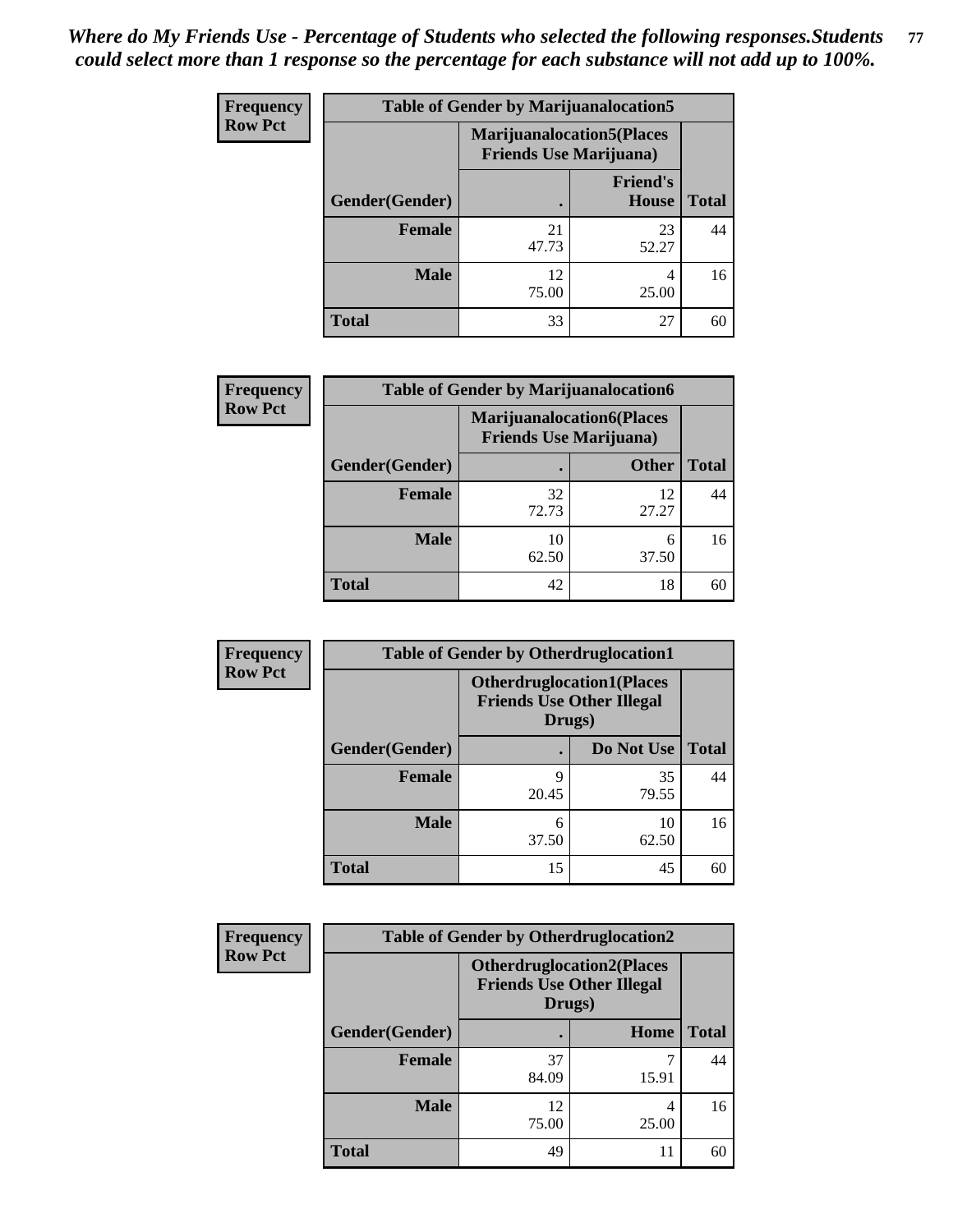*Where do My Friends Use - Percentage of Students who selected the following responses.Students could select more than 1 response so the percentage for each substance will not add up to 100%.*

**Frequency Row Pct**

| Table of Gender by Marijuanalocation5 | | | |
|---|---|---|---|
| | Marijuanalocation5(Places Friends Use Marijuana) | | |
| Gender(Gender) | . | Friend's House | Total |
| **Female** | 21<br>47.73 | 23<br>52.27 | 44 |
| **Male** | 12<br>75.00 | 4<br>25.00 | 16 |
| **Total** | 33 | 27 | 60 |

**Frequency Row Pct**

| Table of Gender by Marijuanalocation6 | | | |
|---|---|---|---|
| | Marijuanalocation6(Places Friends Use Marijuana) | | |
| Gender(Gender) | . | Other | Total |
| **Female** | 32<br>72.73 | 12<br>27.27 | 44 |
| **Male** | 10<br>62.50 | 6<br>37.50 | 16 |
| **Total** | 42 | 18 | 60 |

**Frequency Row Pct**

| Table of Gender by Otherdruglocation1 | | | |
|---|---|---|---|
| | Otherdruglocation1(Places Friends Use Other Illegal Drugs) | | |
| Gender(Gender) | . | Do Not Use | Total |
| **Female** | 9<br>20.45 | 35<br>79.55 | 44 |
| **Male** | 6<br>37.50 | 10<br>62.50 | 16 |
| **Total** | 15 | 45 | 60 |

**Frequency Row Pct**

| Table of Gender by Otherdruglocation2 | | | |
|---|---|---|---|
| | Otherdruglocation2(Places Friends Use Other Illegal Drugs) | | |
| Gender(Gender) | . | Home | Total |
| **Female** | 37<br>84.09 | 7<br>15.91 | 44 |
| **Male** | 12<br>75.00 | 4<br>25.00 | 16 |
| **Total** | 49 | 11 | 60 |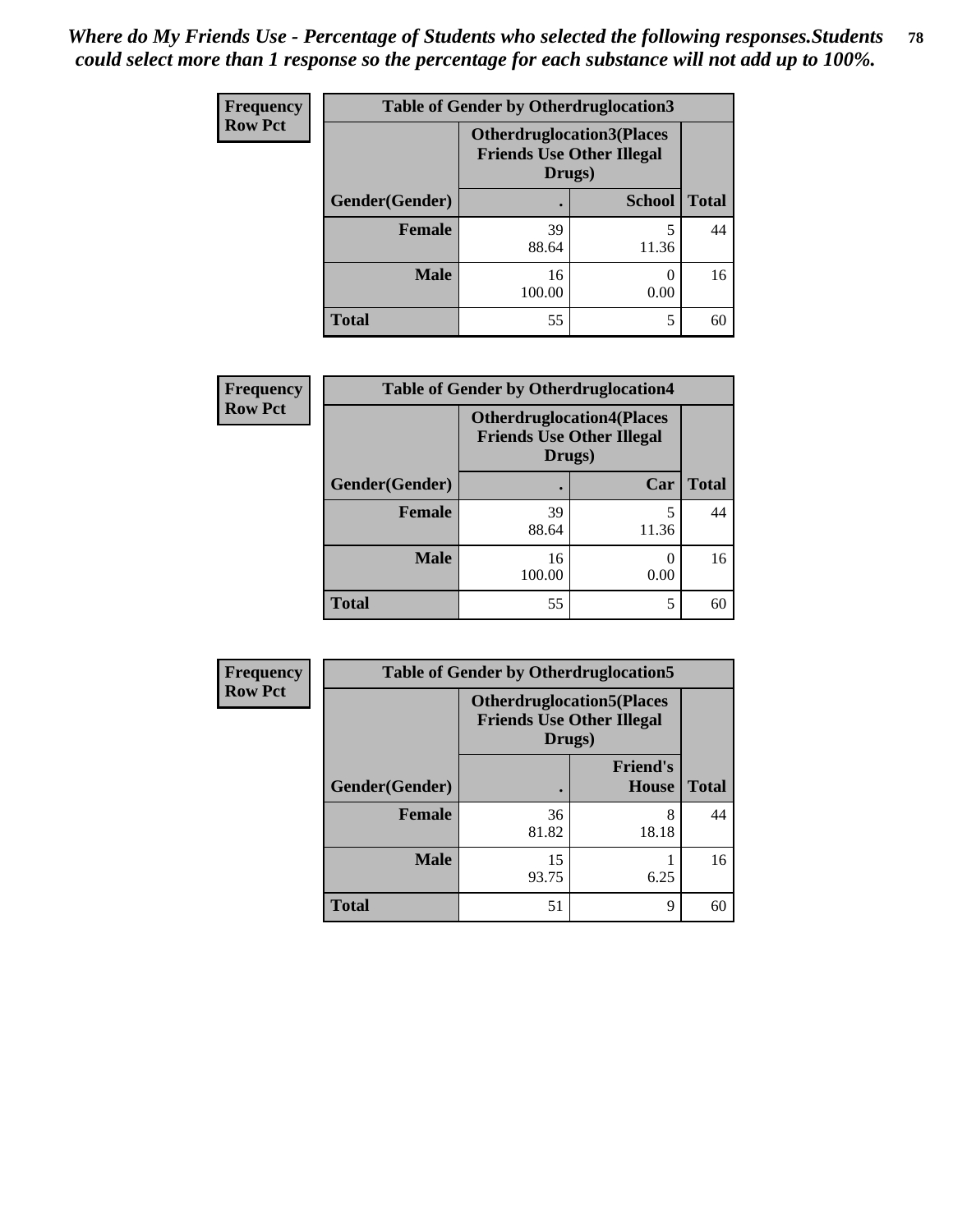*Where do My Friends Use - Percentage of Students who selected the following responses.Students could select more than 1 response so the percentage for each substance will not add up to 100%.*

**Frequency**
**Row Pct**

| Table of Gender by Otherdruglocation3 | | | |
|---|---|---|---|
| | Otherdruglocation3(Places Friends Use Other Illegal Drugs) | | |
| Gender(Gender) | . | School | Total |
| Female | 39<br>88.64 | 5<br>11.36 | 44 |
| Male | 16<br>100.00 | 0<br>0.00 | 16 |
| Total | 55 | 5 | 60 |

**Frequency**
**Row Pct**

| Table of Gender by Otherdruglocation4 | | | |
|---|---|---|---|
| | Otherdruglocation4(Places Friends Use Other Illegal Drugs) | | |
| Gender(Gender) | . | Car | Total |
| Female | 39<br>88.64 | 5<br>11.36 | 44 |
| Male | 16<br>100.00 | 0<br>0.00 | 16 |
| Total | 55 | 5 | 60 |

**Frequency**
**Row Pct**

| Table of Gender by Otherdruglocation5 | | | |
|---|---|---|---|
| | Otherdruglocation5(Places Friends Use Other Illegal Drugs) | | |
| Gender(Gender) | . | Friend's House | Total |
| Female | 36<br>81.82 | 8<br>18.18 | 44 |
| Male | 15<br>93.75 | 1<br>6.25 | 16 |
| Total | 51 | 9 | 60 |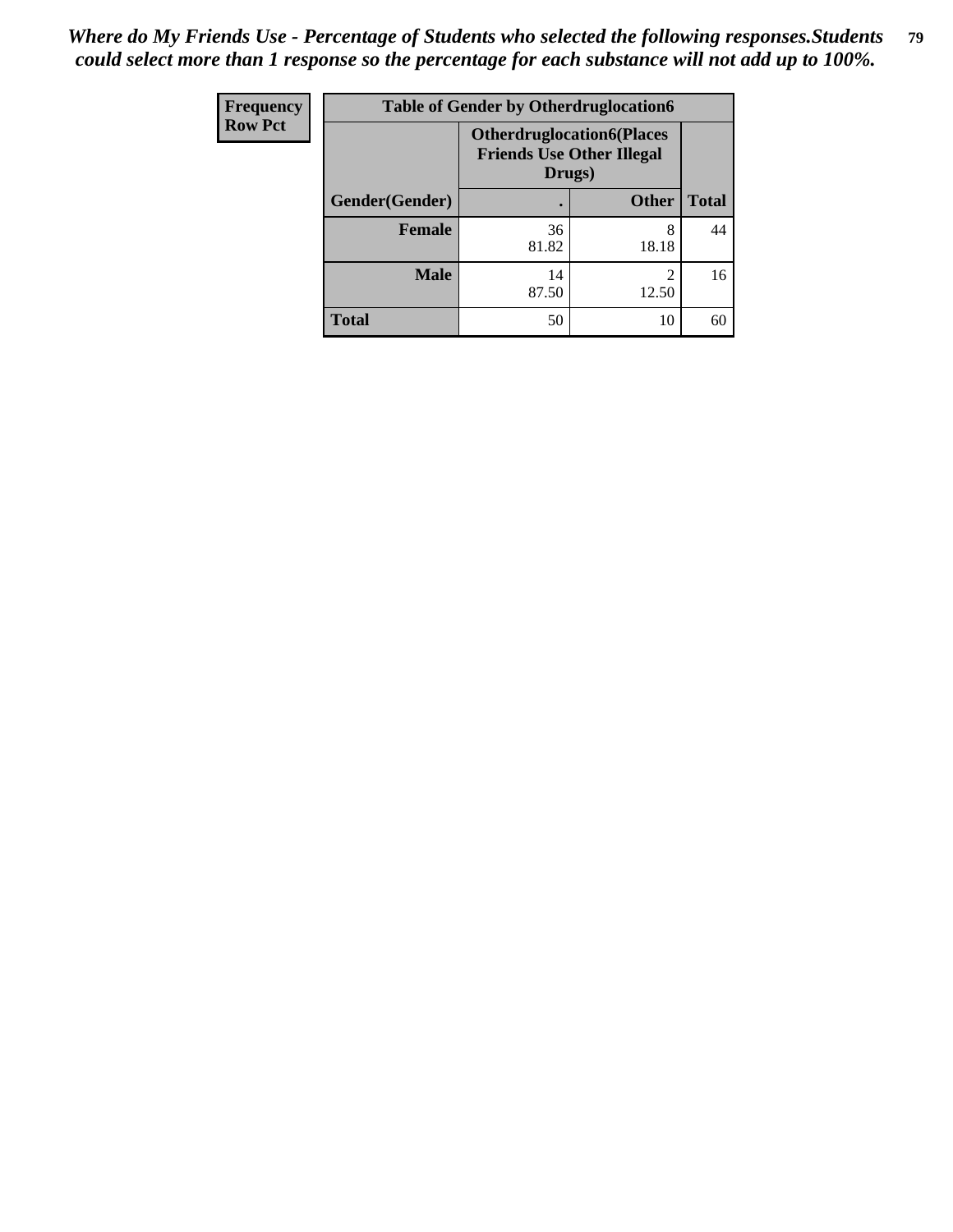*Where do My Friends Use - Percentage of Students who selected the following responses.Students could select more than 1 response so the percentage for each substance will not add up to 100%.*

| Frequency<br>Row Pct | Table of Gender by Otherdruglocation6 | | |
|---|---|---|---|
| | Otherdruglocation6(Places Friends Use Other Illegal Drugs) | | |
| Gender(Gender) | . | Other | Total |
| Female | 36<br>81.82 | 8<br>18.18 | 44 |
| Male | 14<br>87.50 | 2<br>12.50 | 16 |
| Total | 50 | 10 | 60 |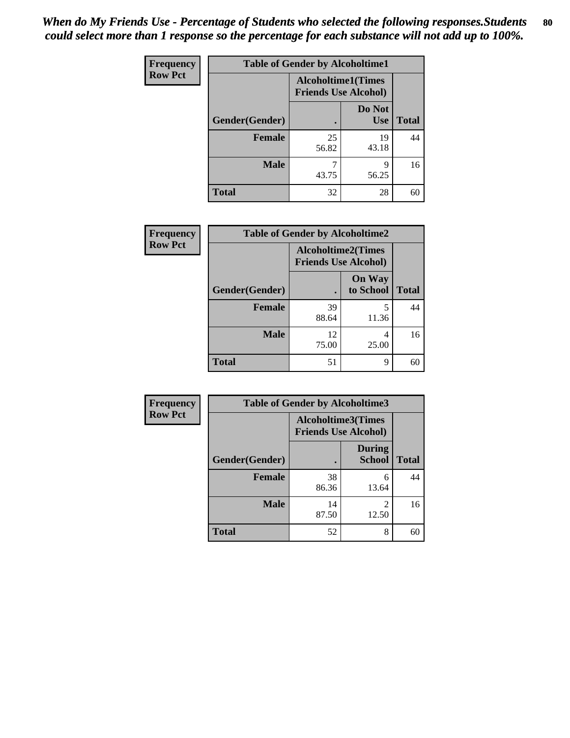*When do My Friends Use - Percentage of Students who selected the following responses.Students could select more than 1 response so the percentage for each substance will not add up to 100%.*

**Frequency**
**Row Pct**

**Table of Gender by Alcoholtime1**

| Gender(Gender) | Alcoholtime1(Times Friends Use Alcohol) . | Do Not Use | Total |
|---|---|---|---|
| **Female** | 25<br>56.82 | 19<br>43.18 | 44 |
| **Male** | 7<br>43.75 | 9<br>56.25 | 16 |
| **Total** | 32 | 28 | 60 |

**Frequency**
**Row Pct**

**Table of Gender by Alcoholtime2**

| Gender(Gender) | Alcoholtime2(Times Friends Use Alcohol) . | On Way to School | Total |
|---|---|---|---|
| **Female** | 39<br>88.64 | 5<br>11.36 | 44 |
| **Male** | 12<br>75.00 | 4<br>25.00 | 16 |
| **Total** | 51 | 9 | 60 |

**Frequency**
**Row Pct**

**Table of Gender by Alcoholtime3**

| Gender(Gender) | Alcoholtime3(Times Friends Use Alcohol) . | During School | Total |
|---|---|---|---|
| **Female** | 38<br>86.36 | 6<br>13.64 | 44 |
| **Male** | 14<br>87.50 | 2<br>12.50 | 16 |
| **Total** | 52 | 8 | 60 |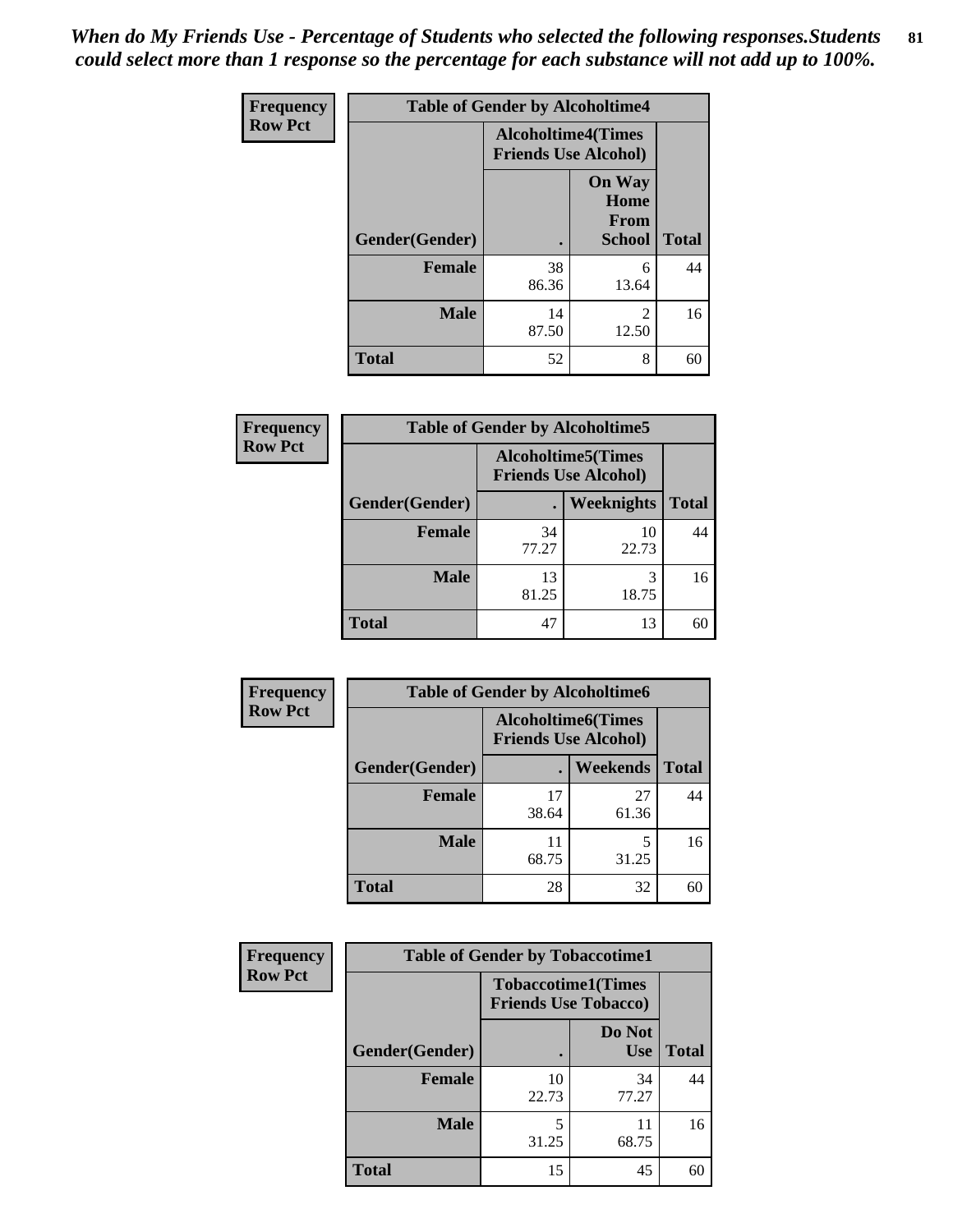*When do My Friends Use - Percentage of Students who selected the following responses.Students could select more than 1 response so the percentage for each substance will not add up to 100%.*

**Frequency / Row Pct**

| Table of Gender by Alcoholtime4 | | | |
|---|---|---|---|
| | Alcoholtime4(Times Friends Use Alcohol) | | |
| Gender(Gender) | . | On Way Home From School | Total |
| **Female** | 38<br>86.36 | 6<br>13.64 | 44 |
| **Male** | 14<br>87.50 | 2<br>12.50 | 16 |
| **Total** | 52 | 8 | 60 |

**Frequency / Row Pct**

| Table of Gender by Alcoholtime5 | | | |
|---|---|---|---|
| | Alcoholtime5(Times Friends Use Alcohol) | | |
| Gender(Gender) | . | Weeknights | Total |
| **Female** | 34<br>77.27 | 10<br>22.73 | 44 |
| **Male** | 13<br>81.25 | 3<br>18.75 | 16 |
| **Total** | 47 | 13 | 60 |

**Frequency / Row Pct**

| Table of Gender by Alcoholtime6 | | | |
|---|---|---|---|
| | Alcoholtime6(Times Friends Use Alcohol) | | |
| Gender(Gender) | . | Weekends | Total |
| **Female** | 17<br>38.64 | 27<br>61.36 | 44 |
| **Male** | 11<br>68.75 | 5<br>31.25 | 16 |
| **Total** | 28 | 32 | 60 |

**Frequency / Row Pct**

| Table of Gender by Tobaccotime1 | | | |
|---|---|---|---|
| | Tobaccotime1(Times Friends Use Tobacco) | | |
| Gender(Gender) | . | Do Not Use | Total |
| **Female** | 10<br>22.73 | 34<br>77.27 | 44 |
| **Male** | 5<br>31.25 | 11<br>68.75 | 16 |
| **Total** | 15 | 45 | 60 |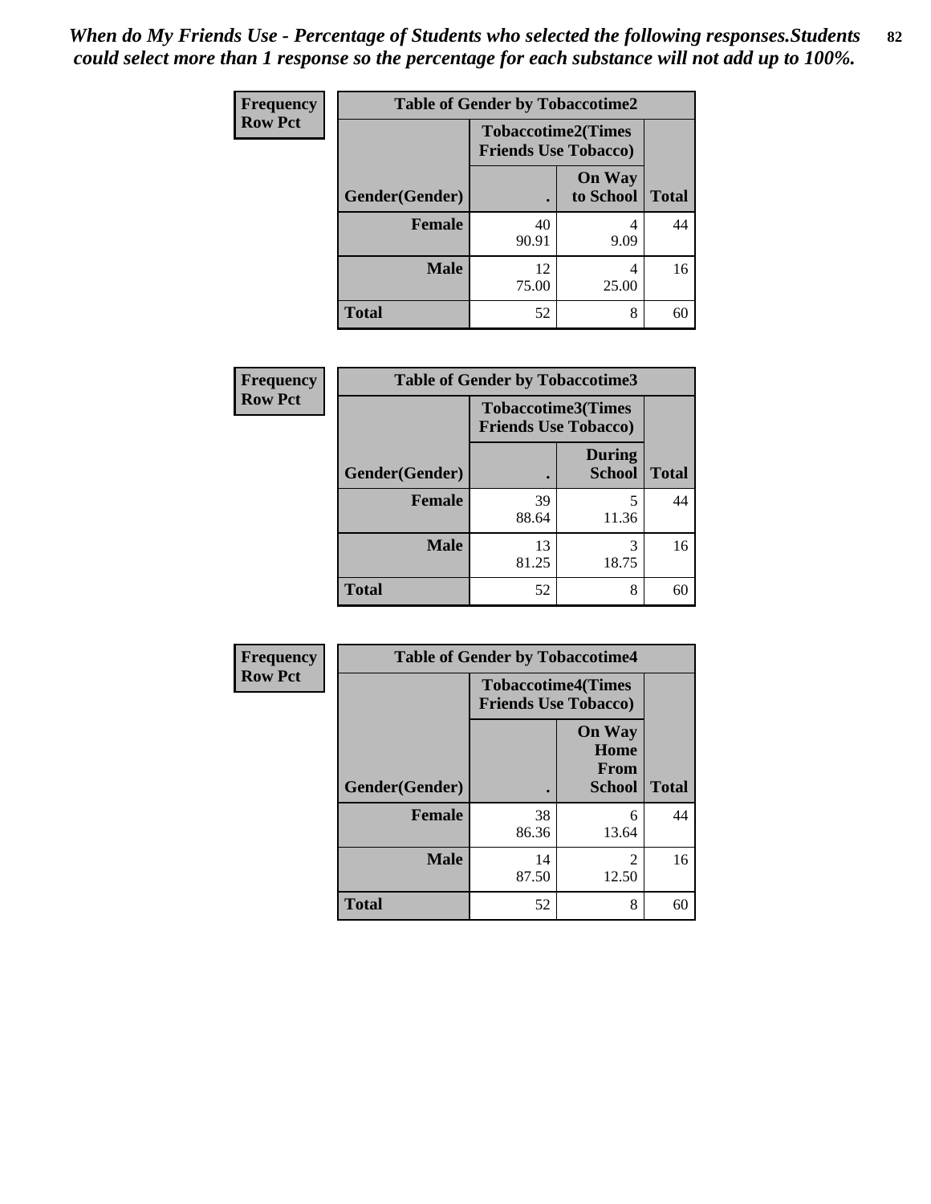*When do My Friends Use - Percentage of Students who selected the following responses.Students could select more than 1 response so the percentage for each substance will not add up to 100%.*

**Frequency**
**Row Pct**

| Table of Gender by Tobaccotime2 | | | |
|---|---|---|---|
| | Tobaccotime2(Times Friends Use Tobacco) | | |
| Gender(Gender) | . | On Way to School | Total |
| **Female** | 40<br>90.91 | 4<br>9.09 | 44 |
| **Male** | 12<br>75.00 | 4<br>25.00 | 16 |
| **Total** | 52 | 8 | 60 |

**Frequency**
**Row Pct**

| Table of Gender by Tobaccotime3 | | | |
|---|---|---|---|
| | Tobaccotime3(Times Friends Use Tobacco) | | |
| Gender(Gender) | . | During School | Total |
| **Female** | 39<br>88.64 | 5<br>11.36 | 44 |
| **Male** | 13<br>81.25 | 3<br>18.75 | 16 |
| **Total** | 52 | 8 | 60 |

**Frequency**
**Row Pct**

| Table of Gender by Tobaccotime4 | | | |
|---|---|---|---|
| | Tobaccotime4(Times Friends Use Tobacco) | | |
| Gender(Gender) | . | On Way Home From School | Total |
| **Female** | 38<br>86.36 | 6<br>13.64 | 44 |
| **Male** | 14<br>87.50 | 2<br>12.50 | 16 |
| **Total** | 52 | 8 | 60 |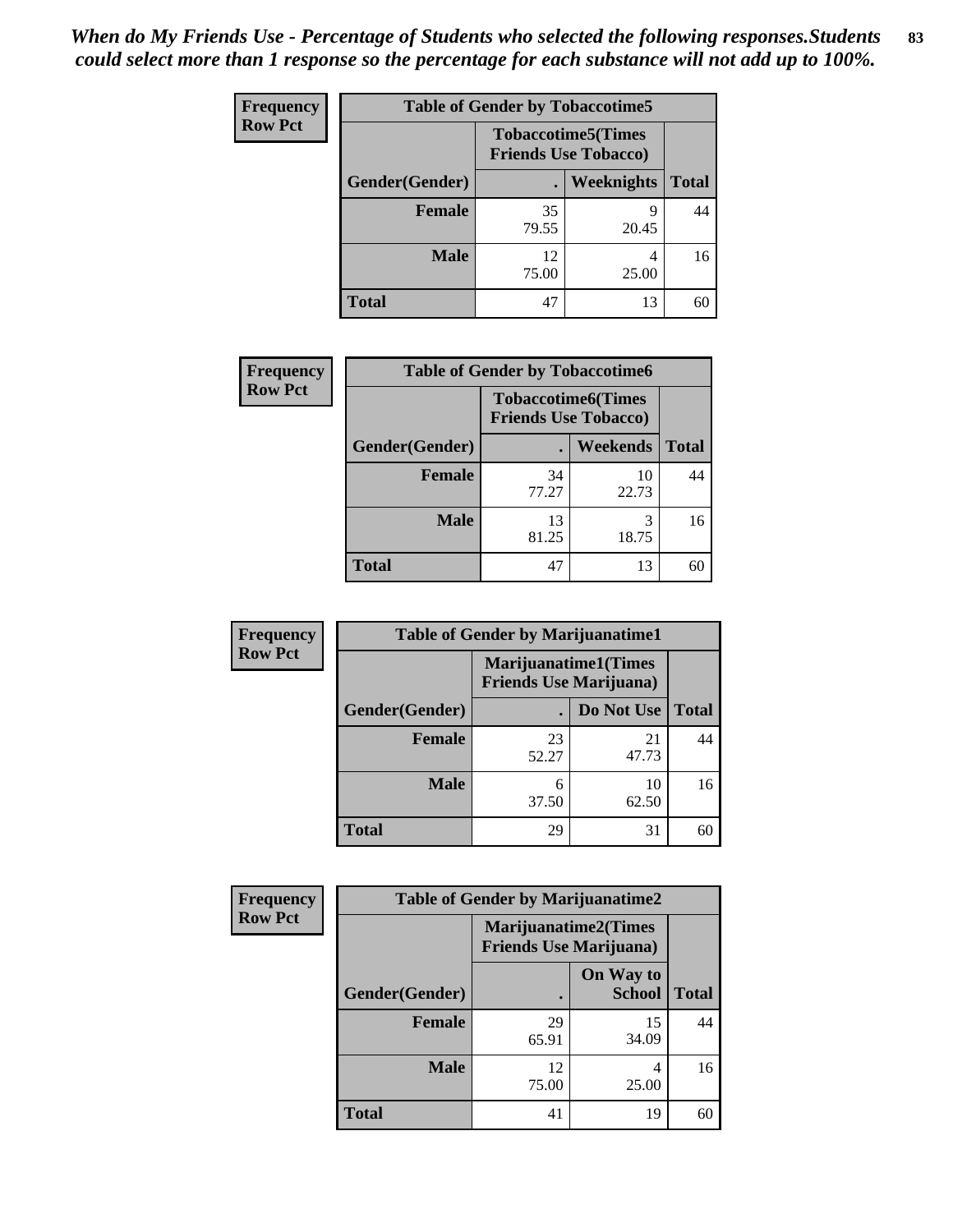*When do My Friends Use - Percentage of Students who selected the following responses.Students could select more than 1 response so the percentage for each substance will not add up to 100%.*

**Frequency Row Pct**

| Table of Gender by Tobaccotime5 | | | |
|---|---|---|---|
| | Tobaccotime5(Times Friends Use Tobacco) | | |
| Gender(Gender) | . | Weeknights | Total |
| **Female** | 35<br>79.55 | 9<br>20.45 | 44 |
| **Male** | 12<br>75.00 | 4<br>25.00 | 16 |
| **Total** | 47 | 13 | 60 |

**Frequency Row Pct**

| Table of Gender by Tobaccotime6 | | | |
|---|---|---|---|
| | Tobaccotime6(Times Friends Use Tobacco) | | |
| Gender(Gender) | . | Weekends | Total |
| **Female** | 34<br>77.27 | 10<br>22.73 | 44 |
| **Male** | 13<br>81.25 | 3<br>18.75 | 16 |
| **Total** | 47 | 13 | 60 |

**Frequency Row Pct**

| Table of Gender by Marijuanatime1 | | | |
|---|---|---|---|
| | Marijuanatime1(Times Friends Use Marijuana) | | |
| Gender(Gender) | . | Do Not Use | Total |
| **Female** | 23<br>52.27 | 21<br>47.73 | 44 |
| **Male** | 6<br>37.50 | 10<br>62.50 | 16 |
| **Total** | 29 | 31 | 60 |

**Frequency Row Pct**

| Table of Gender by Marijuanatime2 | | | |
|---|---|---|---|
| | Marijuanatime2(Times Friends Use Marijuana) | | |
| Gender(Gender) | . | On Way to School | Total |
| **Female** | 29<br>65.91 | 15<br>34.09 | 44 |
| **Male** | 12<br>75.00 | 4<br>25.00 | 16 |
| **Total** | 41 | 19 | 60 |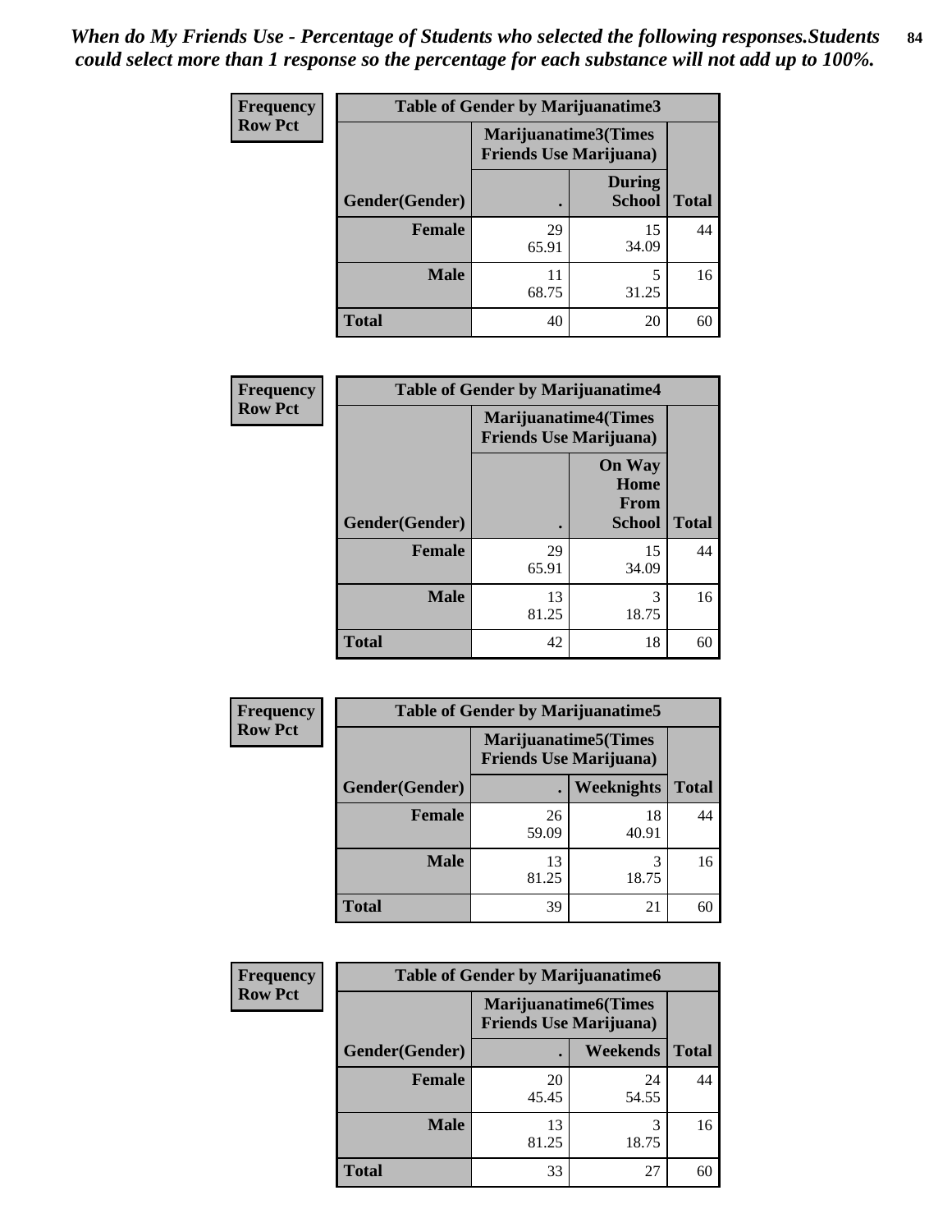*When do My Friends Use - Percentage of Students who selected the following responses.Students could select more than 1 response so the percentage for each substance will not add up to 100%.*

**Frequency / Row Pct**

| Table of Gender by Marijuanatime3 | | | |
|---|---|---|---|
| | Marijuanatime3(Times Friends Use Marijuana) | | |
| Gender(Gender) | . | During School | Total |
| Female | 29<br>65.91 | 15<br>34.09 | 44 |
| Male | 11<br>68.75 | 5<br>31.25 | 16 |
| Total | 40 | 20 | 60 |

**Frequency / Row Pct**

| Table of Gender by Marijuanatime4 | | | |
|---|---|---|---|
| | Marijuanatime4(Times Friends Use Marijuana) | | |
| Gender(Gender) | . | On Way Home From School | Total |
| Female | 29<br>65.91 | 15<br>34.09 | 44 |
| Male | 13<br>81.25 | 3<br>18.75 | 16 |
| Total | 42 | 18 | 60 |

**Frequency / Row Pct**

| Table of Gender by Marijuanatime5 | | | |
|---|---|---|---|
| | Marijuanatime5(Times Friends Use Marijuana) | | |
| Gender(Gender) | . | Weeknights | Total |
| Female | 26<br>59.09 | 18<br>40.91 | 44 |
| Male | 13<br>81.25 | 3<br>18.75 | 16 |
| Total | 39 | 21 | 60 |

**Frequency / Row Pct**

| Table of Gender by Marijuanatime6 | | | |
|---|---|---|---|
| | Marijuanatime6(Times Friends Use Marijuana) | | |
| Gender(Gender) | . | Weekends | Total |
| Female | 20<br>45.45 | 24<br>54.55 | 44 |
| Male | 13<br>81.25 | 3<br>18.75 | 16 |
| Total | 33 | 27 | 60 |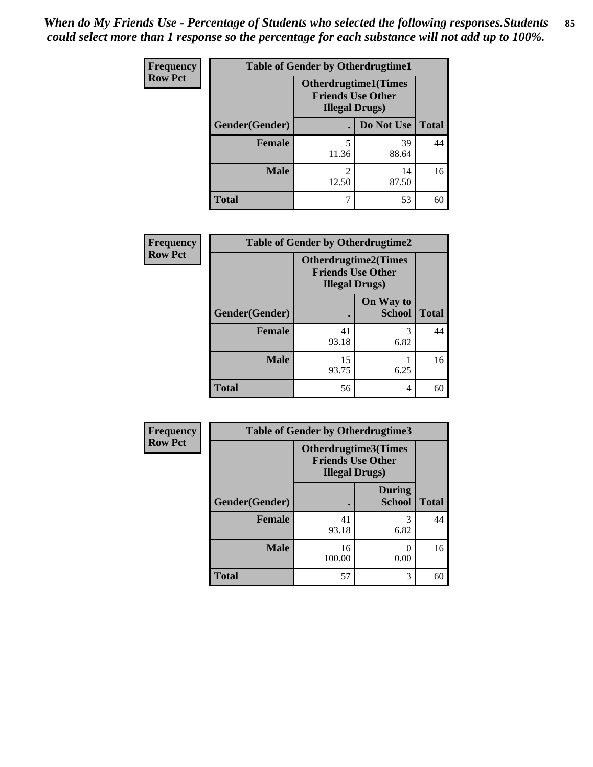*When do My Friends Use - Percentage of Students who selected the following responses.Students could select more than 1 response so the percentage for each substance will not add up to 100%.*

**Frequency**
**Row Pct**

| Table of Gender by Otherdrugtime1 | | | |
|---|---|---|---|
| | Otherdrugtime1(Times Friends Use Other Illegal Drugs) | | |
| Gender(Gender) | . | Do Not Use | Total |
| **Female** | 5<br>11.36 | 39<br>88.64 | 44 |
| **Male** | 2<br>12.50 | 14<br>87.50 | 16 |
| **Total** | 7 | 53 | 60 |

**Frequency**
**Row Pct**

| Table of Gender by Otherdrugtime2 | | | |
|---|---|---|---|
| | Otherdrugtime2(Times Friends Use Other Illegal Drugs) | | |
| Gender(Gender) | . | On Way to School | Total |
| **Female** | 41<br>93.18 | 3<br>6.82 | 44 |
| **Male** | 15<br>93.75 | 1<br>6.25 | 16 |
| **Total** | 56 | 4 | 60 |

**Frequency**
**Row Pct**

| Table of Gender by Otherdrugtime3 | | | |
|---|---|---|---|
| | Otherdrugtime3(Times Friends Use Other Illegal Drugs) | | |
| Gender(Gender) | . | During School | Total |
| **Female** | 41<br>93.18 | 3<br>6.82 | 44 |
| **Male** | 16<br>100.00 | 0<br>0.00 | 16 |
| **Total** | 57 | 3 | 60 |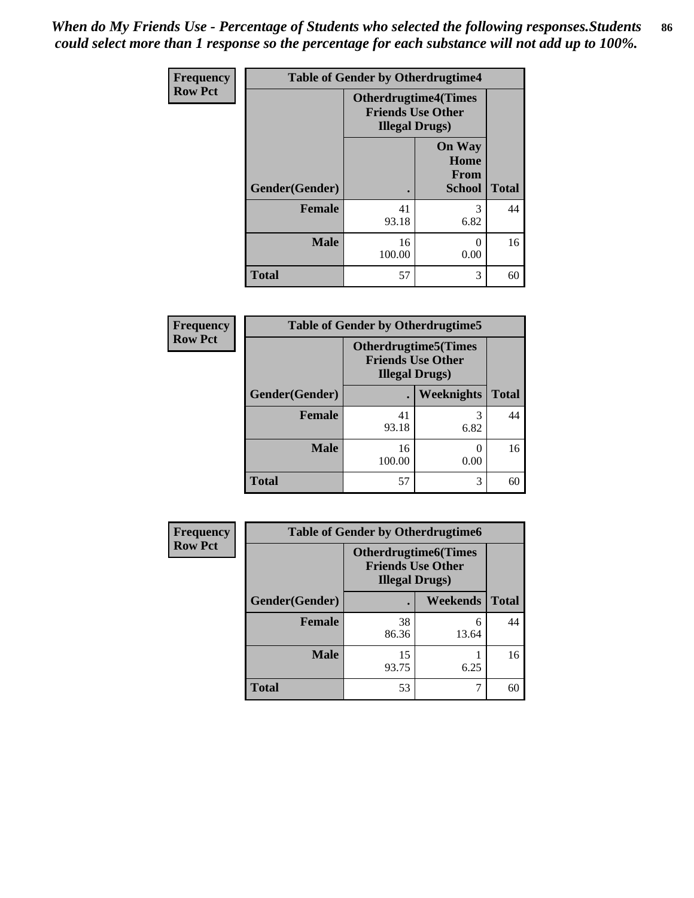*When do My Friends Use - Percentage of Students who selected the following responses.Students could select more than 1 response so the percentage for each substance will not add up to 100%.*

| Frequency Row Pct | Table of Gender by Otherdrugtime4 | | |
|---|---|---|---|
| | Otherdrugtime4(Times Friends Use Other Illegal Drugs) | | |
| Gender(Gender) | . | On Way Home From School | Total |
| Female | 41<br>93.18 | 3<br>6.82 | 44 |
| Male | 16<br>100.00 | 0<br>0.00 | 16 |
| Total | 57 | 3 | 60 |

| Frequency Row Pct | Table of Gender by Otherdrugtime5 | | |
|---|---|---|---|
| | Otherdrugtime5(Times Friends Use Other Illegal Drugs) | | |
| Gender(Gender) | . | Weeknights | Total |
| Female | 41<br>93.18 | 3<br>6.82 | 44 |
| Male | 16<br>100.00 | 0<br>0.00 | 16 |
| Total | 57 | 3 | 60 |

| Frequency Row Pct | Table of Gender by Otherdrugtime6 | | |
|---|---|---|---|
| | Otherdrugtime6(Times Friends Use Other Illegal Drugs) | | |
| Gender(Gender) | . | Weekends | Total |
| Female | 38<br>86.36 | 6<br>13.64 | 44 |
| Male | 15<br>93.75 | 1<br>6.25 | 16 |
| Total | 53 | 7 | 60 |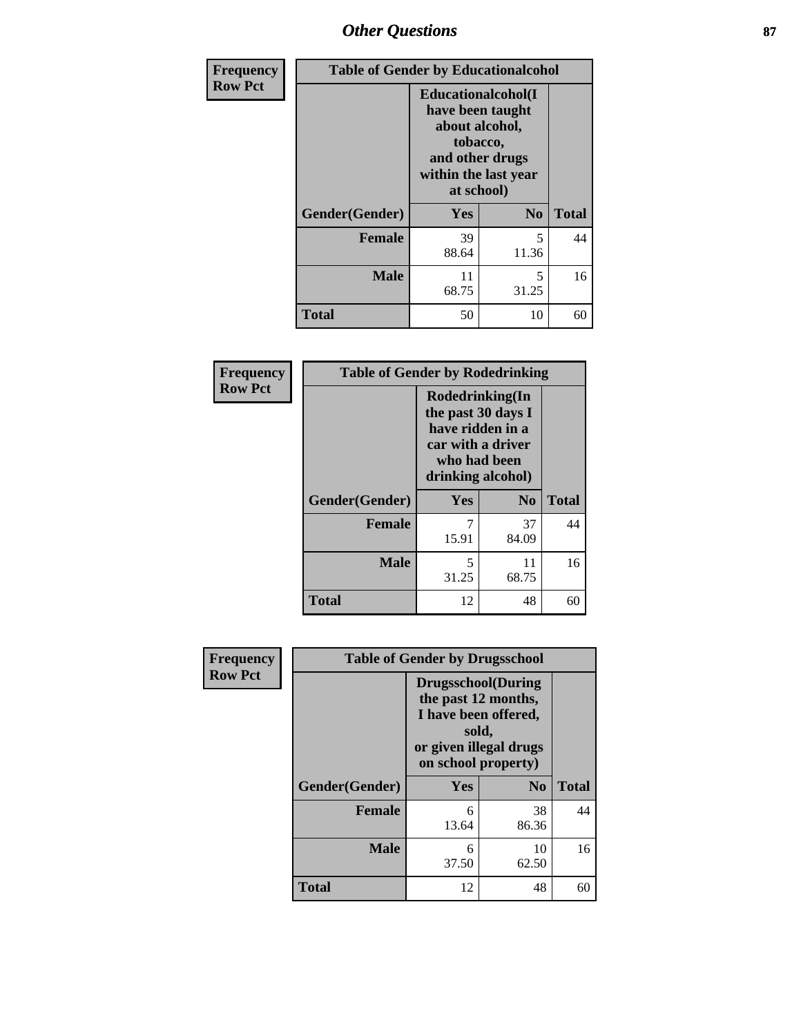## Other Questions

**Frequency / Row Pct**

| Table of Gender by Educationalcohol | | | |
|---|---|---|---|
| | Educationalcohol(I have been taught about alcohol, tobacco, and other drugs within the last year at school) | | |
| Gender(Gender) | Yes | No | Total |
| Female | 39<br>88.64 | 5<br>11.36 | 44 |
| Male | 11<br>68.75 | 5<br>31.25 | 16 |
| Total | 50 | 10 | 60 |

**Frequency / Row Pct**

| Table of Gender by Rodedrinking | | | |
|---|---|---|---|
| | Rodedrinking(In the past 30 days I have ridden in a car with a driver who had been drinking alcohol) | | |
| Gender(Gender) | Yes | No | Total |
| Female | 7<br>15.91 | 37<br>84.09 | 44 |
| Male | 5<br>31.25 | 11<br>68.75 | 16 |
| Total | 12 | 48 | 60 |

**Frequency / Row Pct**

| Table of Gender by Drugsschool | | | |
|---|---|---|---|
| | Drugsschool(During the past 12 months, I have been offered, sold, or given illegal drugs on school property) | | |
| Gender(Gender) | Yes | No | Total |
| Female | 6<br>13.64 | 38<br>86.36 | 44 |
| Male | 6<br>37.50 | 10<br>62.50 | 16 |
| Total | 12 | 48 | 60 |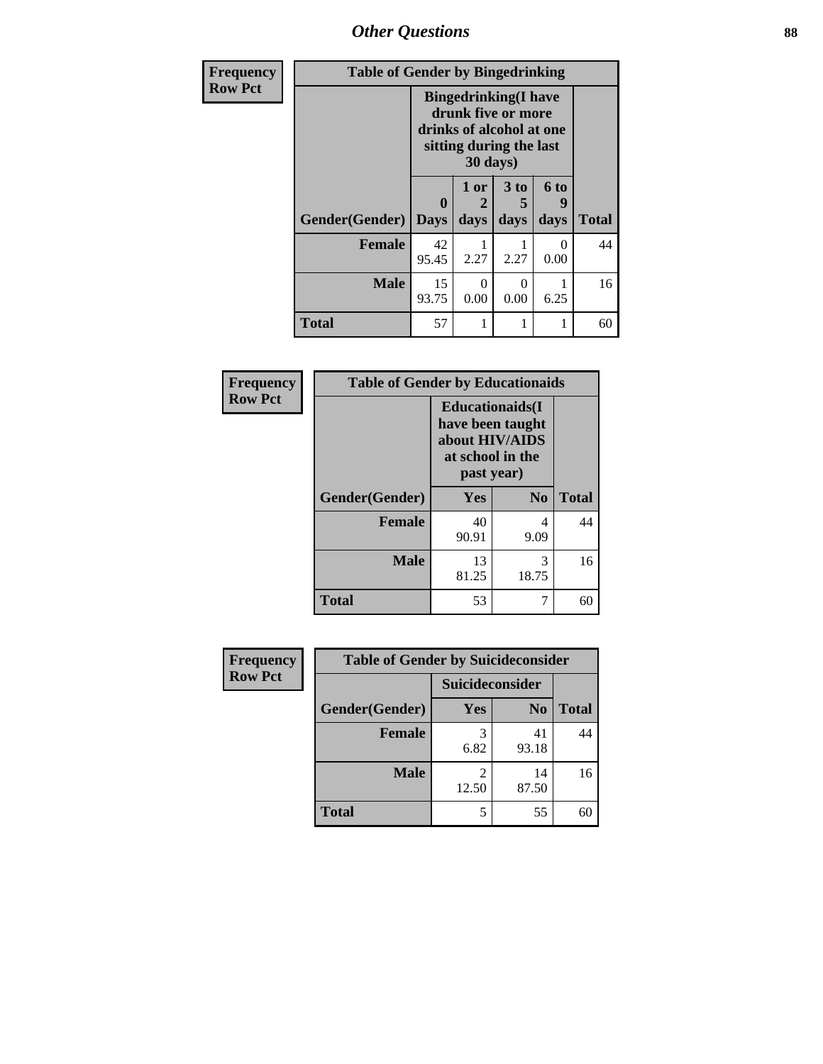## Other Questions

**Frequency / Row Pct**

| Table of Gender by Bingedrinking | | | | | |
|---|---|---|---|---|---|
| | Bingedrinking(I have drunk five or more drinks of alcohol at one sitting during the last 30 days) | | | | |
| Gender(Gender) | 0 Days | 1 or 2 days | 3 to 5 days | 6 to 9 days | Total |
| **Female** | 42<br>95.45 | 1<br>2.27 | 1<br>2.27 | 0<br>0.00 | 44 |
| **Male** | 15<br>93.75 | 0<br>0.00 | 0<br>0.00 | 1<br>6.25 | 16 |
| **Total** | 57 | 1 | 1 | 1 | 60 |

**Frequency / Row Pct**

| Table of Gender by Educationaids | | | |
|---|---|---|---|
| | Educationaids(I have been taught about HIV/AIDS at school in the past year) | | |
| Gender(Gender) | Yes | No | Total |
| **Female** | 40<br>90.91 | 4<br>9.09 | 44 |
| **Male** | 13<br>81.25 | 3<br>18.75 | 16 |
| **Total** | 53 | 7 | 60 |

**Frequency / Row Pct**

| Table of Gender by Suicideconsider | | | |
|---|---|---|---|
| | Suicideconsider | | |
| Gender(Gender) | Yes | No | Total |
| **Female** | 3<br>6.82 | 41<br>93.18 | 44 |
| **Male** | 2<br>12.50 | 14<br>87.50 | 16 |
| **Total** | 5 | 55 | 60 |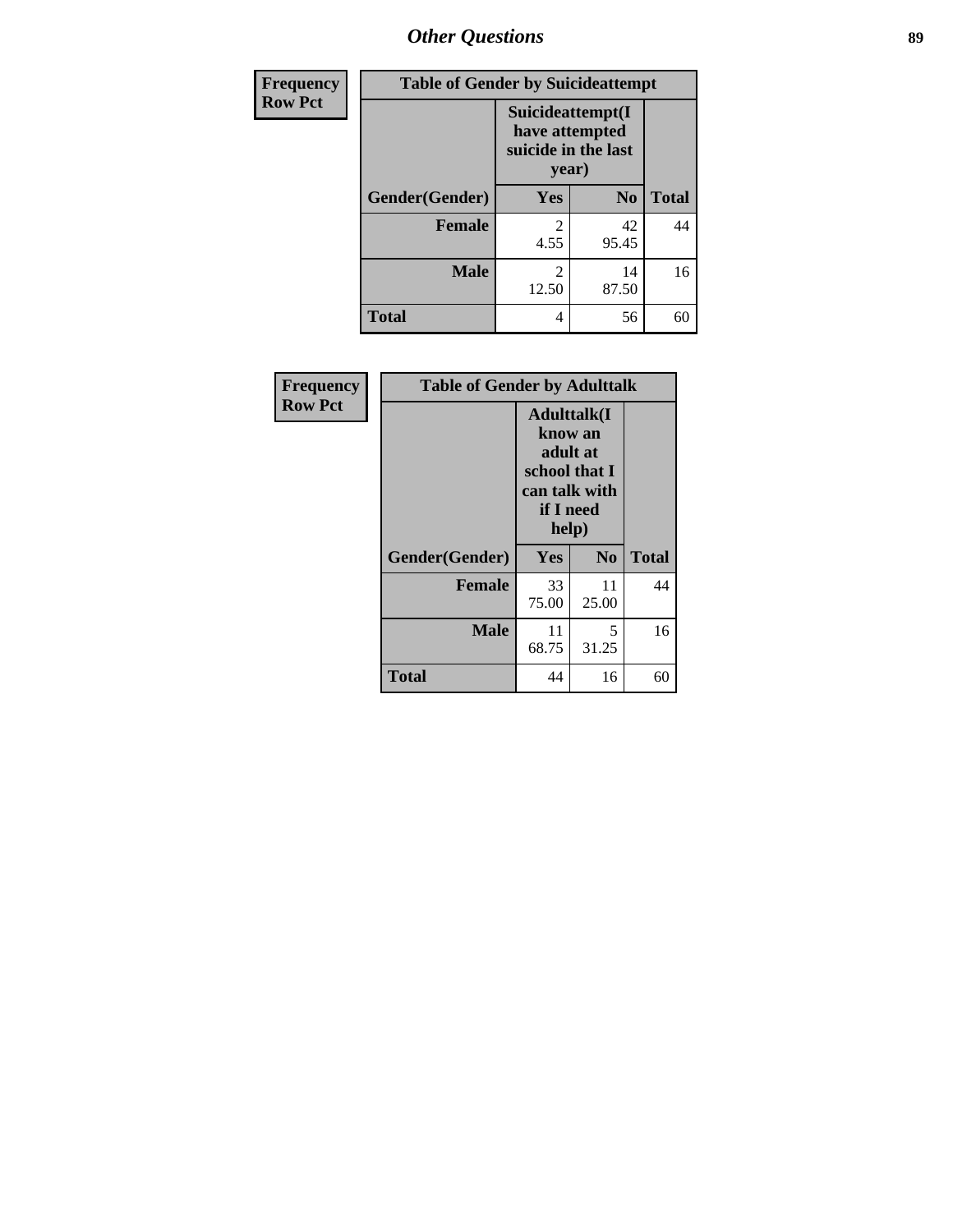## Other Questions

| Frequency Row Pct | Table of Gender by Suicideattempt | | |
|---|---|---|---|
| | Suicideattempt(I have attempted suicide in the last year) | | |
| Gender(Gender) | Yes | No | Total |
| Female | 2<br>4.55 | 42<br>95.45 | 44 |
| Male | 2<br>12.50 | 14<br>87.50 | 16 |
| Total | 4 | 56 | 60 |

| Frequency Row Pct | Table of Gender by Adulttalk | | |
|---|---|---|---|
| | Adulttalk(I know an adult at school that I can talk with if I need help) | | |
| Gender(Gender) | Yes | No | Total |
| Female | 33<br>75.00 | 11<br>25.00 | 44 |
| Male | 11<br>68.75 | 5<br>31.25 | 16 |
| Total | 44 | 16 | 60 |